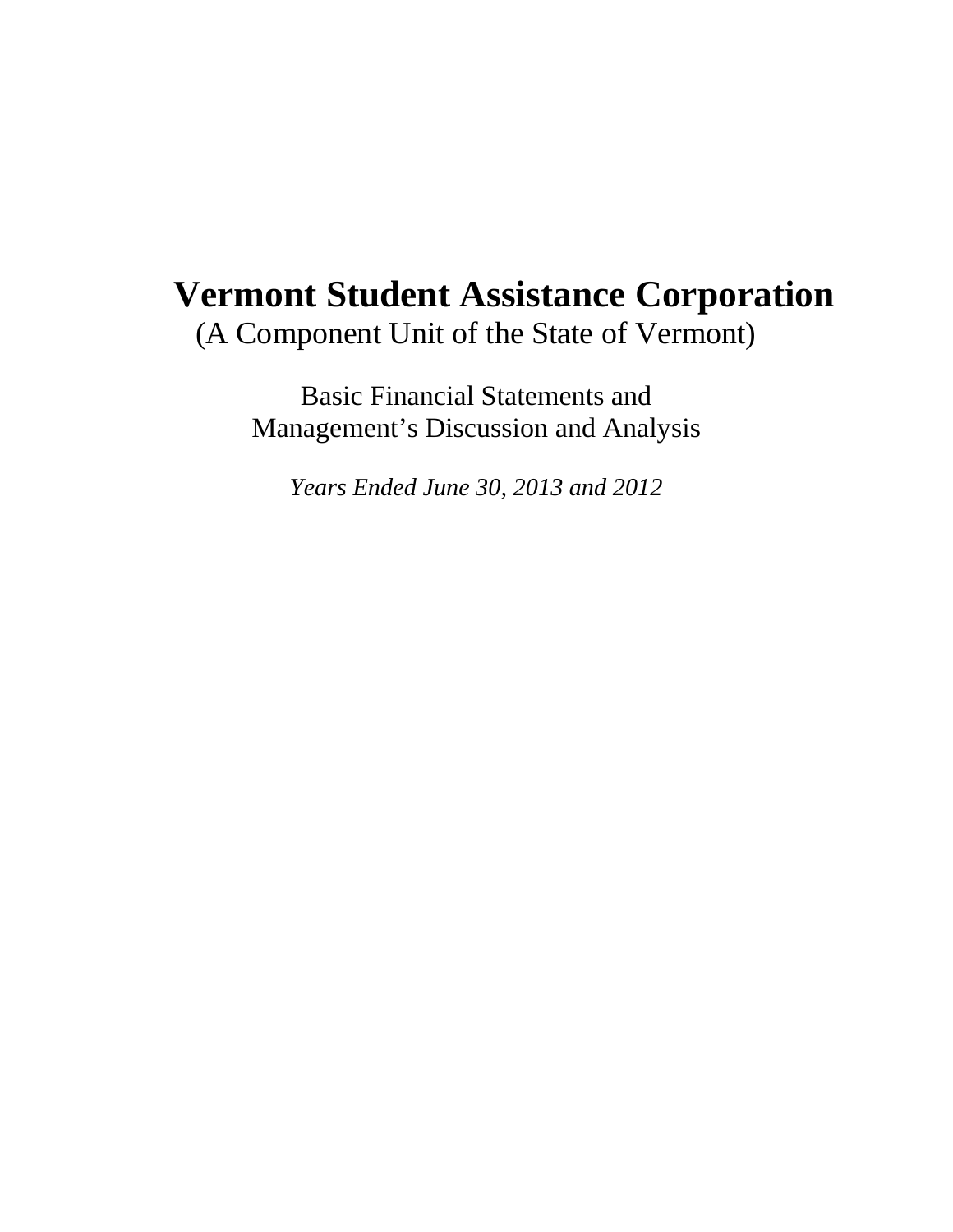# Vermont Student Assistance Corporation

(A Component Unit of the State of Vermont)

Basic Financial Statements and
Management's Discussion and Analysis

*Years Ended June 30, 2013 and 2012*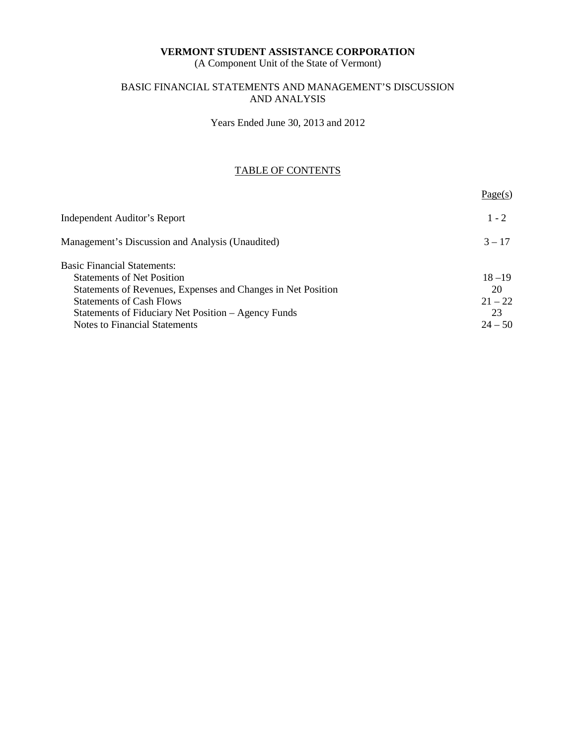**VERMONT STUDENT ASSISTANCE CORPORATION**
(A Component Unit of the State of Vermont)

BASIC FINANCIAL STATEMENTS AND MANAGEMENT'S DISCUSSION AND ANALYSIS

Years Ended June 30, 2013 and 2012

TABLE OF CONTENTS

| | Page(s) |
|---|---|
| Independent Auditor's Report | 1 - 2 |
| Management's Discussion and Analysis (Unaudited) | 3 – 17 |
| Basic Financial Statements: | |
| Statements of Net Position | 18 –19 |
| Statements of Revenues, Expenses and Changes in Net Position | 20 |
| Statements of Cash Flows | 21 – 22 |
| Statements of Fiduciary Net Position – Agency Funds | 23 |
| Notes to Financial Statements | 24 – 50 |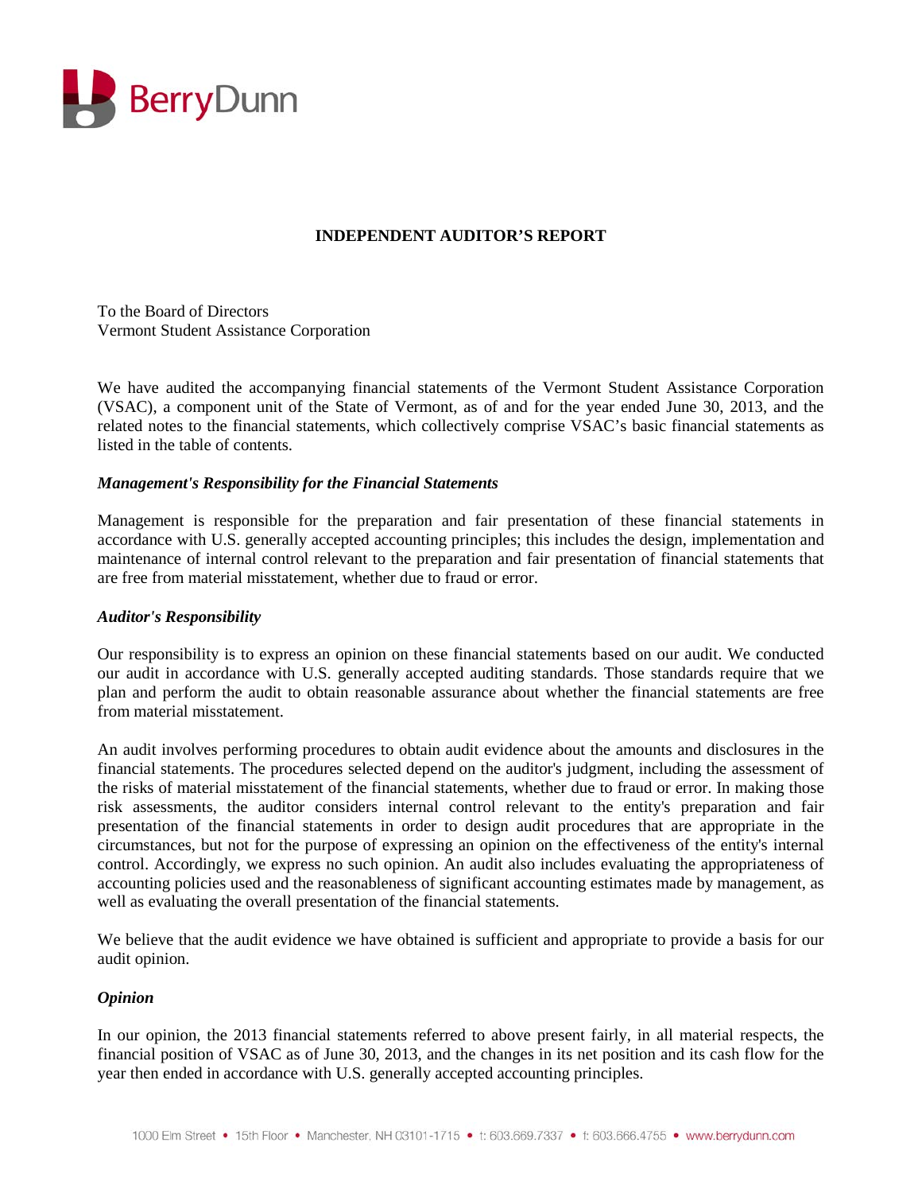BerryDunn

## INDEPENDENT AUDITOR'S REPORT

To the Board of Directors
Vermont Student Assistance Corporation

We have audited the accompanying financial statements of the Vermont Student Assistance Corporation (VSAC), a component unit of the State of Vermont, as of and for the year ended June 30, 2013, and the related notes to the financial statements, which collectively comprise VSAC's basic financial statements as listed in the table of contents.

### *Management's Responsibility for the Financial Statements*

Management is responsible for the preparation and fair presentation of these financial statements in accordance with U.S. generally accepted accounting principles; this includes the design, implementation and maintenance of internal control relevant to the preparation and fair presentation of financial statements that are free from material misstatement, whether due to fraud or error.

### *Auditor's Responsibility*

Our responsibility is to express an opinion on these financial statements based on our audit. We conducted our audit in accordance with U.S. generally accepted auditing standards. Those standards require that we plan and perform the audit to obtain reasonable assurance about whether the financial statements are free from material misstatement.

An audit involves performing procedures to obtain audit evidence about the amounts and disclosures in the financial statements. The procedures selected depend on the auditor's judgment, including the assessment of the risks of material misstatement of the financial statements, whether due to fraud or error. In making those risk assessments, the auditor considers internal control relevant to the entity's preparation and fair presentation of the financial statements in order to design audit procedures that are appropriate in the circumstances, but not for the purpose of expressing an opinion on the effectiveness of the entity's internal control. Accordingly, we express no such opinion. An audit also includes evaluating the appropriateness of accounting policies used and the reasonableness of significant accounting estimates made by management, as well as evaluating the overall presentation of the financial statements.

We believe that the audit evidence we have obtained is sufficient and appropriate to provide a basis for our audit opinion.

### *Opinion*

In our opinion, the 2013 financial statements referred to above present fairly, in all material respects, the financial position of VSAC as of June 30, 2013, and the changes in its net position and its cash flow for the year then ended in accordance with U.S. generally accepted accounting principles.

1000 Elm Street • 15th Floor • Manchester, NH 03101-1715 • t: 603.669.7337 • f: 603.666.4755 • www.berrydunn.com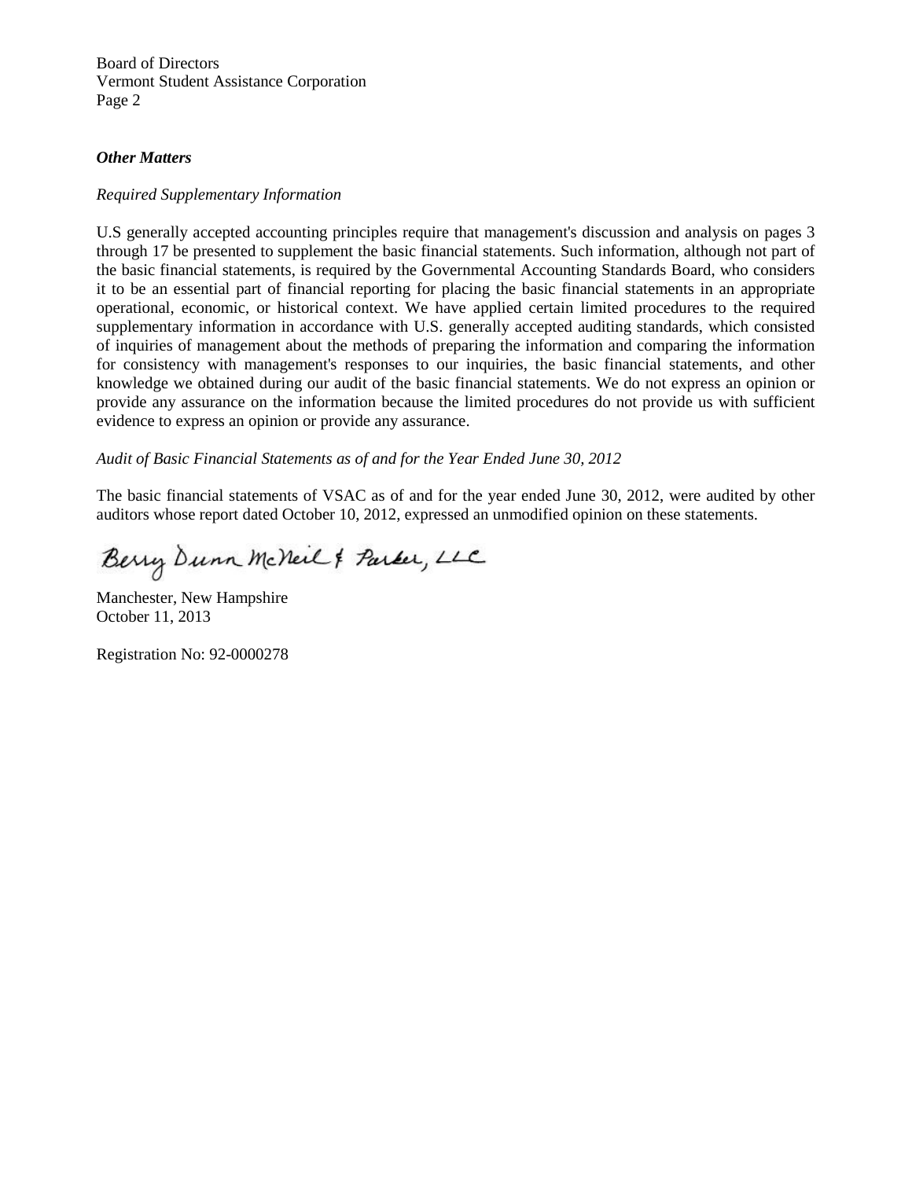Board of Directors
Vermont Student Assistance Corporation
Page 2

***Other Matters***

*Required Supplementary Information*

U.S generally accepted accounting principles require that management's discussion and analysis on pages 3 through 17 be presented to supplement the basic financial statements. Such information, although not part of the basic financial statements, is required by the Governmental Accounting Standards Board, who considers it to be an essential part of financial reporting for placing the basic financial statements in an appropriate operational, economic, or historical context. We have applied certain limited procedures to the required supplementary information in accordance with U.S. generally accepted auditing standards, which consisted of inquiries of management about the methods of preparing the information and comparing the information for consistency with management's responses to our inquiries, the basic financial statements, and other knowledge we obtained during our audit of the basic financial statements. We do not express an opinion or provide any assurance on the information because the limited procedures do not provide us with sufficient evidence to express an opinion or provide any assurance.

*Audit of Basic Financial Statements as of and for the Year Ended June 30, 2012*

The basic financial statements of VSAC as of and for the year ended June 30, 2012, were audited by other auditors whose report dated October 10, 2012, expressed an unmodified opinion on these statements.

Berry Dunn McNeil & Parker, LLC

Manchester, New Hampshire
October 11, 2013

Registration No: 92-0000278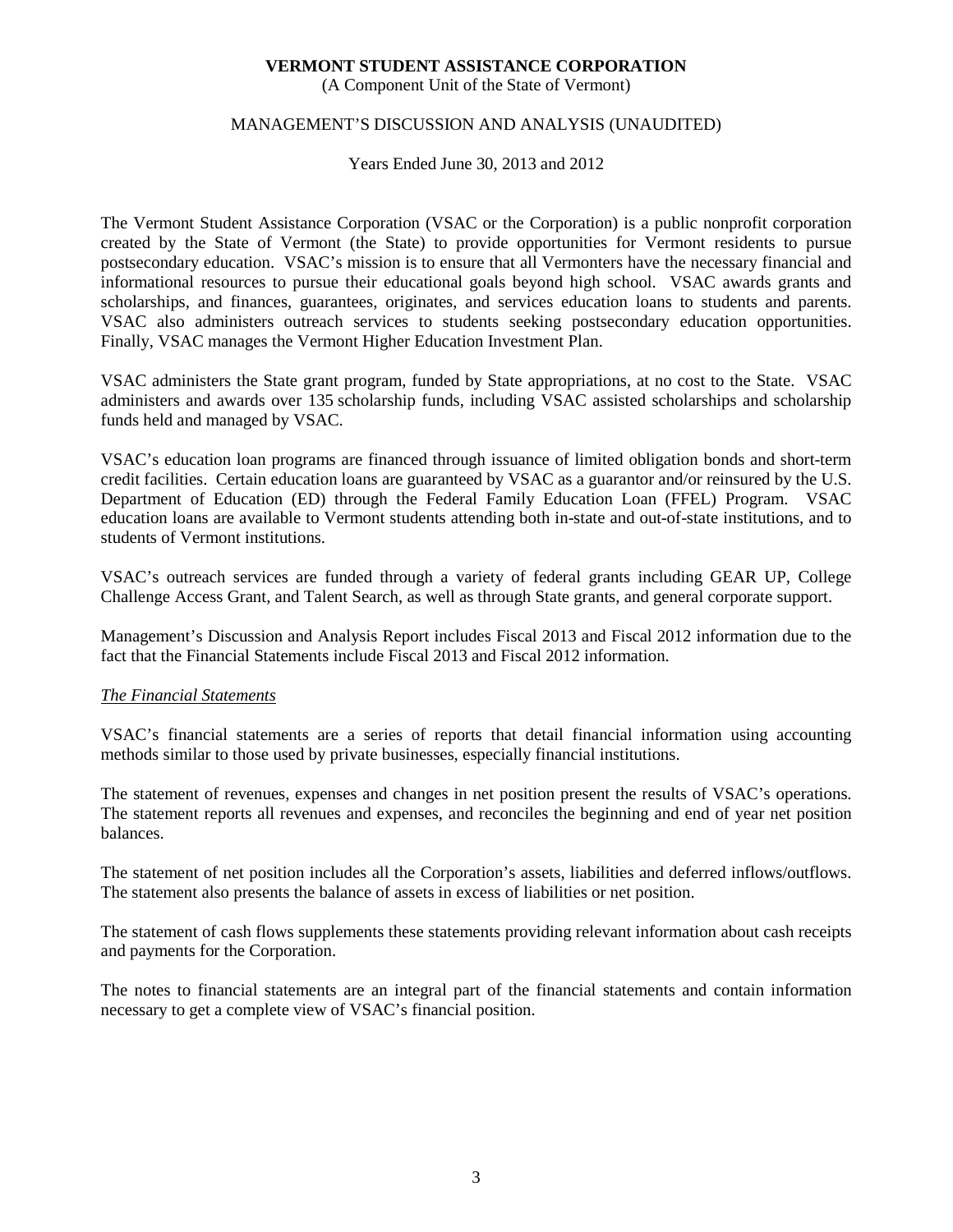**VERMONT STUDENT ASSISTANCE CORPORATION**
(A Component Unit of the State of Vermont)

MANAGEMENT'S DISCUSSION AND ANALYSIS (UNAUDITED)

Years Ended June 30, 2013 and 2012

The Vermont Student Assistance Corporation (VSAC or the Corporation) is a public nonprofit corporation created by the State of Vermont (the State) to provide opportunities for Vermont residents to pursue postsecondary education. VSAC's mission is to ensure that all Vermonters have the necessary financial and informational resources to pursue their educational goals beyond high school. VSAC awards grants and scholarships, and finances, guarantees, originates, and services education loans to students and parents. VSAC also administers outreach services to students seeking postsecondary education opportunities. Finally, VSAC manages the Vermont Higher Education Investment Plan.

VSAC administers the State grant program, funded by State appropriations, at no cost to the State. VSAC administers and awards over 135 scholarship funds, including VSAC assisted scholarships and scholarship funds held and managed by VSAC.

VSAC's education loan programs are financed through issuance of limited obligation bonds and short-term credit facilities. Certain education loans are guaranteed by VSAC as a guarantor and/or reinsured by the U.S. Department of Education (ED) through the Federal Family Education Loan (FFEL) Program. VSAC education loans are available to Vermont students attending both in-state and out-of-state institutions, and to students of Vermont institutions.

VSAC's outreach services are funded through a variety of federal grants including GEAR UP, College Challenge Access Grant, and Talent Search, as well as through State grants, and general corporate support.

Management's Discussion and Analysis Report includes Fiscal 2013 and Fiscal 2012 information due to the fact that the Financial Statements include Fiscal 2013 and Fiscal 2012 information.

*The Financial Statements*

VSAC's financial statements are a series of reports that detail financial information using accounting methods similar to those used by private businesses, especially financial institutions.

The statement of revenues, expenses and changes in net position present the results of VSAC's operations. The statement reports all revenues and expenses, and reconciles the beginning and end of year net position balances.

The statement of net position includes all the Corporation's assets, liabilities and deferred inflows/outflows. The statement also presents the balance of assets in excess of liabilities or net position.

The statement of cash flows supplements these statements providing relevant information about cash receipts and payments for the Corporation.

The notes to financial statements are an integral part of the financial statements and contain information necessary to get a complete view of VSAC's financial position.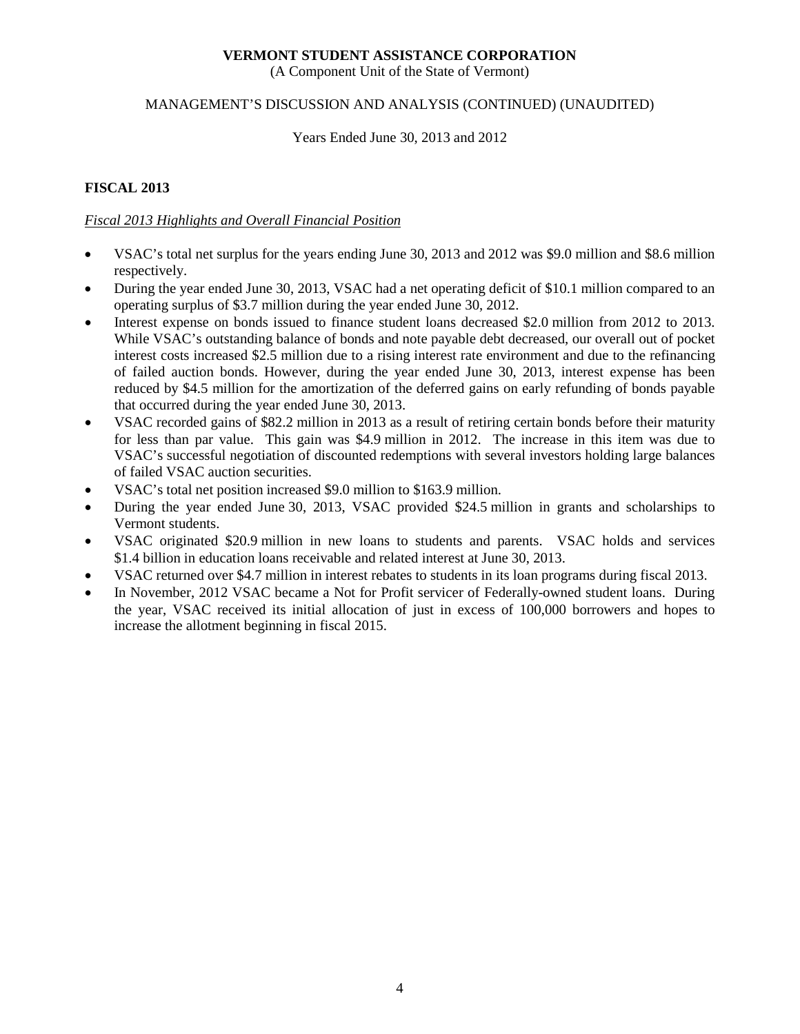## FISCAL 2013

*Fiscal 2013 Highlights and Overall Financial Position*

- VSAC's total net surplus for the years ending June 30, 2013 and 2012 was $9.0 million and $8.6 million respectively.
- During the year ended June 30, 2013, VSAC had a net operating deficit of $10.1 million compared to an operating surplus of $3.7 million during the year ended June 30, 2012.
- Interest expense on bonds issued to finance student loans decreased $2.0 million from 2012 to 2013. While VSAC's outstanding balance of bonds and note payable debt decreased, our overall out of pocket interest costs increased $2.5 million due to a rising interest rate environment and due to the refinancing of failed auction bonds. However, during the year ended June 30, 2013, interest expense has been reduced by $4.5 million for the amortization of the deferred gains on early refunding of bonds payable that occurred during the year ended June 30, 2013.
- VSAC recorded gains of $82.2 million in 2013 as a result of retiring certain bonds before their maturity for less than par value. This gain was $4.9 million in 2012. The increase in this item was due to VSAC's successful negotiation of discounted redemptions with several investors holding large balances of failed VSAC auction securities.
- VSAC's total net position increased $9.0 million to $163.9 million.
- During the year ended June 30, 2013, VSAC provided $24.5 million in grants and scholarships to Vermont students.
- VSAC originated $20.9 million in new loans to students and parents. VSAC holds and services $1.4 billion in education loans receivable and related interest at June 30, 2013.
- VSAC returned over $4.7 million in interest rebates to students in its loan programs during fiscal 2013.
- In November, 2012 VSAC became a Not for Profit servicer of Federally-owned student loans. During the year, VSAC received its initial allocation of just in excess of 100,000 borrowers and hopes to increase the allotment beginning in fiscal 2015.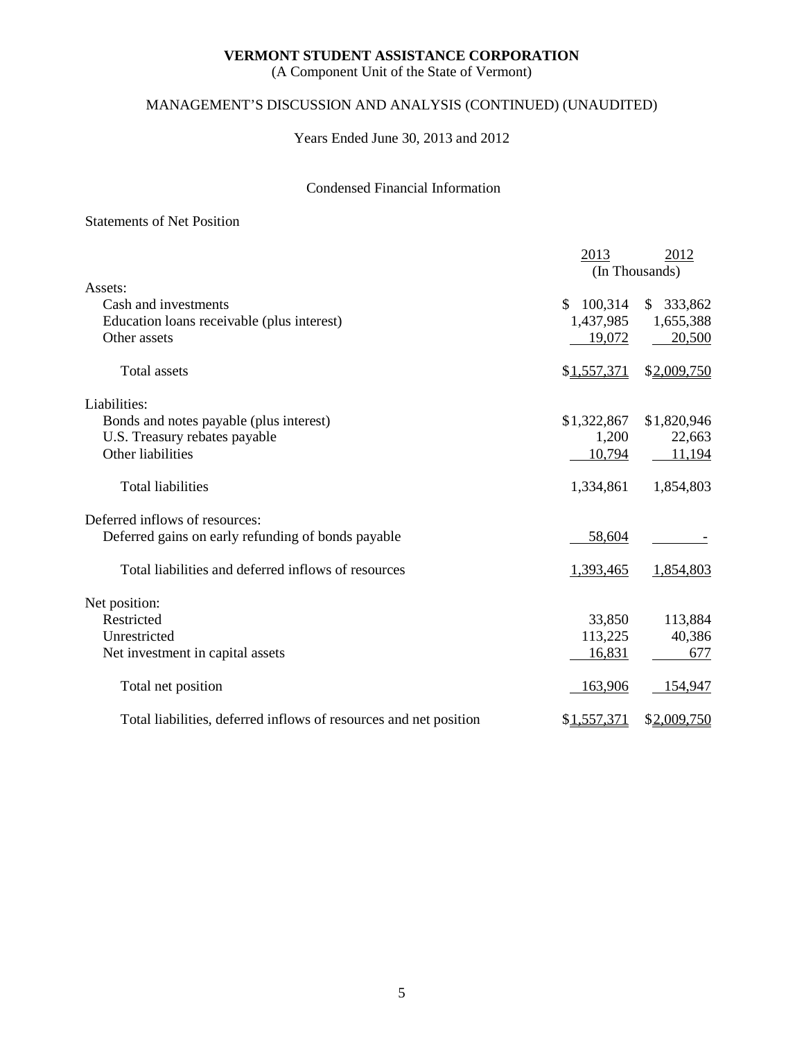# VERMONT STUDENT ASSISTANCE CORPORATION

(A Component Unit of the State of Vermont)

## MANAGEMENT'S DISCUSSION AND ANALYSIS (CONTINUED) (UNAUDITED)

Years Ended June 30, 2013 and 2012

### Condensed Financial Information

Statements of Net Position

| | 2013 | 2012 |
|---|---|---|
| | (In Thousands) | |
| Assets: | | |
| Cash and investments | $ 100,314 | $ 333,862 |
| Education loans receivable (plus interest) | 1,437,985 | 1,655,388 |
| Other assets | 19,072 | 20,500 |
| Total assets | $1,557,371 | $2,009,750 |
| Liabilities: | | |
| Bonds and notes payable (plus interest) | $1,322,867 | $1,820,946 |
| U.S. Treasury rebates payable | 1,200 | 22,663 |
| Other liabilities | 10,794 | 11,194 |
| Total liabilities | 1,334,861 | 1,854,803 |
| Deferred inflows of resources: | | |
| Deferred gains on early refunding of bonds payable | 58,604 | - |
| Total liabilities and deferred inflows of resources | 1,393,465 | 1,854,803 |
| Net position: | | |
| Restricted | 33,850 | 113,884 |
| Unrestricted | 113,225 | 40,386 |
| Net investment in capital assets | 16,831 | 677 |
| Total net position | 163,906 | 154,947 |
| Total liabilities, deferred inflows of resources and net position | $1,557,371 | $2,009,750 |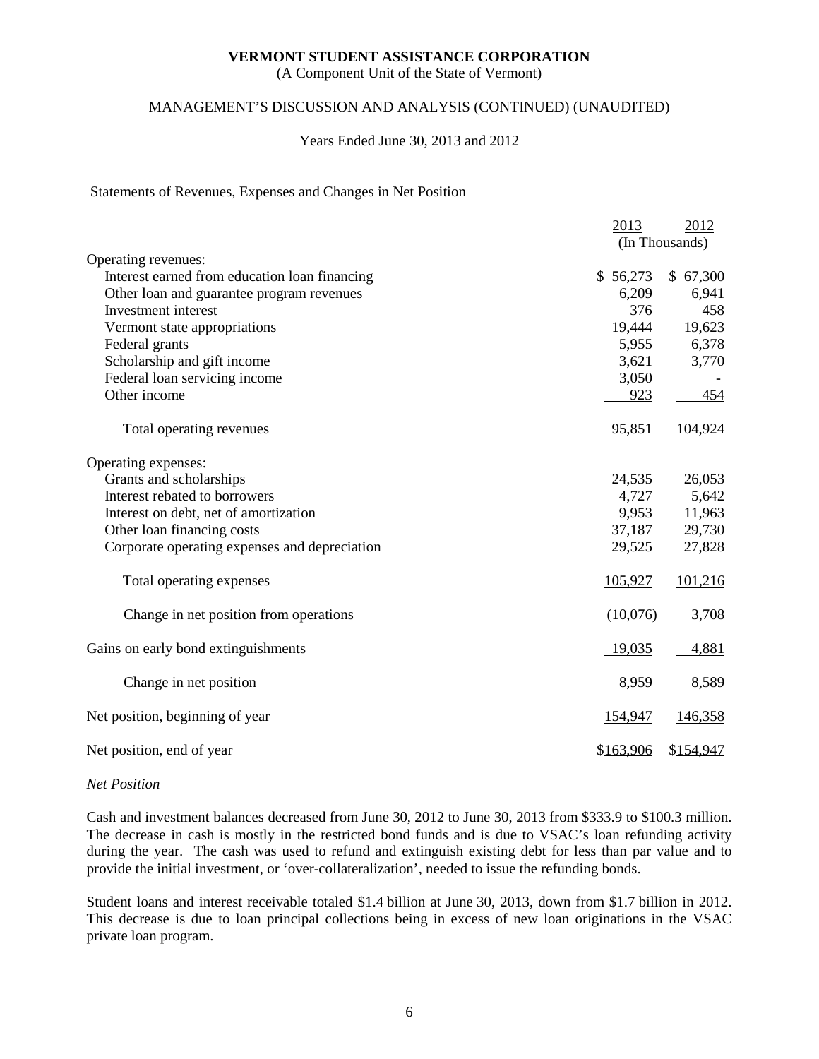Statements of Revenues, Expenses and Changes in Net Position

| | 2013 | 2012 |
|---|---|---|
| | (In Thousands) | |
| Operating revenues: | | |
| Interest earned from education loan financing | $ 56,273 | $ 67,300 |
| Other loan and guarantee program revenues | 6,209 | 6,941 |
| Investment interest | 376 | 458 |
| Vermont state appropriations | 19,444 | 19,623 |
| Federal grants | 5,955 | 6,378 |
| Scholarship and gift income | 3,621 | 3,770 |
| Federal loan servicing income | 3,050 | - |
| Other income | 923 | 454 |
| Total operating revenues | 95,851 | 104,924 |
| Operating expenses: | | |
| Grants and scholarships | 24,535 | 26,053 |
| Interest rebated to borrowers | 4,727 | 5,642 |
| Interest on debt, net of amortization | 9,953 | 11,963 |
| Other loan financing costs | 37,187 | 29,730 |
| Corporate operating expenses and depreciation | 29,525 | 27,828 |
| Total operating expenses | 105,927 | 101,216 |
| Change in net position from operations | (10,076) | 3,708 |
| Gains on early bond extinguishments | 19,035 | 4,881 |
| Change in net position | 8,959 | 8,589 |
| Net position, beginning of year | 154,947 | 146,358 |
| Net position, end of year | $163,906 | $154,947 |

*Net Position*

Cash and investment balances decreased from June 30, 2012 to June 30, 2013 from $333.9 to $100.3 million. The decrease in cash is mostly in the restricted bond funds and is due to VSAC's loan refunding activity during the year. The cash was used to refund and extinguish existing debt for less than par value and to provide the initial investment, or 'over-collateralization', needed to issue the refunding bonds.

Student loans and interest receivable totaled $1.4 billion at June 30, 2013, down from $1.7 billion in 2012. This decrease is due to loan principal collections being in excess of new loan originations in the VSAC private loan program.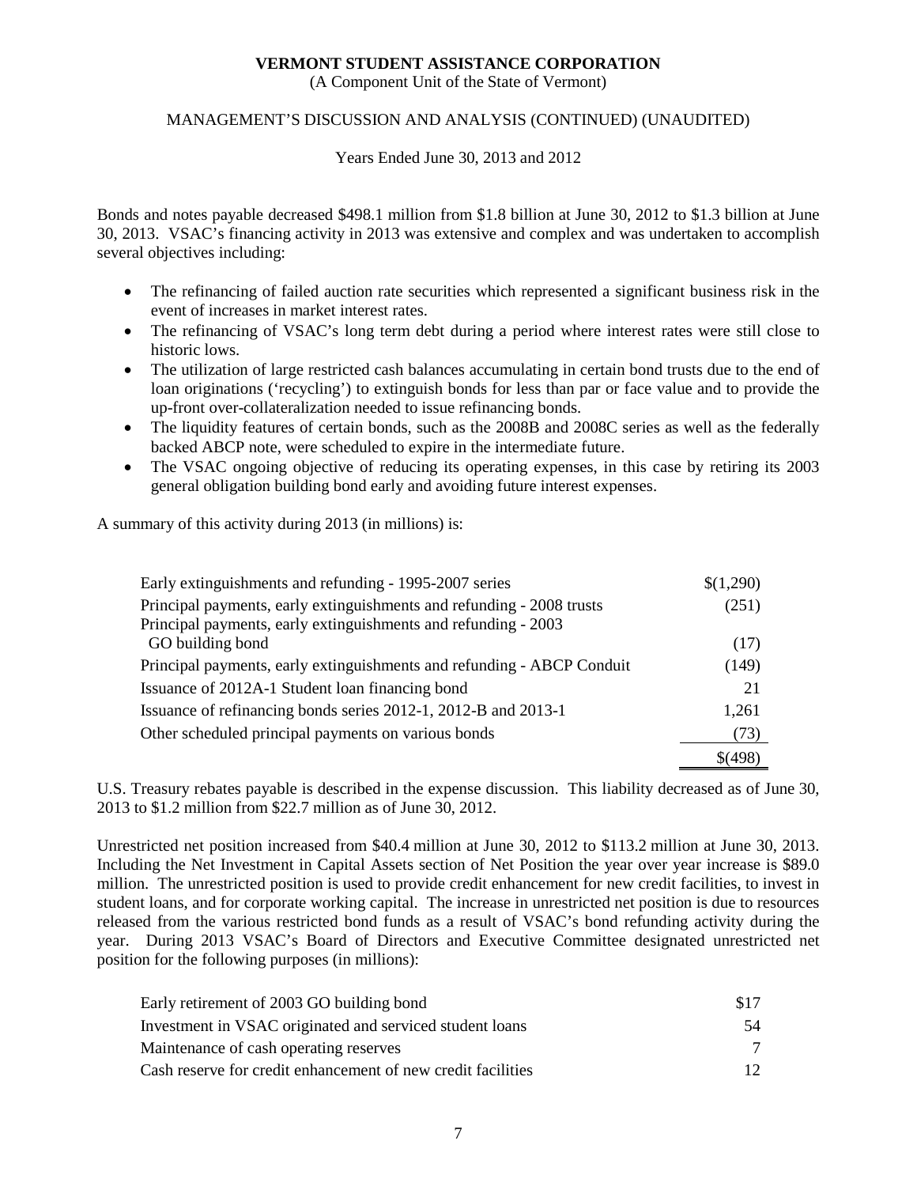Bonds and notes payable decreased $498.1 million from $1.8 billion at June 30, 2012 to $1.3 billion at June 30, 2013. VSAC's financing activity in 2013 was extensive and complex and was undertaken to accomplish several objectives including:

- The refinancing of failed auction rate securities which represented a significant business risk in the event of increases in market interest rates.
- The refinancing of VSAC's long term debt during a period where interest rates were still close to historic lows.
- The utilization of large restricted cash balances accumulating in certain bond trusts due to the end of loan originations ('recycling') to extinguish bonds for less than par or face value and to provide the up-front over-collateralization needed to issue refinancing bonds.
- The liquidity features of certain bonds, such as the 2008B and 2008C series as well as the federally backed ABCP note, were scheduled to expire in the intermediate future.
- The VSAC ongoing objective of reducing its operating expenses, in this case by retiring its 2003 general obligation building bond early and avoiding future interest expenses.

A summary of this activity during 2013 (in millions) is:

| | |
|---|---|
| Early extinguishments and refunding - 1995-2007 series | $(1,290) |
| Principal payments, early extinguishments and refunding - 2008 trusts | (251) |
| Principal payments, early extinguishments and refunding - 2003 GO building bond | (17) |
| Principal payments, early extinguishments and refunding - ABCP Conduit | (149) |
| Issuance of 2012A-1 Student loan financing bond | 21 |
| Issuance of refinancing bonds series 2012-1, 2012-B and 2013-1 | 1,261 |
| Other scheduled principal payments on various bonds | (73) |
| | $(498) |

U.S. Treasury rebates payable is described in the expense discussion. This liability decreased as of June 30, 2013 to $1.2 million from $22.7 million as of June 30, 2012.

Unrestricted net position increased from $40.4 million at June 30, 2012 to $113.2 million at June 30, 2013. Including the Net Investment in Capital Assets section of Net Position the year over year increase is $89.0 million. The unrestricted position is used to provide credit enhancement for new credit facilities, to invest in student loans, and for corporate working capital. The increase in unrestricted net position is due to resources released from the various restricted bond funds as a result of VSAC's bond refunding activity during the year. During 2013 VSAC's Board of Directors and Executive Committee designated unrestricted net position for the following purposes (in millions):

| | |
|---|---|
| Early retirement of 2003 GO building bond | $17 |
| Investment in VSAC originated and serviced student loans | 54 |
| Maintenance of cash operating reserves | 7 |
| Cash reserve for credit enhancement of new credit facilities | 12 |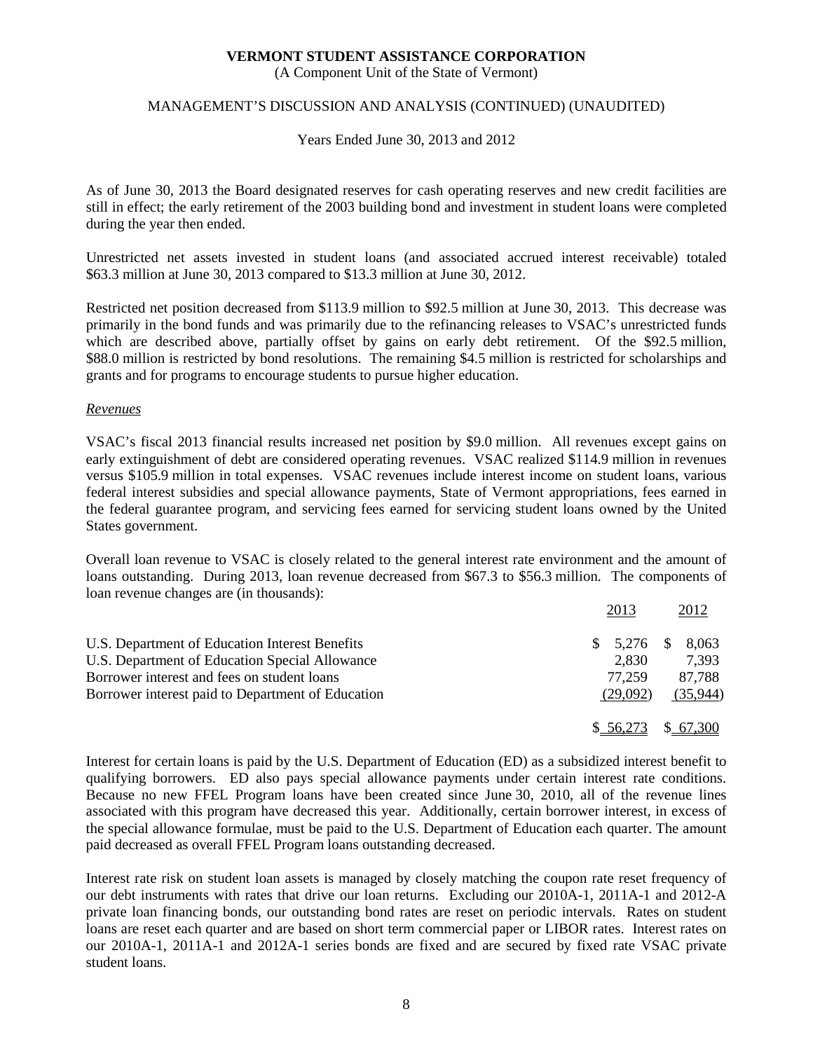As of June 30, 2013 the Board designated reserves for cash operating reserves and new credit facilities are still in effect; the early retirement of the 2003 building bond and investment in student loans were completed during the year then ended.

Unrestricted net assets invested in student loans (and associated accrued interest receivable) totaled $63.3 million at June 30, 2013 compared to $13.3 million at June 30, 2012.

Restricted net position decreased from $113.9 million to $92.5 million at June 30, 2013. This decrease was primarily in the bond funds and was primarily due to the refinancing releases to VSAC's unrestricted funds which are described above, partially offset by gains on early debt retirement. Of the $92.5 million, $88.0 million is restricted by bond resolutions. The remaining $4.5 million is restricted for scholarships and grants and for programs to encourage students to pursue higher education.

*Revenues*

VSAC's fiscal 2013 financial results increased net position by $9.0 million. All revenues except gains on early extinguishment of debt are considered operating revenues. VSAC realized $114.9 million in revenues versus $105.9 million in total expenses. VSAC revenues include interest income on student loans, various federal interest subsidies and special allowance payments, State of Vermont appropriations, fees earned in the federal guarantee program, and servicing fees earned for servicing student loans owned by the United States government.

Overall loan revenue to VSAC is closely related to the general interest rate environment and the amount of loans outstanding. During 2013, loan revenue decreased from $67.3 to $56.3 million. The components of loan revenue changes are (in thousands):

| | 2013 | 2012 |
|---|---|---|
| U.S. Department of Education Interest Benefits | $ 5,276 | $ 8,063 |
| U.S. Department of Education Special Allowance | 2,830 | 7,393 |
| Borrower interest and fees on student loans | 77,259 | 87,788 |
| Borrower interest paid to Department of Education | (29,092) | (35,944) |
| | $ 56,273 | $ 67,300 |

Interest for certain loans is paid by the U.S. Department of Education (ED) as a subsidized interest benefit to qualifying borrowers. ED also pays special allowance payments under certain interest rate conditions. Because no new FFEL Program loans have been created since June 30, 2010, all of the revenue lines associated with this program have decreased this year. Additionally, certain borrower interest, in excess of the special allowance formulae, must be paid to the U.S. Department of Education each quarter. The amount paid decreased as overall FFEL Program loans outstanding decreased.

Interest rate risk on student loan assets is managed by closely matching the coupon rate reset frequency of our debt instruments with rates that drive our loan returns. Excluding our 2010A-1, 2011A-1 and 2012-A private loan financing bonds, our outstanding bond rates are reset on periodic intervals. Rates on student loans are reset each quarter and are based on short term commercial paper or LIBOR rates. Interest rates on our 2010A-1, 2011A-1 and 2012A-1 series bonds are fixed and are secured by fixed rate VSAC private student loans.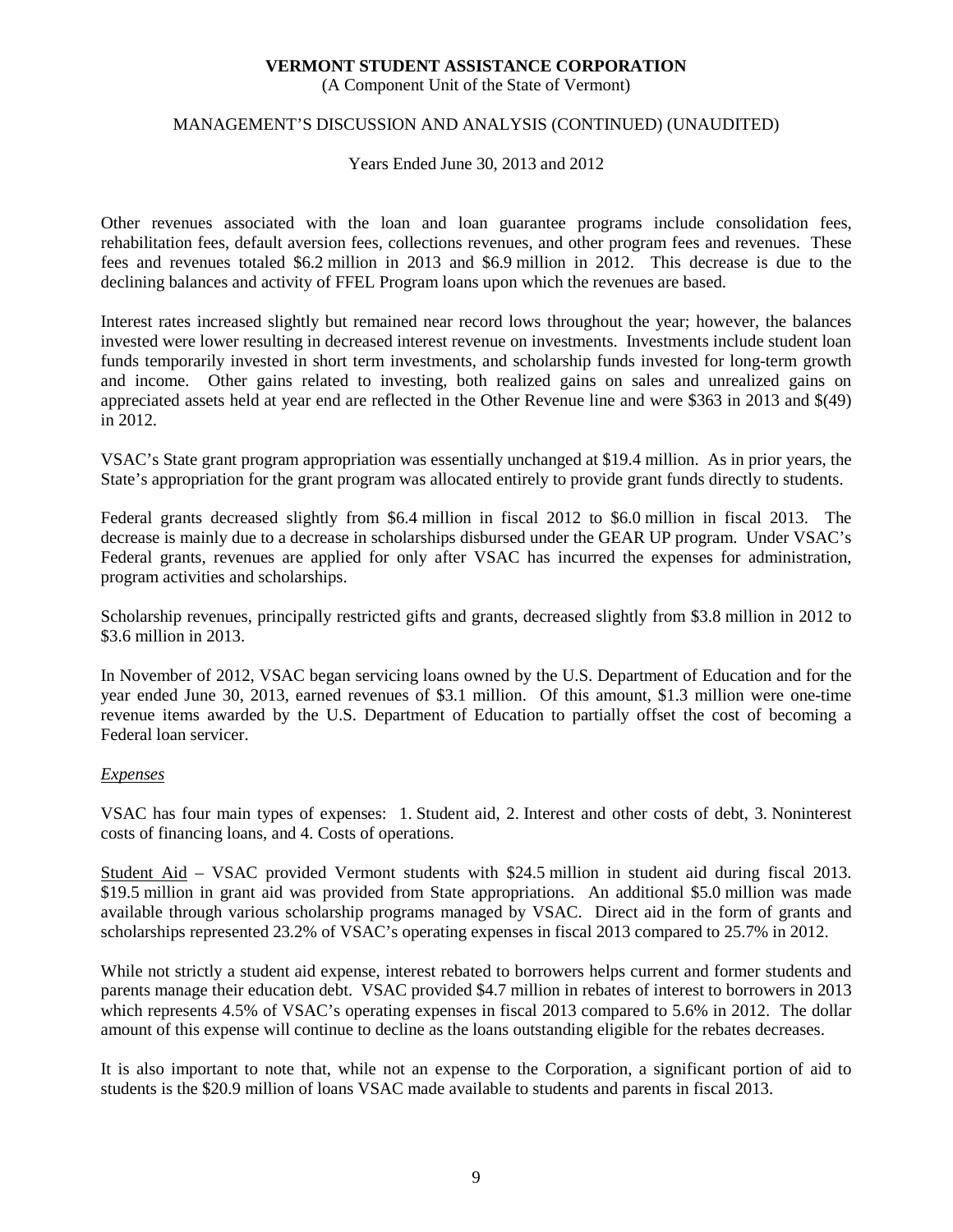Other revenues associated with the loan and loan guarantee programs include consolidation fees, rehabilitation fees, default aversion fees, collections revenues, and other program fees and revenues. These fees and revenues totaled \$6.2 million in 2013 and \$6.9 million in 2012. This decrease is due to the declining balances and activity of FFEL Program loans upon which the revenues are based.

Interest rates increased slightly but remained near record lows throughout the year; however, the balances invested were lower resulting in decreased interest revenue on investments. Investments include student loan funds temporarily invested in short term investments, and scholarship funds invested for long-term growth and income. Other gains related to investing, both realized gains on sales and unrealized gains on appreciated assets held at year end are reflected in the Other Revenue line and were \$363 in 2013 and \$(49) in 2012.

VSAC's State grant program appropriation was essentially unchanged at \$19.4 million. As in prior years, the State's appropriation for the grant program was allocated entirely to provide grant funds directly to students.

Federal grants decreased slightly from \$6.4 million in fiscal 2012 to \$6.0 million in fiscal 2013. The decrease is mainly due to a decrease in scholarships disbursed under the GEAR UP program. Under VSAC's Federal grants, revenues are applied for only after VSAC has incurred the expenses for administration, program activities and scholarships.

Scholarship revenues, principally restricted gifts and grants, decreased slightly from \$3.8 million in 2012 to \$3.6 million in 2013.

In November of 2012, VSAC began servicing loans owned by the U.S. Department of Education and for the year ended June 30, 2013, earned revenues of \$3.1 million. Of this amount, \$1.3 million were one-time revenue items awarded by the U.S. Department of Education to partially offset the cost of becoming a Federal loan servicer.

*Expenses*

VSAC has four main types of expenses: 1. Student aid, 2. Interest and other costs of debt, 3. Noninterest costs of financing loans, and 4. Costs of operations.

Student Aid – VSAC provided Vermont students with \$24.5 million in student aid during fiscal 2013. \$19.5 million in grant aid was provided from State appropriations. An additional \$5.0 million was made available through various scholarship programs managed by VSAC. Direct aid in the form of grants and scholarships represented 23.2% of VSAC's operating expenses in fiscal 2013 compared to 25.7% in 2012.

While not strictly a student aid expense, interest rebated to borrowers helps current and former students and parents manage their education debt. VSAC provided \$4.7 million in rebates of interest to borrowers in 2013 which represents 4.5% of VSAC's operating expenses in fiscal 2013 compared to 5.6% in 2012. The dollar amount of this expense will continue to decline as the loans outstanding eligible for the rebates decreases.

It is also important to note that, while not an expense to the Corporation, a significant portion of aid to students is the \$20.9 million of loans VSAC made available to students and parents in fiscal 2013.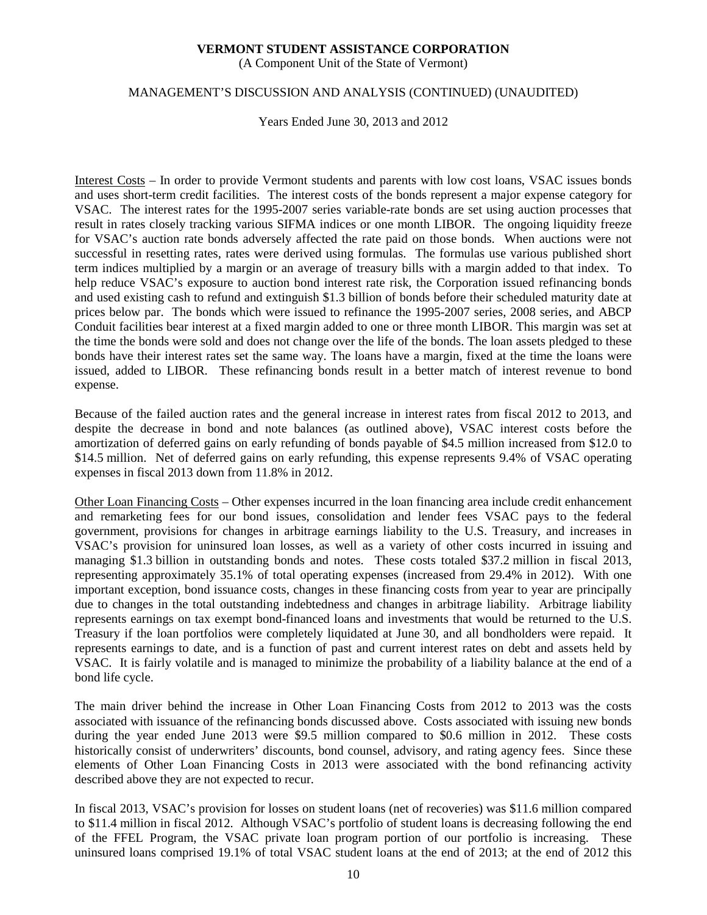Interest Costs – In order to provide Vermont students and parents with low cost loans, VSAC issues bonds and uses short-term credit facilities. The interest costs of the bonds represent a major expense category for VSAC. The interest rates for the 1995-2007 series variable-rate bonds are set using auction processes that result in rates closely tracking various SIFMA indices or one month LIBOR. The ongoing liquidity freeze for VSAC's auction rate bonds adversely affected the rate paid on those bonds. When auctions were not successful in resetting rates, rates were derived using formulas. The formulas use various published short term indices multiplied by a margin or an average of treasury bills with a margin added to that index. To help reduce VSAC's exposure to auction bond interest rate risk, the Corporation issued refinancing bonds and used existing cash to refund and extinguish $1.3 billion of bonds before their scheduled maturity date at prices below par. The bonds which were issued to refinance the 1995-2007 series, 2008 series, and ABCP Conduit facilities bear interest at a fixed margin added to one or three month LIBOR. This margin was set at the time the bonds were sold and does not change over the life of the bonds. The loan assets pledged to these bonds have their interest rates set the same way. The loans have a margin, fixed at the time the loans were issued, added to LIBOR. These refinancing bonds result in a better match of interest revenue to bond expense.

Because of the failed auction rates and the general increase in interest rates from fiscal 2012 to 2013, and despite the decrease in bond and note balances (as outlined above), VSAC interest costs before the amortization of deferred gains on early refunding of bonds payable of $4.5 million increased from $12.0 to $14.5 million. Net of deferred gains on early refunding, this expense represents 9.4% of VSAC operating expenses in fiscal 2013 down from 11.8% in 2012.

Other Loan Financing Costs – Other expenses incurred in the loan financing area include credit enhancement and remarketing fees for our bond issues, consolidation and lender fees VSAC pays to the federal government, provisions for changes in arbitrage earnings liability to the U.S. Treasury, and increases in VSAC's provision for uninsured loan losses, as well as a variety of other costs incurred in issuing and managing $1.3 billion in outstanding bonds and notes. These costs totaled $37.2 million in fiscal 2013, representing approximately 35.1% of total operating expenses (increased from 29.4% in 2012). With one important exception, bond issuance costs, changes in these financing costs from year to year are principally due to changes in the total outstanding indebtedness and changes in arbitrage liability. Arbitrage liability represents earnings on tax exempt bond-financed loans and investments that would be returned to the U.S. Treasury if the loan portfolios were completely liquidated at June 30, and all bondholders were repaid. It represents earnings to date, and is a function of past and current interest rates on debt and assets held by VSAC. It is fairly volatile and is managed to minimize the probability of a liability balance at the end of a bond life cycle.

The main driver behind the increase in Other Loan Financing Costs from 2012 to 2013 was the costs associated with issuance of the refinancing bonds discussed above. Costs associated with issuing new bonds during the year ended June 2013 were $9.5 million compared to $0.6 million in 2012. These costs historically consist of underwriters' discounts, bond counsel, advisory, and rating agency fees. Since these elements of Other Loan Financing Costs in 2013 were associated with the bond refinancing activity described above they are not expected to recur.

In fiscal 2013, VSAC's provision for losses on student loans (net of recoveries) was $11.6 million compared to $11.4 million in fiscal 2012. Although VSAC's portfolio of student loans is decreasing following the end of the FFEL Program, the VSAC private loan program portion of our portfolio is increasing. These uninsured loans comprised 19.1% of total VSAC student loans at the end of 2013; at the end of 2012 this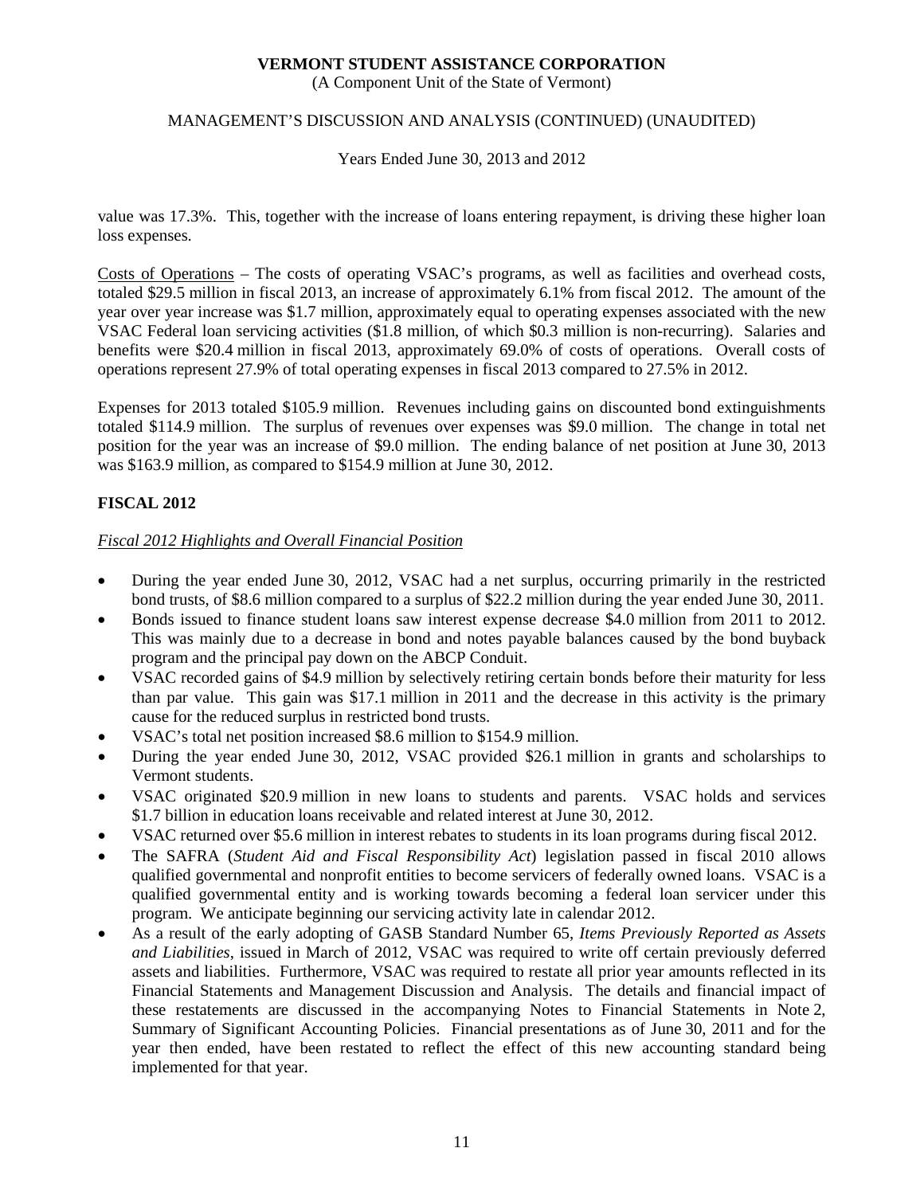value was 17.3%. This, together with the increase of loans entering repayment, is driving these higher loan loss expenses.

Costs of Operations – The costs of operating VSAC's programs, as well as facilities and overhead costs, totaled $29.5 million in fiscal 2013, an increase of approximately 6.1% from fiscal 2012. The amount of the year over year increase was $1.7 million, approximately equal to operating expenses associated with the new VSAC Federal loan servicing activities ($1.8 million, of which $0.3 million is non-recurring). Salaries and benefits were $20.4 million in fiscal 2013, approximately 69.0% of costs of operations. Overall costs of operations represent 27.9% of total operating expenses in fiscal 2013 compared to 27.5% in 2012.

Expenses for 2013 totaled $105.9 million. Revenues including gains on discounted bond extinguishments totaled $114.9 million. The surplus of revenues over expenses was $9.0 million. The change in total net position for the year was an increase of $9.0 million. The ending balance of net position at June 30, 2013 was $163.9 million, as compared to $154.9 million at June 30, 2012.

## FISCAL 2012

### *Fiscal 2012 Highlights and Overall Financial Position*

- During the year ended June 30, 2012, VSAC had a net surplus, occurring primarily in the restricted bond trusts, of $8.6 million compared to a surplus of $22.2 million during the year ended June 30, 2011.
- Bonds issued to finance student loans saw interest expense decrease $4.0 million from 2011 to 2012. This was mainly due to a decrease in bond and notes payable balances caused by the bond buyback program and the principal pay down on the ABCP Conduit.
- VSAC recorded gains of $4.9 million by selectively retiring certain bonds before their maturity for less than par value. This gain was $17.1 million in 2011 and the decrease in this activity is the primary cause for the reduced surplus in restricted bond trusts.
- VSAC's total net position increased $8.6 million to $154.9 million.
- During the year ended June 30, 2012, VSAC provided $26.1 million in grants and scholarships to Vermont students.
- VSAC originated $20.9 million in new loans to students and parents. VSAC holds and services $1.7 billion in education loans receivable and related interest at June 30, 2012.
- VSAC returned over $5.6 million in interest rebates to students in its loan programs during fiscal 2012.
- The SAFRA (*Student Aid and Fiscal Responsibility Act*) legislation passed in fiscal 2010 allows qualified governmental and nonprofit entities to become servicers of federally owned loans. VSAC is a qualified governmental entity and is working towards becoming a federal loan servicer under this program. We anticipate beginning our servicing activity late in calendar 2012.
- As a result of the early adopting of GASB Standard Number 65, *Items Previously Reported as Assets and Liabilities*, issued in March of 2012, VSAC was required to write off certain previously deferred assets and liabilities. Furthermore, VSAC was required to restate all prior year amounts reflected in its Financial Statements and Management Discussion and Analysis. The details and financial impact of these restatements are discussed in the accompanying Notes to Financial Statements in Note 2, Summary of Significant Accounting Policies. Financial presentations as of June 30, 2011 and for the year then ended, have been restated to reflect the effect of this new accounting standard being implemented for that year.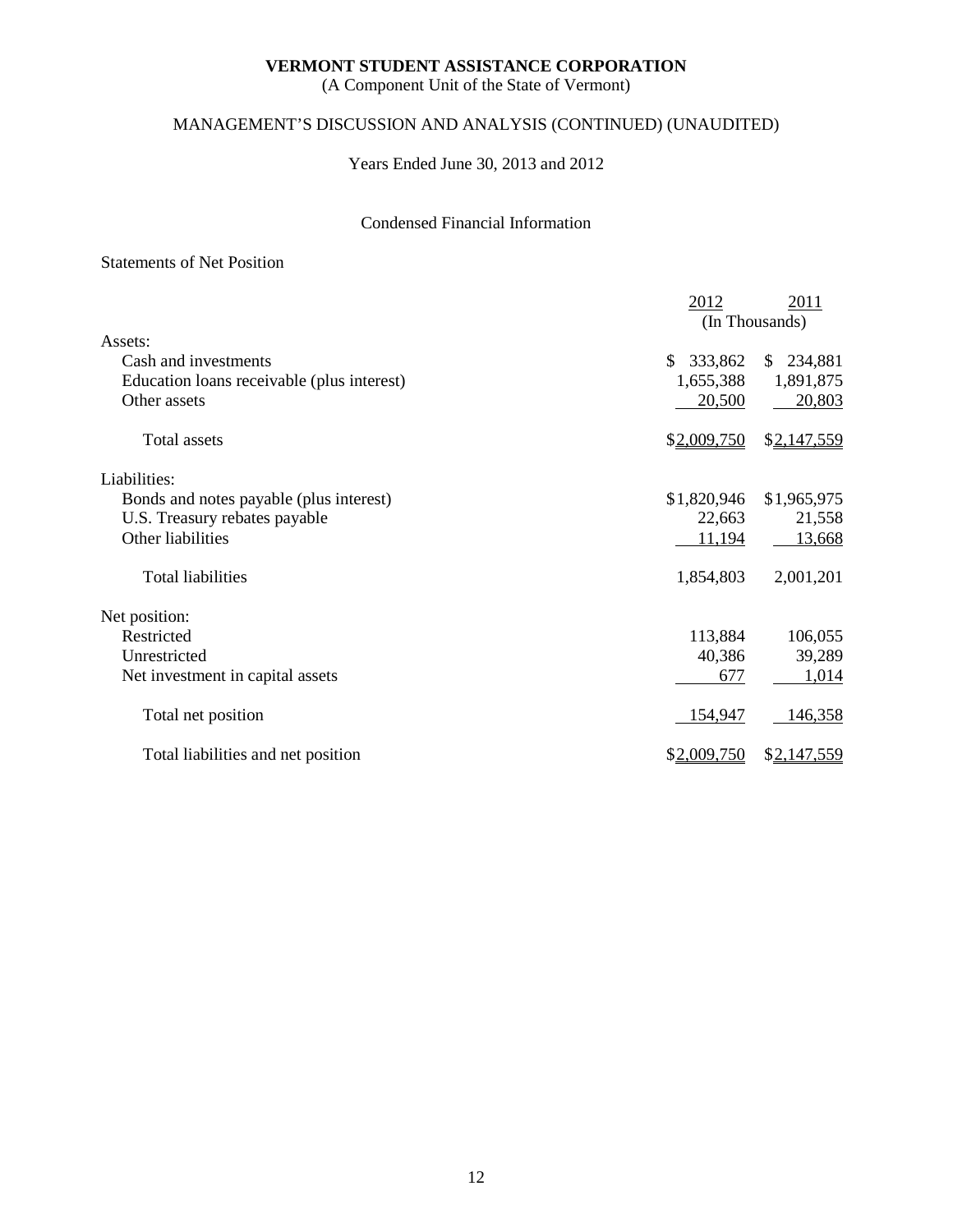**VERMONT STUDENT ASSISTANCE CORPORATION**
(A Component Unit of the State of Vermont)

MANAGEMENT'S DISCUSSION AND ANALYSIS (CONTINUED) (UNAUDITED)

Years Ended June 30, 2013 and 2012

Condensed Financial Information

Statements of Net Position

| | 2012 | 2011 |
|---|---|---|
| | (In Thousands) | |
| Assets: | | |
| Cash and investments | $ 333,862 | $ 234,881 |
| Education loans receivable (plus interest) | 1,655,388 | 1,891,875 |
| Other assets | 20,500 | 20,803 |
| Total assets | $2,009,750 | $2,147,559 |
| Liabilities: | | |
| Bonds and notes payable (plus interest) | $1,820,946 | $1,965,975 |
| U.S. Treasury rebates payable | 22,663 | 21,558 |
| Other liabilities | 11,194 | 13,668 |
| Total liabilities | 1,854,803 | 2,001,201 |
| Net position: | | |
| Restricted | 113,884 | 106,055 |
| Unrestricted | 40,386 | 39,289 |
| Net investment in capital assets | 677 | 1,014 |
| Total net position | 154,947 | 146,358 |
| Total liabilities and net position | $2,009,750 | $2,147,559 |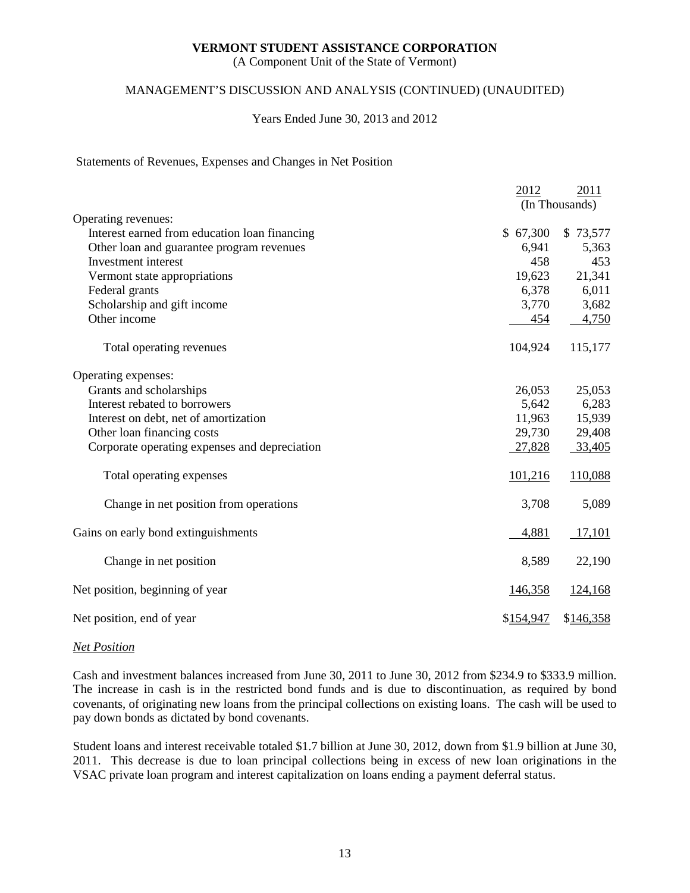Statements of Revenues, Expenses and Changes in Net Position

| | 2012 | 2011 |
|---|---|---|
| | (In Thousands) | |
| Operating revenues: | | |
| Interest earned from education loan financing | $ 67,300 | $ 73,577 |
| Other loan and guarantee program revenues | 6,941 | 5,363 |
| Investment interest | 458 | 453 |
| Vermont state appropriations | 19,623 | 21,341 |
| Federal grants | 6,378 | 6,011 |
| Scholarship and gift income | 3,770 | 3,682 |
| Other income | 454 | 4,750 |
| Total operating revenues | 104,924 | 115,177 |
| Operating expenses: | | |
| Grants and scholarships | 26,053 | 25,053 |
| Interest rebated to borrowers | 5,642 | 6,283 |
| Interest on debt, net of amortization | 11,963 | 15,939 |
| Other loan financing costs | 29,730 | 29,408 |
| Corporate operating expenses and depreciation | 27,828 | 33,405 |
| Total operating expenses | 101,216 | 110,088 |
| Change in net position from operations | 3,708 | 5,089 |
| Gains on early bond extinguishments | 4,881 | 17,101 |
| Change in net position | 8,589 | 22,190 |
| Net position, beginning of year | 146,358 | 124,168 |
| Net position, end of year | $154,947 | $146,358 |

*Net Position*

Cash and investment balances increased from June 30, 2011 to June 30, 2012 from $234.9 to $333.9 million. The increase in cash is in the restricted bond funds and is due to discontinuation, as required by bond covenants, of originating new loans from the principal collections on existing loans. The cash will be used to pay down bonds as dictated by bond covenants.

Student loans and interest receivable totaled $1.7 billion at June 30, 2012, down from $1.9 billion at June 30, 2011. This decrease is due to loan principal collections being in excess of new loan originations in the VSAC private loan program and interest capitalization on loans ending a payment deferral status.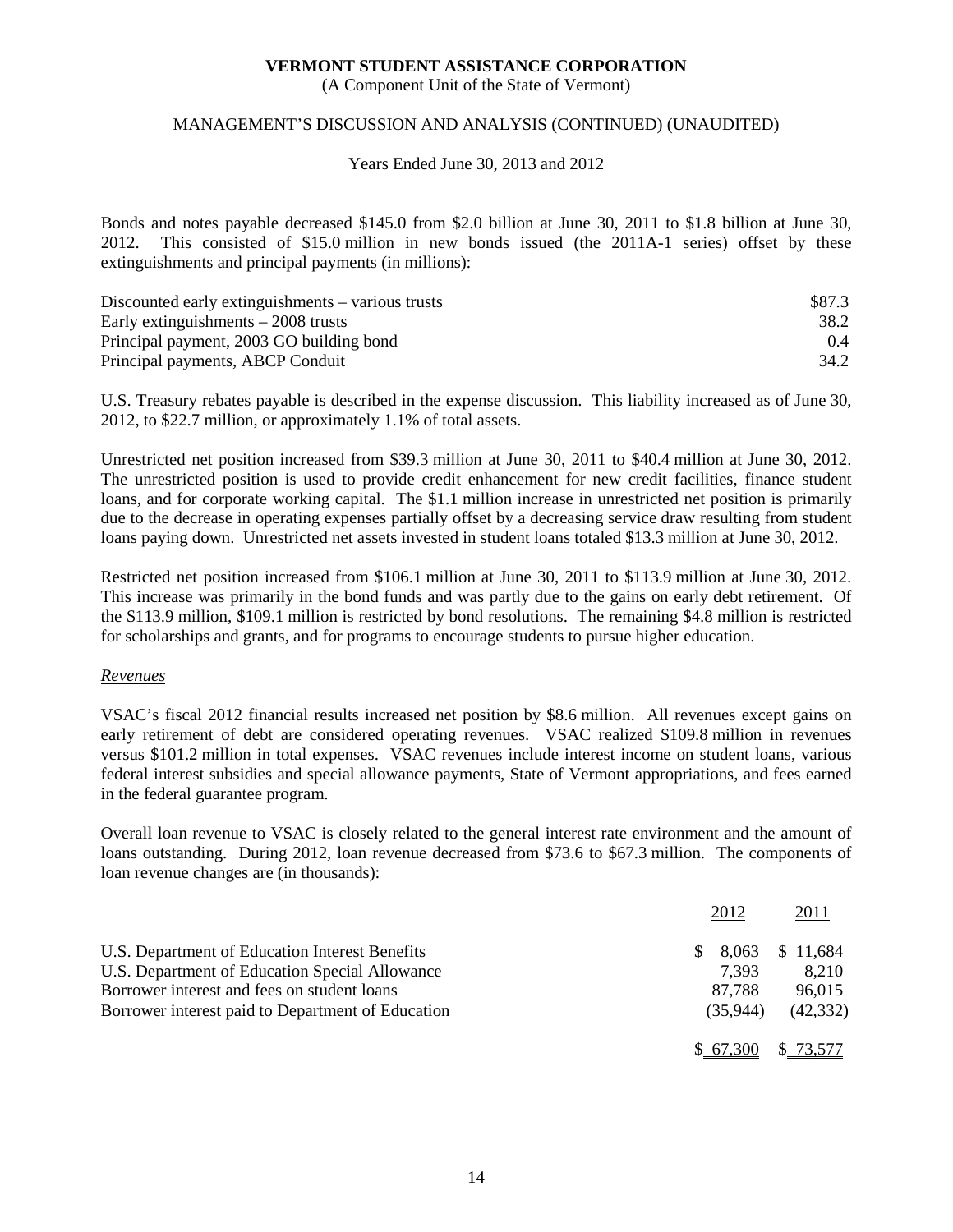Bonds and notes payable decreased $145.0 from $2.0 billion at June 30, 2011 to $1.8 billion at June 30, 2012. This consisted of $15.0 million in new bonds issued (the 2011A-1 series) offset by these extinguishments and principal payments (in millions):

| | |
|---|---|
| Discounted early extinguishments – various trusts | $87.3 |
| Early extinguishments – 2008 trusts | 38.2 |
| Principal payment, 2003 GO building bond | 0.4 |
| Principal payments, ABCP Conduit | 34.2 |

U.S. Treasury rebates payable is described in the expense discussion. This liability increased as of June 30, 2012, to $22.7 million, or approximately 1.1% of total assets.

Unrestricted net position increased from $39.3 million at June 30, 2011 to $40.4 million at June 30, 2012. The unrestricted position is used to provide credit enhancement for new credit facilities, finance student loans, and for corporate working capital. The $1.1 million increase in unrestricted net position is primarily due to the decrease in operating expenses partially offset by a decreasing service draw resulting from student loans paying down. Unrestricted net assets invested in student loans totaled $13.3 million at June 30, 2012.

Restricted net position increased from $106.1 million at June 30, 2011 to $113.9 million at June 30, 2012. This increase was primarily in the bond funds and was partly due to the gains on early debt retirement. Of the $113.9 million, $109.1 million is restricted by bond resolutions. The remaining $4.8 million is restricted for scholarships and grants, and for programs to encourage students to pursue higher education.

*Revenues*

VSAC's fiscal 2012 financial results increased net position by $8.6 million. All revenues except gains on early retirement of debt are considered operating revenues. VSAC realized $109.8 million in revenues versus $101.2 million in total expenses. VSAC revenues include interest income on student loans, various federal interest subsidies and special allowance payments, State of Vermont appropriations, and fees earned in the federal guarantee program.

Overall loan revenue to VSAC is closely related to the general interest rate environment and the amount of loans outstanding. During 2012, loan revenue decreased from $73.6 to $67.3 million. The components of loan revenue changes are (in thousands):

| | 2012 | 2011 |
|---|---|---|
| U.S. Department of Education Interest Benefits | $ 8,063 | $ 11,684 |
| U.S. Department of Education Special Allowance | 7,393 | 8,210 |
| Borrower interest and fees on student loans | 87,788 | 96,015 |
| Borrower interest paid to Department of Education | (35,944) | (42,332) |
| | $ 67,300 | $ 73,577 |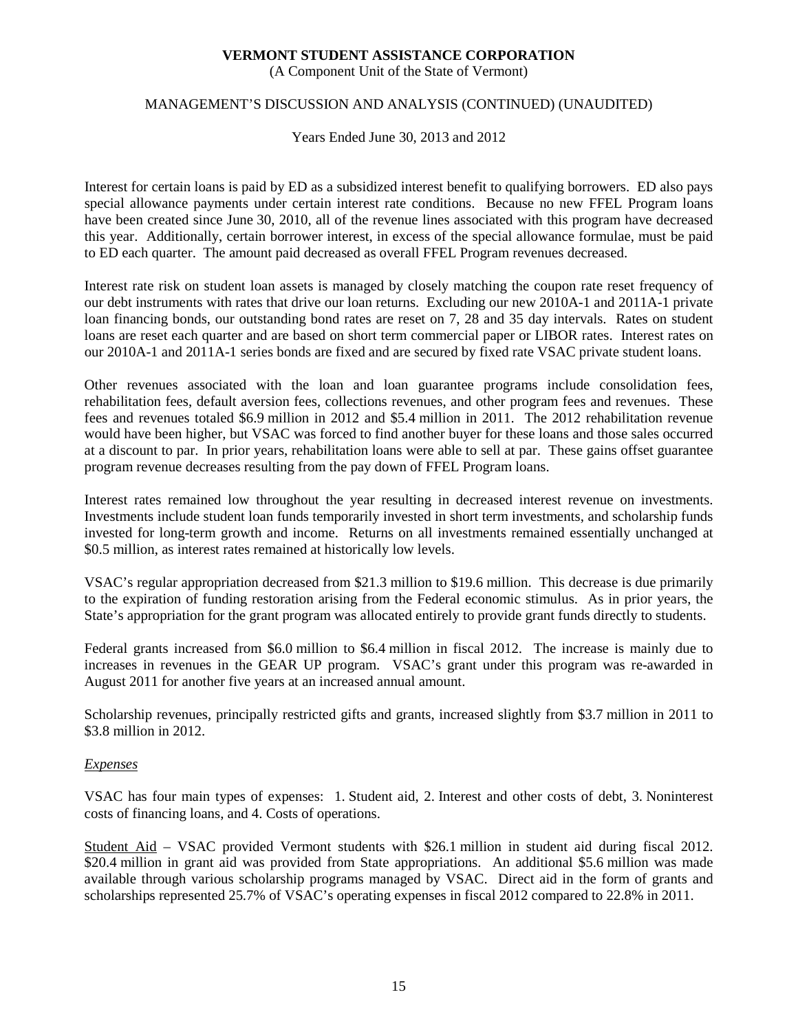Interest for certain loans is paid by ED as a subsidized interest benefit to qualifying borrowers. ED also pays special allowance payments under certain interest rate conditions. Because no new FFEL Program loans have been created since June 30, 2010, all of the revenue lines associated with this program have decreased this year. Additionally, certain borrower interest, in excess of the special allowance formulae, must be paid to ED each quarter. The amount paid decreased as overall FFEL Program revenues decreased.

Interest rate risk on student loan assets is managed by closely matching the coupon rate reset frequency of our debt instruments with rates that drive our loan returns. Excluding our new 2010A-1 and 2011A-1 private loan financing bonds, our outstanding bond rates are reset on 7, 28 and 35 day intervals. Rates on student loans are reset each quarter and are based on short term commercial paper or LIBOR rates. Interest rates on our 2010A-1 and 2011A-1 series bonds are fixed and are secured by fixed rate VSAC private student loans.

Other revenues associated with the loan and loan guarantee programs include consolidation fees, rehabilitation fees, default aversion fees, collections revenues, and other program fees and revenues. These fees and revenues totaled $6.9 million in 2012 and $5.4 million in 2011. The 2012 rehabilitation revenue would have been higher, but VSAC was forced to find another buyer for these loans and those sales occurred at a discount to par. In prior years, rehabilitation loans were able to sell at par. These gains offset guarantee program revenue decreases resulting from the pay down of FFEL Program loans.

Interest rates remained low throughout the year resulting in decreased interest revenue on investments. Investments include student loan funds temporarily invested in short term investments, and scholarship funds invested for long-term growth and income. Returns on all investments remained essentially unchanged at $0.5 million, as interest rates remained at historically low levels.

VSAC's regular appropriation decreased from $21.3 million to $19.6 million. This decrease is due primarily to the expiration of funding restoration arising from the Federal economic stimulus. As in prior years, the State's appropriation for the grant program was allocated entirely to provide grant funds directly to students.

Federal grants increased from $6.0 million to $6.4 million in fiscal 2012. The increase is mainly due to increases in revenues in the GEAR UP program. VSAC's grant under this program was re-awarded in August 2011 for another five years at an increased annual amount.

Scholarship revenues, principally restricted gifts and grants, increased slightly from $3.7 million in 2011 to $3.8 million in 2012.

*Expenses*

VSAC has four main types of expenses: 1. Student aid, 2. Interest and other costs of debt, 3. Noninterest costs of financing loans, and 4. Costs of operations.

Student Aid – VSAC provided Vermont students with $26.1 million in student aid during fiscal 2012. $20.4 million in grant aid was provided from State appropriations. An additional $5.6 million was made available through various scholarship programs managed by VSAC. Direct aid in the form of grants and scholarships represented 25.7% of VSAC's operating expenses in fiscal 2012 compared to 22.8% in 2011.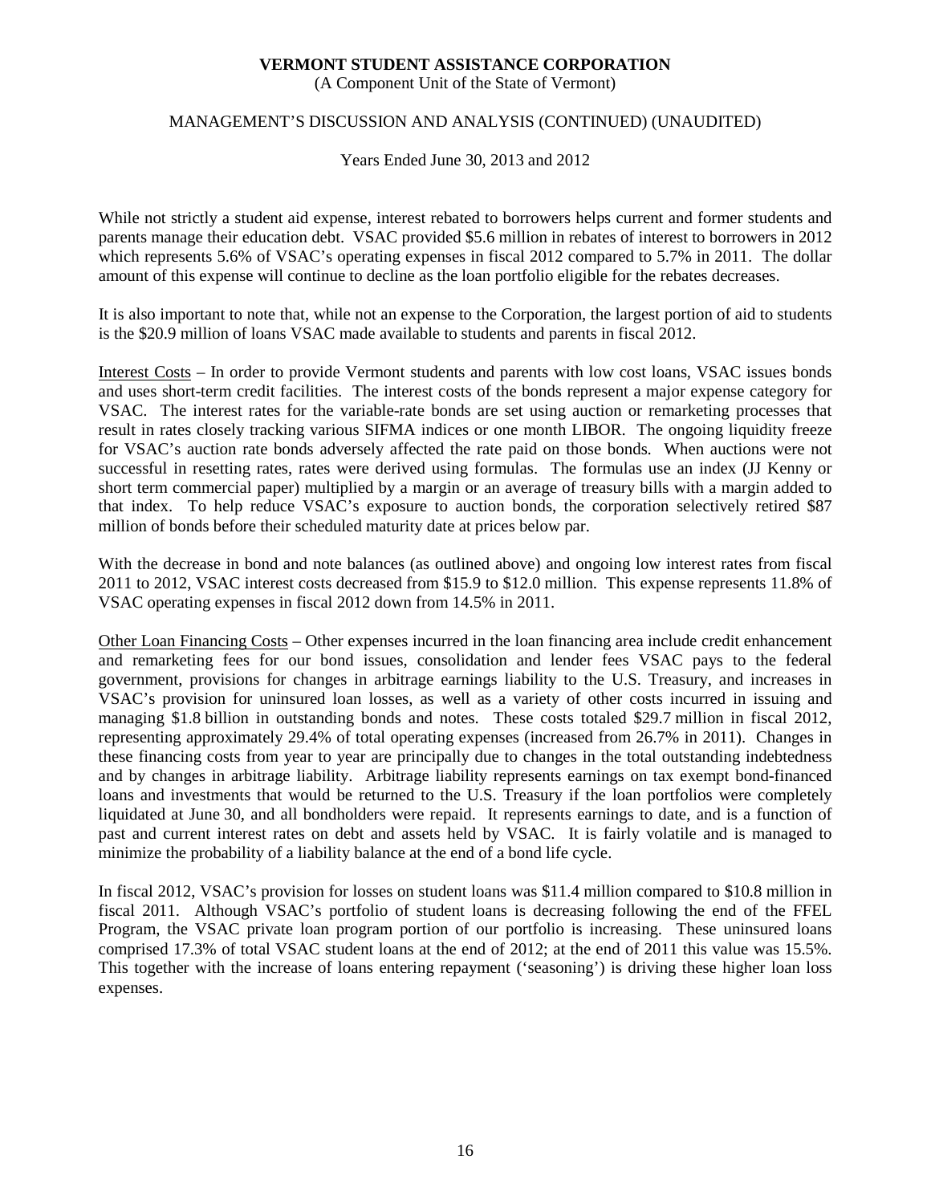While not strictly a student aid expense, interest rebated to borrowers helps current and former students and parents manage their education debt. VSAC provided $5.6 million in rebates of interest to borrowers in 2012 which represents 5.6% of VSAC's operating expenses in fiscal 2012 compared to 5.7% in 2011. The dollar amount of this expense will continue to decline as the loan portfolio eligible for the rebates decreases.

It is also important to note that, while not an expense to the Corporation, the largest portion of aid to students is the $20.9 million of loans VSAC made available to students and parents in fiscal 2012.

Interest Costs – In order to provide Vermont students and parents with low cost loans, VSAC issues bonds and uses short-term credit facilities. The interest costs of the bonds represent a major expense category for VSAC. The interest rates for the variable-rate bonds are set using auction or remarketing processes that result in rates closely tracking various SIFMA indices or one month LIBOR. The ongoing liquidity freeze for VSAC's auction rate bonds adversely affected the rate paid on those bonds. When auctions were not successful in resetting rates, rates were derived using formulas. The formulas use an index (JJ Kenny or short term commercial paper) multiplied by a margin or an average of treasury bills with a margin added to that index. To help reduce VSAC's exposure to auction bonds, the corporation selectively retired $87 million of bonds before their scheduled maturity date at prices below par.

With the decrease in bond and note balances (as outlined above) and ongoing low interest rates from fiscal 2011 to 2012, VSAC interest costs decreased from $15.9 to $12.0 million. This expense represents 11.8% of VSAC operating expenses in fiscal 2012 down from 14.5% in 2011.

Other Loan Financing Costs – Other expenses incurred in the loan financing area include credit enhancement and remarketing fees for our bond issues, consolidation and lender fees VSAC pays to the federal government, provisions for changes in arbitrage earnings liability to the U.S. Treasury, and increases in VSAC's provision for uninsured loan losses, as well as a variety of other costs incurred in issuing and managing $1.8 billion in outstanding bonds and notes. These costs totaled $29.7 million in fiscal 2012, representing approximately 29.4% of total operating expenses (increased from 26.7% in 2011). Changes in these financing costs from year to year are principally due to changes in the total outstanding indebtedness and by changes in arbitrage liability. Arbitrage liability represents earnings on tax exempt bond-financed loans and investments that would be returned to the U.S. Treasury if the loan portfolios were completely liquidated at June 30, and all bondholders were repaid. It represents earnings to date, and is a function of past and current interest rates on debt and assets held by VSAC. It is fairly volatile and is managed to minimize the probability of a liability balance at the end of a bond life cycle.

In fiscal 2012, VSAC's provision for losses on student loans was $11.4 million compared to $10.8 million in fiscal 2011. Although VSAC's portfolio of student loans is decreasing following the end of the FFEL Program, the VSAC private loan program portion of our portfolio is increasing. These uninsured loans comprised 17.3% of total VSAC student loans at the end of 2012; at the end of 2011 this value was 15.5%. This together with the increase of loans entering repayment ('seasoning') is driving these higher loan loss expenses.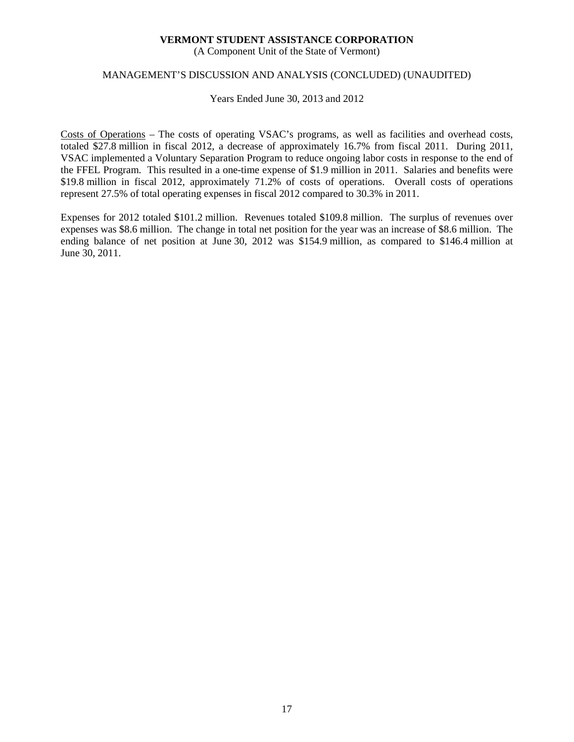Costs of Operations – The costs of operating VSAC's programs, as well as facilities and overhead costs, totaled $27.8 million in fiscal 2012, a decrease of approximately 16.7% from fiscal 2011. During 2011, VSAC implemented a Voluntary Separation Program to reduce ongoing labor costs in response to the end of the FFEL Program. This resulted in a one-time expense of $1.9 million in 2011. Salaries and benefits were $19.8 million in fiscal 2012, approximately 71.2% of costs of operations. Overall costs of operations represent 27.5% of total operating expenses in fiscal 2012 compared to 30.3% in 2011.

Expenses for 2012 totaled $101.2 million. Revenues totaled $109.8 million. The surplus of revenues over expenses was $8.6 million. The change in total net position for the year was an increase of $8.6 million. The ending balance of net position at June 30, 2012 was $154.9 million, as compared to $146.4 million at June 30, 2011.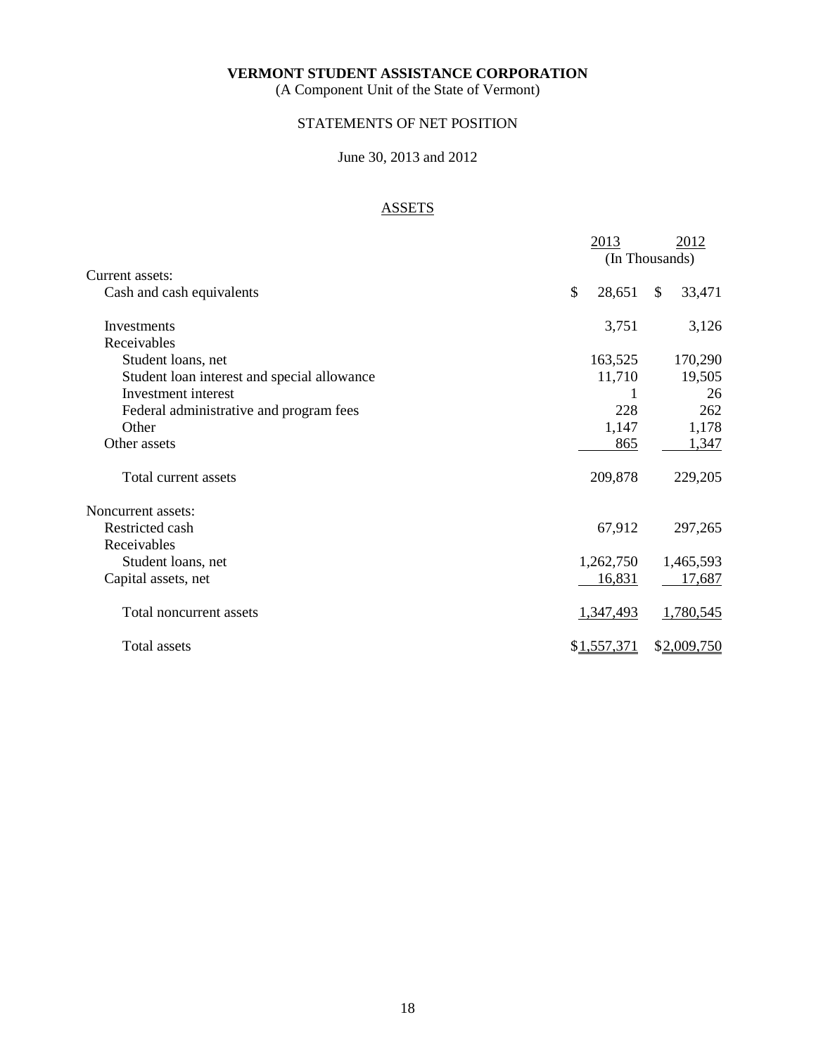**VERMONT STUDENT ASSISTANCE CORPORATION**

(A Component Unit of the State of Vermont)

STATEMENTS OF NET POSITION

June 30, 2013 and 2012

ASSETS

| | 2013 | 2012 |
|---|---|---|
| | (In Thousands) | |
| Current assets: | | |
| Cash and cash equivalents | $ 28,651 | $ 33,471 |
| Investments | 3,751 | 3,126 |
| Receivables | | |
| Student loans, net | 163,525 | 170,290 |
| Student loan interest and special allowance | 11,710 | 19,505 |
| Investment interest | 1 | 26 |
| Federal administrative and program fees | 228 | 262 |
| Other | 1,147 | 1,178 |
| Other assets | 865 | 1,347 |
| Total current assets | 209,878 | 229,205 |
| Noncurrent assets: | | |
| Restricted cash | 67,912 | 297,265 |
| Receivables | | |
| Student loans, net | 1,262,750 | 1,465,593 |
| Capital assets, net | 16,831 | 17,687 |
| Total noncurrent assets | 1,347,493 | 1,780,545 |
| Total assets | $1,557,371 | $2,009,750 |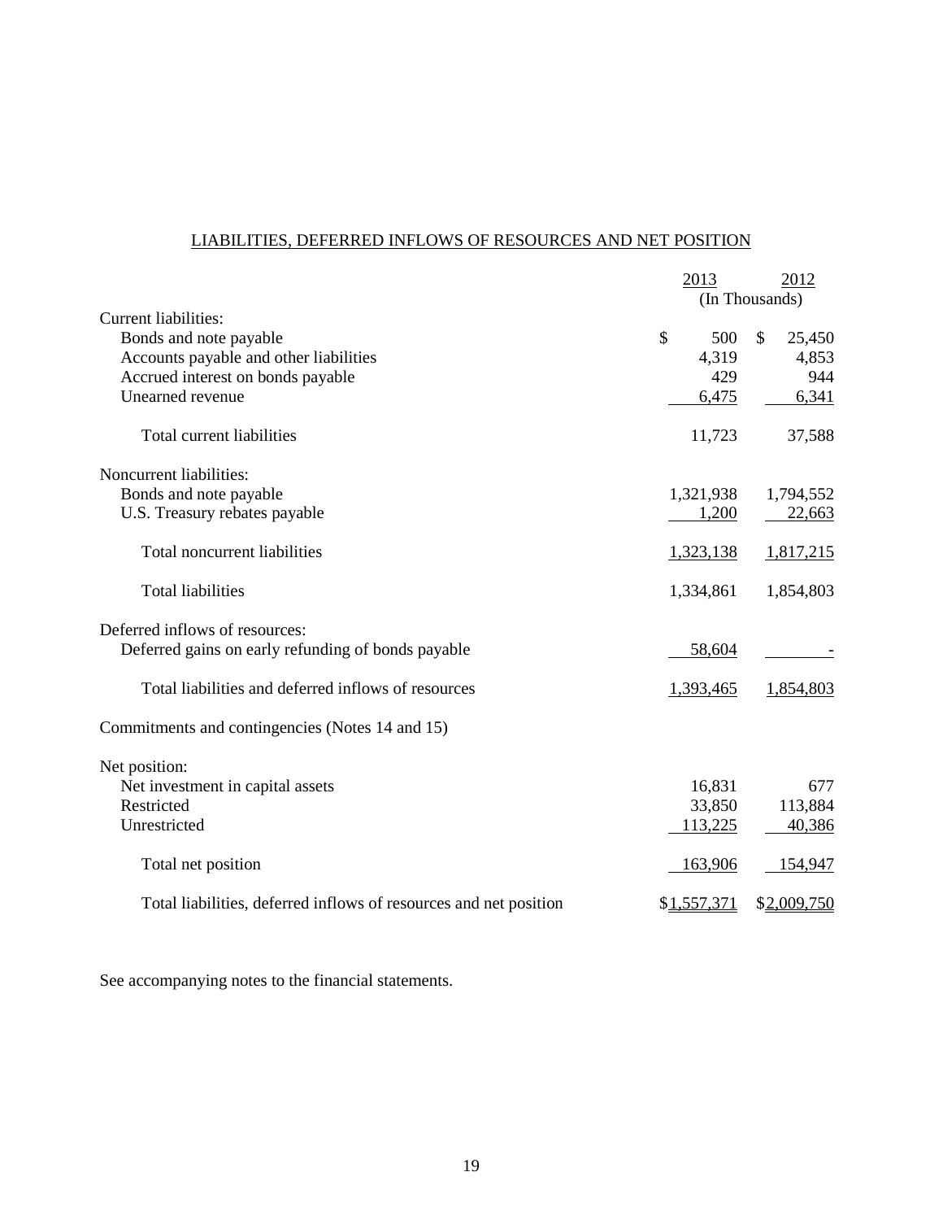## LIABILITIES, DEFERRED INFLOWS OF RESOURCES AND NET POSITION

| | 2013 | 2012 |
|---|---|---|
| | (In Thousands) | |
| Current liabilities: | | |
| Bonds and note payable | $ 500 | $ 25,450 |
| Accounts payable and other liabilities | 4,319 | 4,853 |
| Accrued interest on bonds payable | 429 | 944 |
| Unearned revenue | 6,475 | 6,341 |
| Total current liabilities | 11,723 | 37,588 |
| Noncurrent liabilities: | | |
| Bonds and note payable | 1,321,938 | 1,794,552 |
| U.S. Treasury rebates payable | 1,200 | 22,663 |
| Total noncurrent liabilities | 1,323,138 | 1,817,215 |
| Total liabilities | 1,334,861 | 1,854,803 |
| Deferred inflows of resources: | | |
| Deferred gains on early refunding of bonds payable | 58,604 | - |
| Total liabilities and deferred inflows of resources | 1,393,465 | 1,854,803 |
| Commitments and contingencies (Notes 14 and 15) | | |
| Net position: | | |
| Net investment in capital assets | 16,831 | 677 |
| Restricted | 33,850 | 113,884 |
| Unrestricted | 113,225 | 40,386 |
| Total net position | 163,906 | 154,947 |
| Total liabilities, deferred inflows of resources and net position | $1,557,371 | $2,009,750 |

See accompanying notes to the financial statements.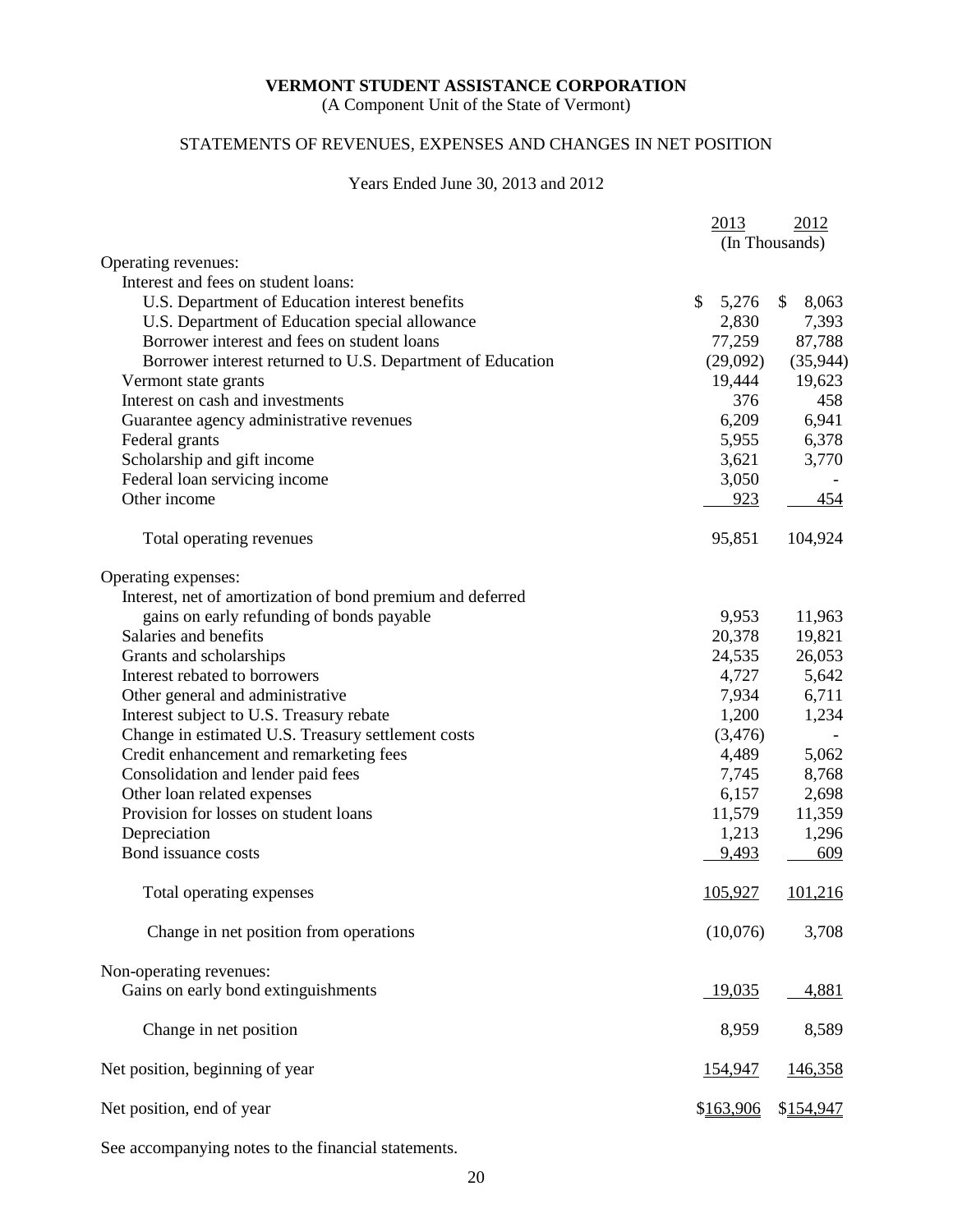**VERMONT STUDENT ASSISTANCE CORPORATION**
(A Component Unit of the State of Vermont)

STATEMENTS OF REVENUES, EXPENSES AND CHANGES IN NET POSITION

Years Ended June 30, 2013 and 2012

| | 2013 | 2012 |
|---|---|---|
| | (In Thousands) | |
| Operating revenues: | | |
| Interest and fees on student loans: | | |
| U.S. Department of Education interest benefits | $ 5,276 | $ 8,063 |
| U.S. Department of Education special allowance | 2,830 | 7,393 |
| Borrower interest and fees on student loans | 77,259 | 87,788 |
| Borrower interest returned to U.S. Department of Education | (29,092) | (35,944) |
| Vermont state grants | 19,444 | 19,623 |
| Interest on cash and investments | 376 | 458 |
| Guarantee agency administrative revenues | 6,209 | 6,941 |
| Federal grants | 5,955 | 6,378 |
| Scholarship and gift income | 3,621 | 3,770 |
| Federal loan servicing income | 3,050 | - |
| Other income | 923 | 454 |
| Total operating revenues | 95,851 | 104,924 |
| Operating expenses: | | |
| Interest, net of amortization of bond premium and deferred gains on early refunding of bonds payable | 9,953 | 11,963 |
| Salaries and benefits | 20,378 | 19,821 |
| Grants and scholarships | 24,535 | 26,053 |
| Interest rebated to borrowers | 4,727 | 5,642 |
| Other general and administrative | 7,934 | 6,711 |
| Interest subject to U.S. Treasury rebate | 1,200 | 1,234 |
| Change in estimated U.S. Treasury settlement costs | (3,476) | - |
| Credit enhancement and remarketing fees | 4,489 | 5,062 |
| Consolidation and lender paid fees | 7,745 | 8,768 |
| Other loan related expenses | 6,157 | 2,698 |
| Provision for losses on student loans | 11,579 | 11,359 |
| Depreciation | 1,213 | 1,296 |
| Bond issuance costs | 9,493 | 609 |
| Total operating expenses | 105,927 | 101,216 |
| Change in net position from operations | (10,076) | 3,708 |
| Non-operating revenues: | | |
| Gains on early bond extinguishments | 19,035 | 4,881 |
| Change in net position | 8,959 | 8,589 |
| Net position, beginning of year | 154,947 | 146,358 |
| Net position, end of year | $163,906 | $154,947 |

See accompanying notes to the financial statements.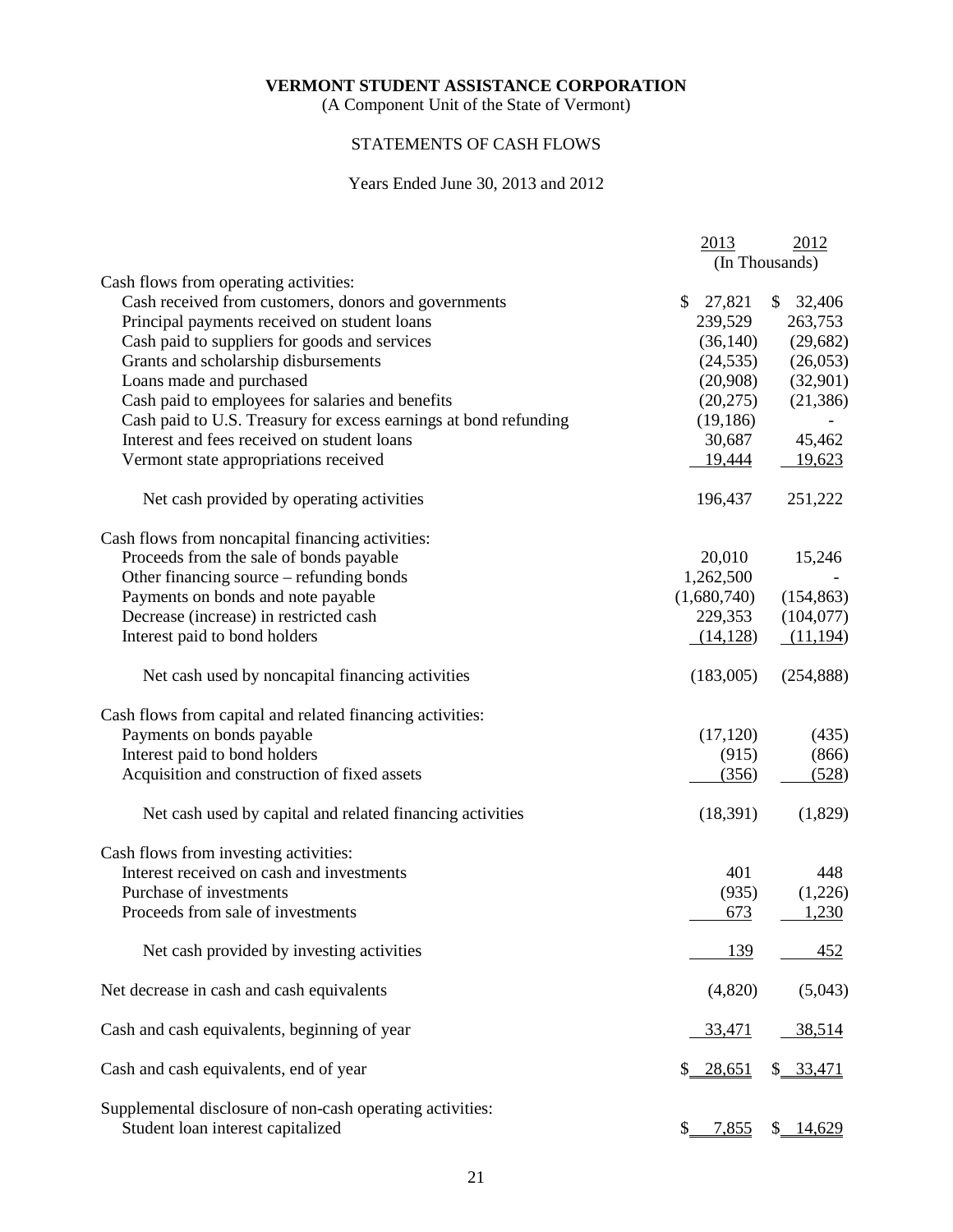**VERMONT STUDENT ASSISTANCE CORPORATION**
(A Component Unit of the State of Vermont)

STATEMENTS OF CASH FLOWS

Years Ended June 30, 2013 and 2012

| | 2013 | 2012 |
|---|---|---|
| | (In Thousands) | |
| Cash flows from operating activities: | | |
| Cash received from customers, donors and governments | $ 27,821 | $ 32,406 |
| Principal payments received on student loans | 239,529 | 263,753 |
| Cash paid to suppliers for goods and services | (36,140) | (29,682) |
| Grants and scholarship disbursements | (24,535) | (26,053) |
| Loans made and purchased | (20,908) | (32,901) |
| Cash paid to employees for salaries and benefits | (20,275) | (21,386) |
| Cash paid to U.S. Treasury for excess earnings at bond refunding | (19,186) | - |
| Interest and fees received on student loans | 30,687 | 45,462 |
| Vermont state appropriations received | 19,444 | 19,623 |
| Net cash provided by operating activities | 196,437 | 251,222 |
| Cash flows from noncapital financing activities: | | |
| Proceeds from the sale of bonds payable | 20,010 | 15,246 |
| Other financing source – refunding bonds | 1,262,500 | - |
| Payments on bonds and note payable | (1,680,740) | (154,863) |
| Decrease (increase) in restricted cash | 229,353 | (104,077) |
| Interest paid to bond holders | (14,128) | (11,194) |
| Net cash used by noncapital financing activities | (183,005) | (254,888) |
| Cash flows from capital and related financing activities: | | |
| Payments on bonds payable | (17,120) | (435) |
| Interest paid to bond holders | (915) | (866) |
| Acquisition and construction of fixed assets | (356) | (528) |
| Net cash used by capital and related financing activities | (18,391) | (1,829) |
| Cash flows from investing activities: | | |
| Interest received on cash and investments | 401 | 448 |
| Purchase of investments | (935) | (1,226) |
| Proceeds from sale of investments | 673 | 1,230 |
| Net cash provided by investing activities | 139 | 452 |
| Net decrease in cash and cash equivalents | (4,820) | (5,043) |
| Cash and cash equivalents, beginning of year | 33,471 | 38,514 |
| Cash and cash equivalents, end of year | $ 28,651 | $ 33,471 |
| Supplemental disclosure of non-cash operating activities: | | |
| Student loan interest capitalized | $ 7,855 | $ 14,629 |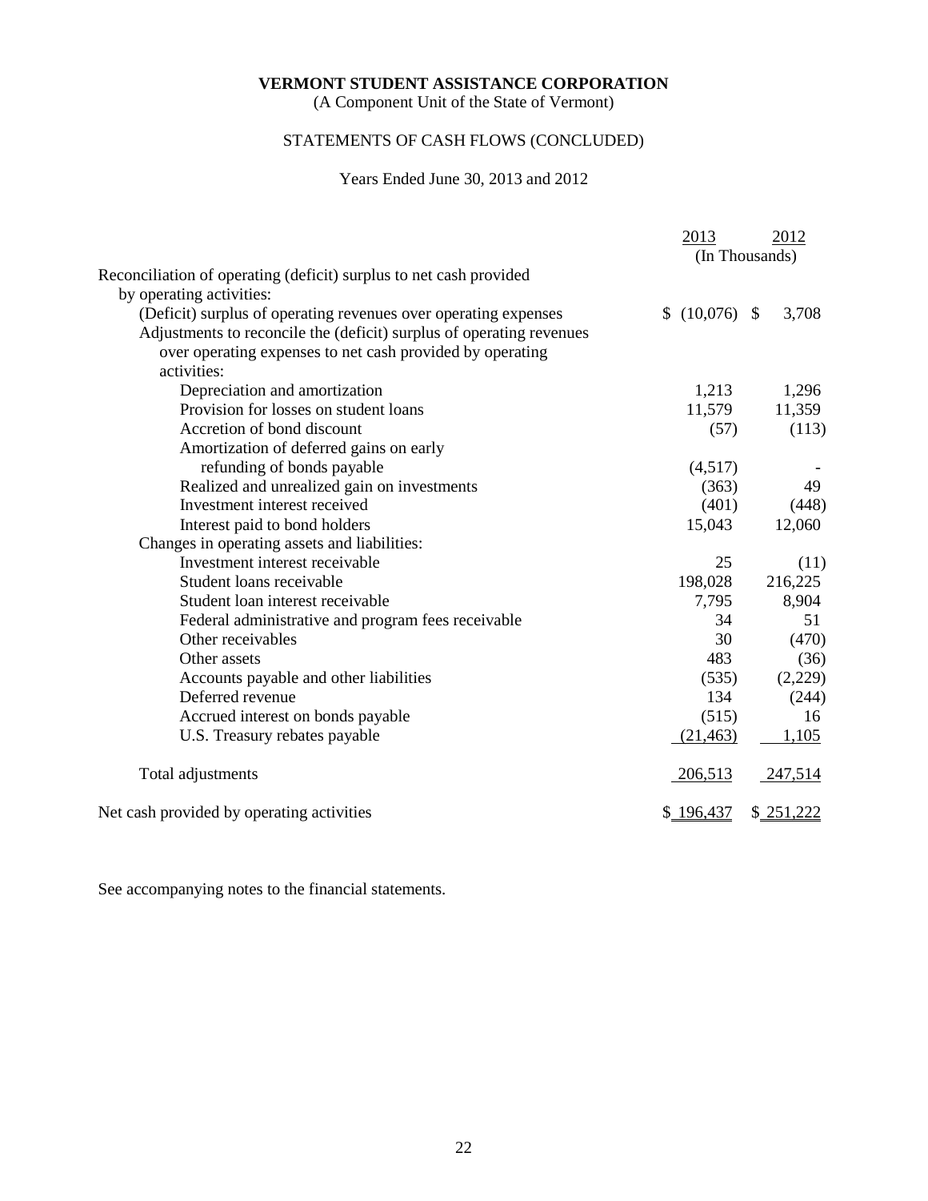**VERMONT STUDENT ASSISTANCE CORPORATION**
(A Component Unit of the State of Vermont)

STATEMENTS OF CASH FLOWS (CONCLUDED)

Years Ended June 30, 2013 and 2012

| | 2013 | 2012 |
|---|---|---|
| | (In Thousands) | |
| Reconciliation of operating (deficit) surplus to net cash provided by operating activities: | | |
| (Deficit) surplus of operating revenues over operating expenses | $ (10,076) | $ 3,708 |
| Adjustments to reconcile the (deficit) surplus of operating revenues over operating expenses to net cash provided by operating activities: | | |
| Depreciation and amortization | 1,213 | 1,296 |
| Provision for losses on student loans | 11,579 | 11,359 |
| Accretion of bond discount | (57) | (113) |
| Amortization of deferred gains on early refunding of bonds payable | (4,517) | - |
| Realized and unrealized gain on investments | (363) | 49 |
| Investment interest received | (401) | (448) |
| Interest paid to bond holders | 15,043 | 12,060 |
| Changes in operating assets and liabilities: | | |
| Investment interest receivable | 25 | (11) |
| Student loans receivable | 198,028 | 216,225 |
| Student loan interest receivable | 7,795 | 8,904 |
| Federal administrative and program fees receivable | 34 | 51 |
| Other receivables | 30 | (470) |
| Other assets | 483 | (36) |
| Accounts payable and other liabilities | (535) | (2,229) |
| Deferred revenue | 134 | (244) |
| Accrued interest on bonds payable | (515) | 16 |
| U.S. Treasury rebates payable | (21,463) | 1,105 |
| Total adjustments | 206,513 | 247,514 |
| Net cash provided by operating activities | $ 196,437 | $ 251,222 |

See accompanying notes to the financial statements.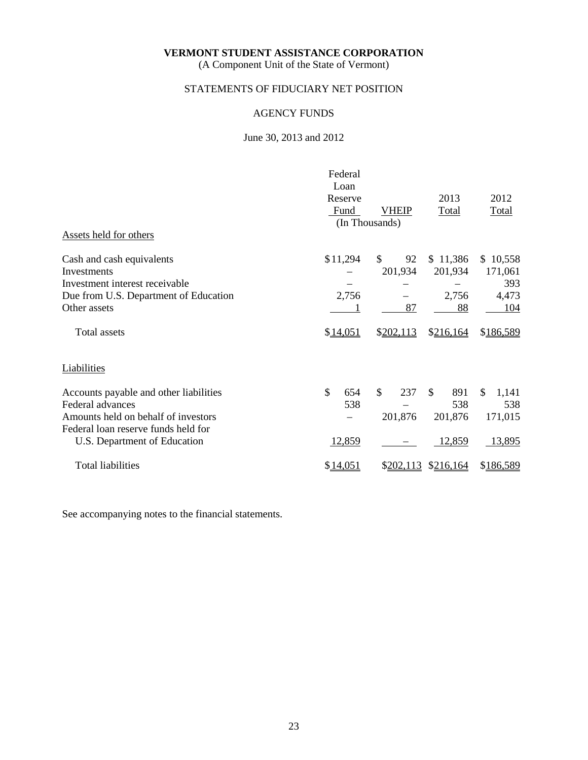**VERMONT STUDENT ASSISTANCE CORPORATION**
(A Component Unit of the State of Vermont)

STATEMENTS OF FIDUCIARY NET POSITION

AGENCY FUNDS

June 30, 2013 and 2012

| | Federal Loan Reserve Fund | VHEIP | 2013 Total | 2012 Total |
|---|---|---|---|---|
| | (In Thousands) | | | |
| Assets held for others | | | | |
| Cash and cash equivalents | $11,294 | $ 92 | $ 11,386 | $ 10,558 |
| Investments | – | 201,934 | 201,934 | 171,061 |
| Investment interest receivable | – | – | – | 393 |
| Due from U.S. Department of Education | 2,756 | – | 2,756 | 4,473 |
| Other assets | 1 | 87 | 88 | 104 |
| Total assets | $14,051 | $202,113 | $216,164 | $186,589 |
| Liabilities | | | | |
| Accounts payable and other liabilities | $ 654 | $ 237 | $ 891 | $ 1,141 |
| Federal advances | 538 | – | 538 | 538 |
| Amounts held on behalf of investors | – | 201,876 | 201,876 | 171,015 |
| Federal loan reserve funds held for U.S. Department of Education | 12,859 | – | 12,859 | 13,895 |
| Total liabilities | $14,051 | $202,113 | $216,164 | $186,589 |

See accompanying notes to the financial statements.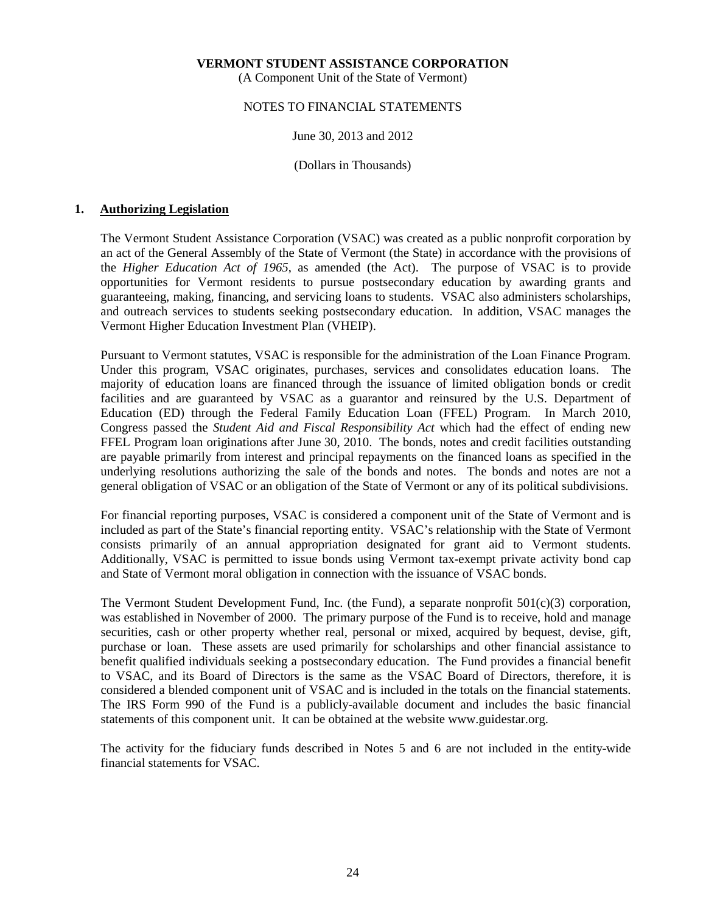**VERMONT STUDENT ASSISTANCE CORPORATION**
(A Component Unit of the State of Vermont)

NOTES TO FINANCIAL STATEMENTS

June 30, 2013 and 2012

(Dollars in Thousands)

## 1. Authorizing Legislation

The Vermont Student Assistance Corporation (VSAC) was created as a public nonprofit corporation by an act of the General Assembly of the State of Vermont (the State) in accordance with the provisions of the *Higher Education Act of 1965*, as amended (the Act). The purpose of VSAC is to provide opportunities for Vermont residents to pursue postsecondary education by awarding grants and guaranteeing, making, financing, and servicing loans to students. VSAC also administers scholarships, and outreach services to students seeking postsecondary education. In addition, VSAC manages the Vermont Higher Education Investment Plan (VHEIP).

Pursuant to Vermont statutes, VSAC is responsible for the administration of the Loan Finance Program. Under this program, VSAC originates, purchases, services and consolidates education loans. The majority of education loans are financed through the issuance of limited obligation bonds or credit facilities and are guaranteed by VSAC as a guarantor and reinsured by the U.S. Department of Education (ED) through the Federal Family Education Loan (FFEL) Program. In March 2010, Congress passed the *Student Aid and Fiscal Responsibility Act* which had the effect of ending new FFEL Program loan originations after June 30, 2010. The bonds, notes and credit facilities outstanding are payable primarily from interest and principal repayments on the financed loans as specified in the underlying resolutions authorizing the sale of the bonds and notes. The bonds and notes are not a general obligation of VSAC or an obligation of the State of Vermont or any of its political subdivisions.

For financial reporting purposes, VSAC is considered a component unit of the State of Vermont and is included as part of the State's financial reporting entity. VSAC's relationship with the State of Vermont consists primarily of an annual appropriation designated for grant aid to Vermont students. Additionally, VSAC is permitted to issue bonds using Vermont tax-exempt private activity bond cap and State of Vermont moral obligation in connection with the issuance of VSAC bonds.

The Vermont Student Development Fund, Inc. (the Fund), a separate nonprofit 501(c)(3) corporation, was established in November of 2000. The primary purpose of the Fund is to receive, hold and manage securities, cash or other property whether real, personal or mixed, acquired by bequest, devise, gift, purchase or loan. These assets are used primarily for scholarships and other financial assistance to benefit qualified individuals seeking a postsecondary education. The Fund provides a financial benefit to VSAC, and its Board of Directors is the same as the VSAC Board of Directors, therefore, it is considered a blended component unit of VSAC and is included in the totals on the financial statements. The IRS Form 990 of the Fund is a publicly-available document and includes the basic financial statements of this component unit. It can be obtained at the website www.guidestar.org.

The activity for the fiduciary funds described in Notes 5 and 6 are not included in the entity-wide financial statements for VSAC.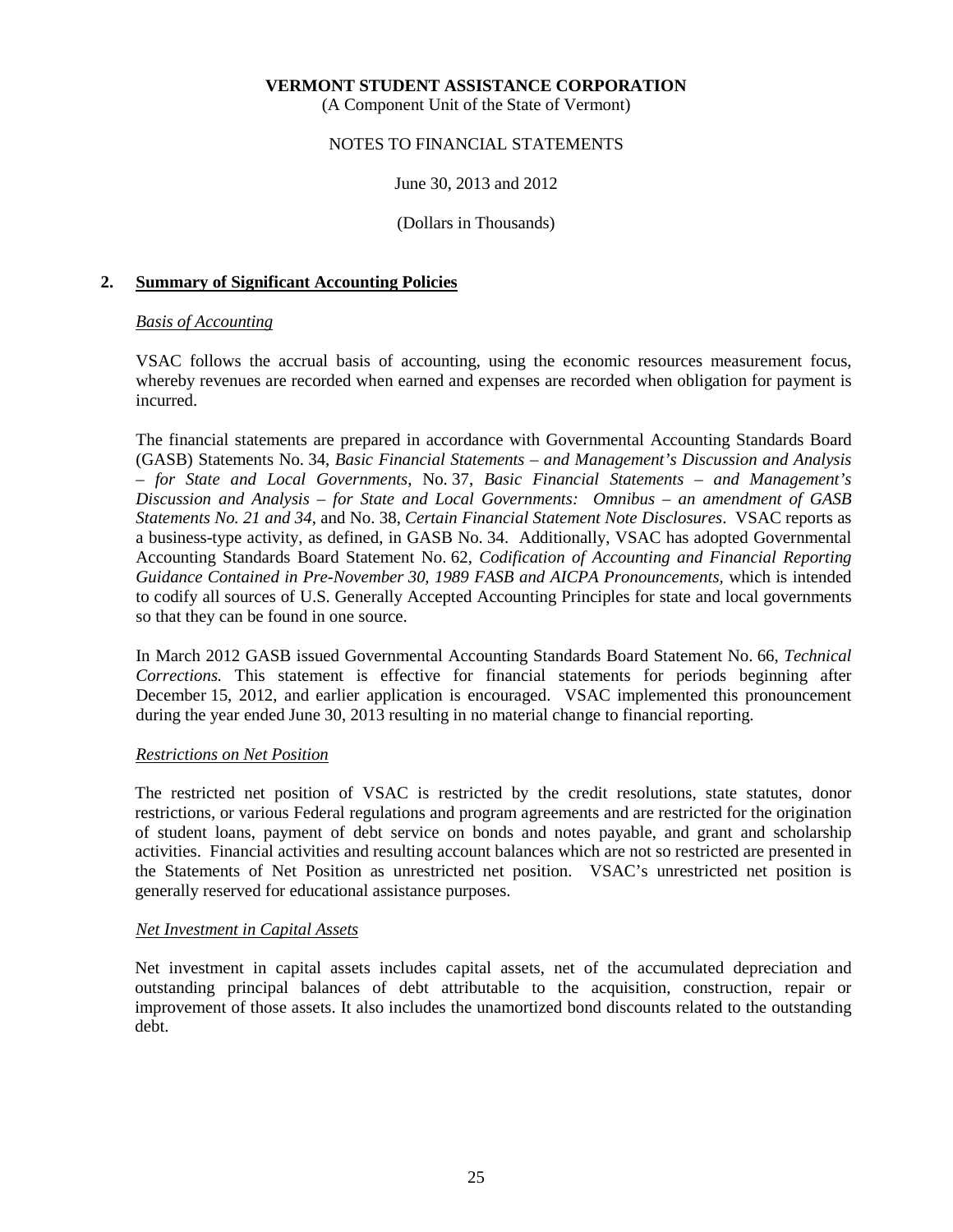**VERMONT STUDENT ASSISTANCE CORPORATION**
(A Component Unit of the State of Vermont)

NOTES TO FINANCIAL STATEMENTS

June 30, 2013 and 2012

(Dollars in Thousands)

## 2. Summary of Significant Accounting Policies

*Basis of Accounting*

VSAC follows the accrual basis of accounting, using the economic resources measurement focus, whereby revenues are recorded when earned and expenses are recorded when obligation for payment is incurred.

The financial statements are prepared in accordance with Governmental Accounting Standards Board (GASB) Statements No. 34, *Basic Financial Statements – and Management's Discussion and Analysis – for State and Local Governments*, No. 37, *Basic Financial Statements – and Management's Discussion and Analysis – for State and Local Governments: Omnibus – an amendment of GASB Statements No. 21 and 34*, and No. 38, *Certain Financial Statement Note Disclosures*. VSAC reports as a business-type activity, as defined, in GASB No. 34. Additionally, VSAC has adopted Governmental Accounting Standards Board Statement No. 62, *Codification of Accounting and Financial Reporting Guidance Contained in Pre-November 30, 1989 FASB and AICPA Pronouncements*, which is intended to codify all sources of U.S. Generally Accepted Accounting Principles for state and local governments so that they can be found in one source.

In March 2012 GASB issued Governmental Accounting Standards Board Statement No. 66, *Technical Corrections.* This statement is effective for financial statements for periods beginning after December 15, 2012, and earlier application is encouraged. VSAC implemented this pronouncement during the year ended June 30, 2013 resulting in no material change to financial reporting.

*Restrictions on Net Position*

The restricted net position of VSAC is restricted by the credit resolutions, state statutes, donor restrictions, or various Federal regulations and program agreements and are restricted for the origination of student loans, payment of debt service on bonds and notes payable, and grant and scholarship activities. Financial activities and resulting account balances which are not so restricted are presented in the Statements of Net Position as unrestricted net position. VSAC's unrestricted net position is generally reserved for educational assistance purposes.

*Net Investment in Capital Assets*

Net investment in capital assets includes capital assets, net of the accumulated depreciation and outstanding principal balances of debt attributable to the acquisition, construction, repair or improvement of those assets. It also includes the unamortized bond discounts related to the outstanding debt.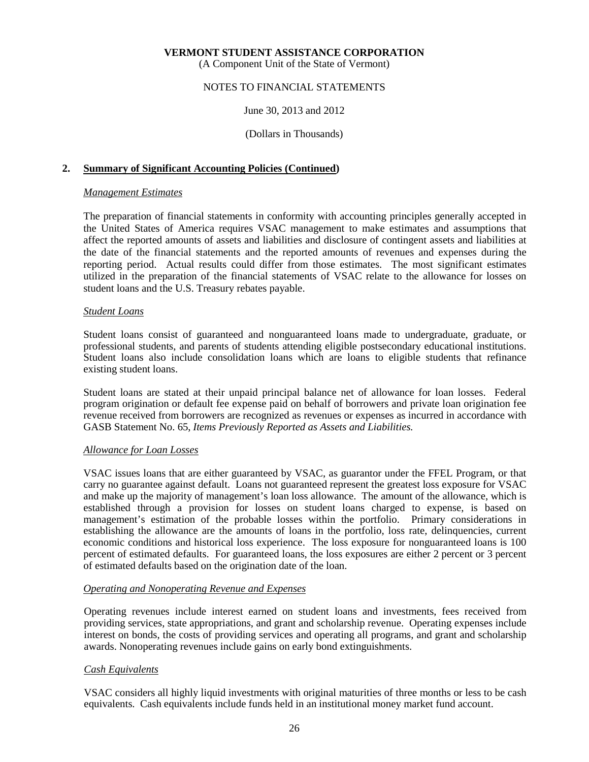**VERMONT STUDENT ASSISTANCE CORPORATION**
(A Component Unit of the State of Vermont)

NOTES TO FINANCIAL STATEMENTS

June 30, 2013 and 2012

(Dollars in Thousands)

## 2. Summary of Significant Accounting Policies (Continued)

*Management Estimates*

The preparation of financial statements in conformity with accounting principles generally accepted in the United States of America requires VSAC management to make estimates and assumptions that affect the reported amounts of assets and liabilities and disclosure of contingent assets and liabilities at the date of the financial statements and the reported amounts of revenues and expenses during the reporting period. Actual results could differ from those estimates. The most significant estimates utilized in the preparation of the financial statements of VSAC relate to the allowance for losses on student loans and the U.S. Treasury rebates payable.

*Student Loans*

Student loans consist of guaranteed and nonguaranteed loans made to undergraduate, graduate, or professional students, and parents of students attending eligible postsecondary educational institutions. Student loans also include consolidation loans which are loans to eligible students that refinance existing student loans.

Student loans are stated at their unpaid principal balance net of allowance for loan losses. Federal program origination or default fee expense paid on behalf of borrowers and private loan origination fee revenue received from borrowers are recognized as revenues or expenses as incurred in accordance with GASB Statement No. 65, *Items Previously Reported as Assets and Liabilities.*

*Allowance for Loan Losses*

VSAC issues loans that are either guaranteed by VSAC, as guarantor under the FFEL Program, or that carry no guarantee against default. Loans not guaranteed represent the greatest loss exposure for VSAC and make up the majority of management's loan loss allowance. The amount of the allowance, which is established through a provision for losses on student loans charged to expense, is based on management's estimation of the probable losses within the portfolio. Primary considerations in establishing the allowance are the amounts of loans in the portfolio, loss rate, delinquencies, current economic conditions and historical loss experience. The loss exposure for nonguaranteed loans is 100 percent of estimated defaults. For guaranteed loans, the loss exposures are either 2 percent or 3 percent of estimated defaults based on the origination date of the loan.

*Operating and Nonoperating Revenue and Expenses*

Operating revenues include interest earned on student loans and investments, fees received from providing services, state appropriations, and grant and scholarship revenue. Operating expenses include interest on bonds, the costs of providing services and operating all programs, and grant and scholarship awards. Nonoperating revenues include gains on early bond extinguishments.

*Cash Equivalents*

VSAC considers all highly liquid investments with original maturities of three months or less to be cash equivalents. Cash equivalents include funds held in an institutional money market fund account.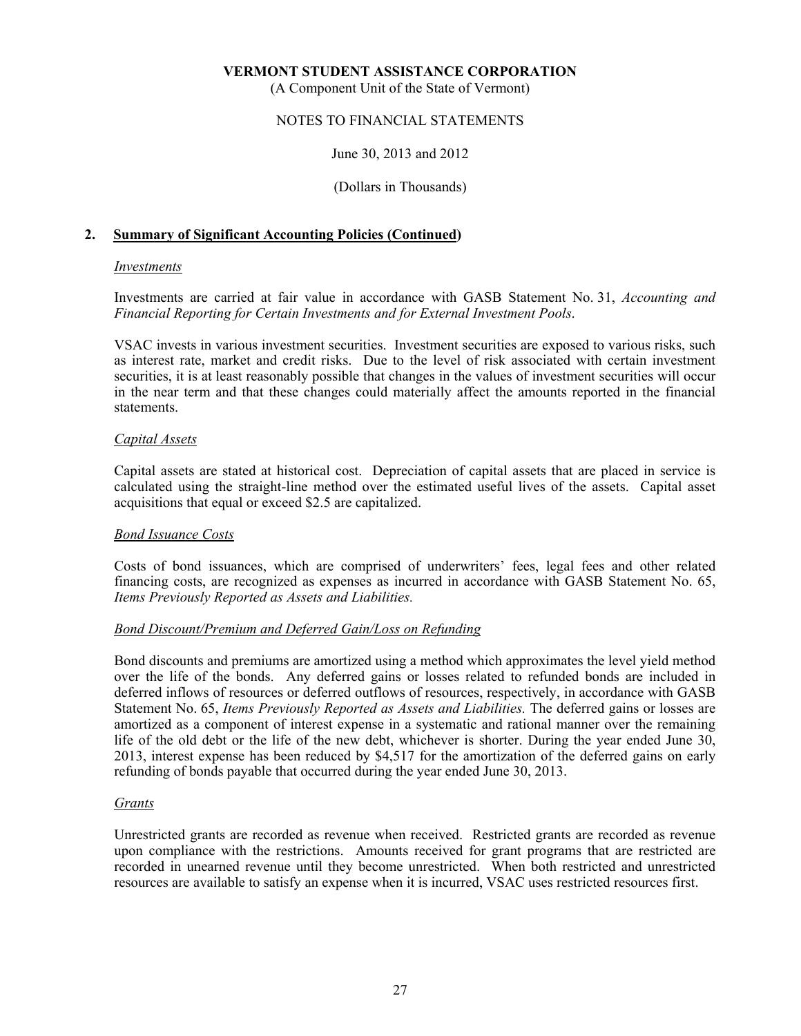**VERMONT STUDENT ASSISTANCE CORPORATION**
(A Component Unit of the State of Vermont)

NOTES TO FINANCIAL STATEMENTS

June 30, 2013 and 2012

(Dollars in Thousands)

## 2. Summary of Significant Accounting Policies (Continued)

### *Investments*

Investments are carried at fair value in accordance with GASB Statement No. 31, *Accounting and Financial Reporting for Certain Investments and for External Investment Pools*.

VSAC invests in various investment securities. Investment securities are exposed to various risks, such as interest rate, market and credit risks. Due to the level of risk associated with certain investment securities, it is at least reasonably possible that changes in the values of investment securities will occur in the near term and that these changes could materially affect the amounts reported in the financial statements.

### *Capital Assets*

Capital assets are stated at historical cost. Depreciation of capital assets that are placed in service is calculated using the straight-line method over the estimated useful lives of the assets. Capital asset acquisitions that equal or exceed $2.5 are capitalized.

### *Bond Issuance Costs*

Costs of bond issuances, which are comprised of underwriters' fees, legal fees and other related financing costs, are recognized as expenses as incurred in accordance with GASB Statement No. 65, *Items Previously Reported as Assets and Liabilities.*

### *Bond Discount/Premium and Deferred Gain/Loss on Refunding*

Bond discounts and premiums are amortized using a method which approximates the level yield method over the life of the bonds. Any deferred gains or losses related to refunded bonds are included in deferred inflows of resources or deferred outflows of resources, respectively, in accordance with GASB Statement No. 65, *Items Previously Reported as Assets and Liabilities.* The deferred gains or losses are amortized as a component of interest expense in a systematic and rational manner over the remaining life of the old debt or the life of the new debt, whichever is shorter. During the year ended June 30, 2013, interest expense has been reduced by $4,517 for the amortization of the deferred gains on early refunding of bonds payable that occurred during the year ended June 30, 2013.

### *Grants*

Unrestricted grants are recorded as revenue when received. Restricted grants are recorded as revenue upon compliance with the restrictions. Amounts received for grant programs that are restricted are recorded in unearned revenue until they become unrestricted. When both restricted and unrestricted resources are available to satisfy an expense when it is incurred, VSAC uses restricted resources first.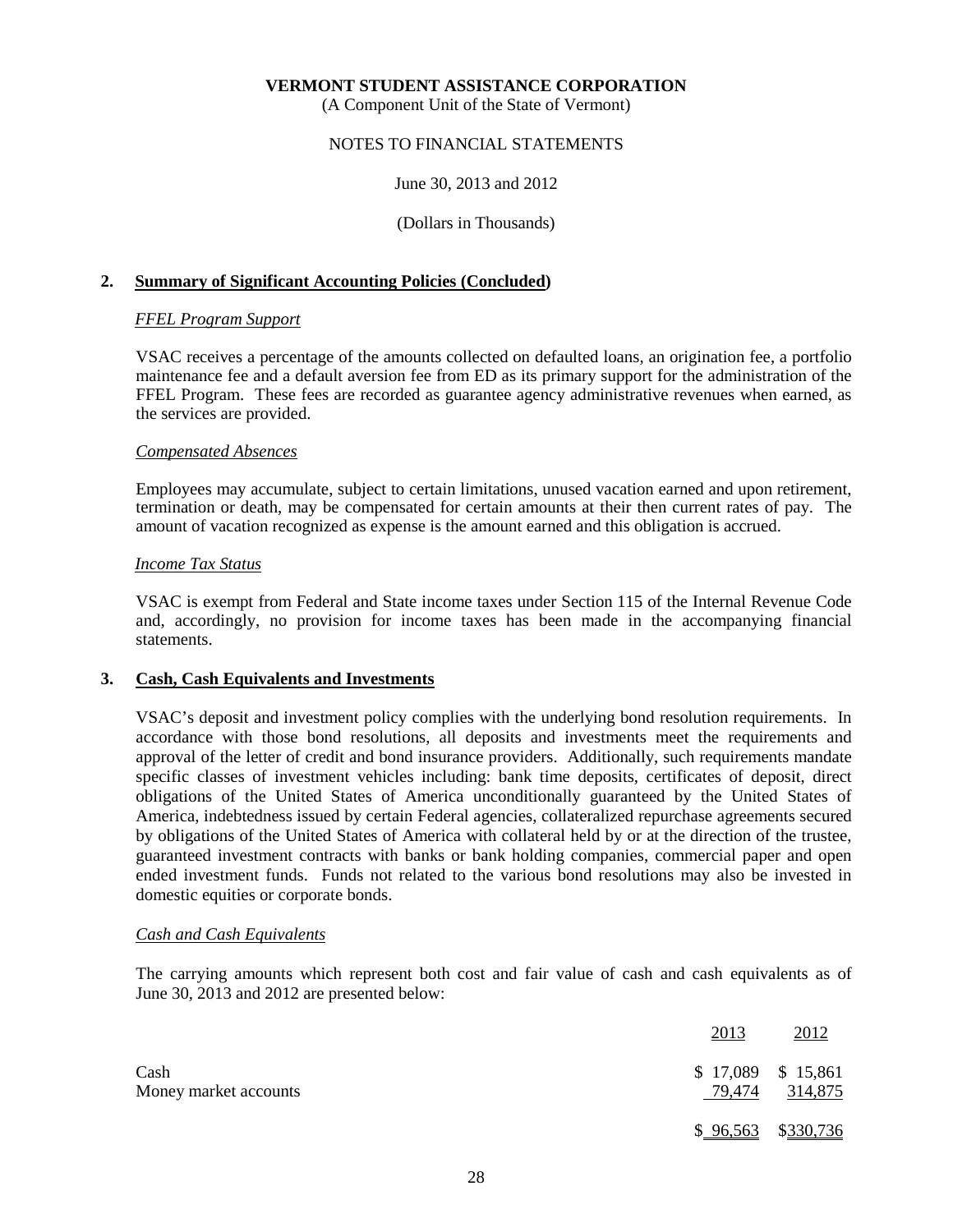**VERMONT STUDENT ASSISTANCE CORPORATION**
(A Component Unit of the State of Vermont)

NOTES TO FINANCIAL STATEMENTS

June 30, 2013 and 2012

(Dollars in Thousands)

## 2. Summary of Significant Accounting Policies (Concluded)

*FFEL Program Support*

VSAC receives a percentage of the amounts collected on defaulted loans, an origination fee, a portfolio maintenance fee and a default aversion fee from ED as its primary support for the administration of the FFEL Program. These fees are recorded as guarantee agency administrative revenues when earned, as the services are provided.

*Compensated Absences*

Employees may accumulate, subject to certain limitations, unused vacation earned and upon retirement, termination or death, may be compensated for certain amounts at their then current rates of pay. The amount of vacation recognized as expense is the amount earned and this obligation is accrued.

*Income Tax Status*

VSAC is exempt from Federal and State income taxes under Section 115 of the Internal Revenue Code and, accordingly, no provision for income taxes has been made in the accompanying financial statements.

## 3. Cash, Cash Equivalents and Investments

VSAC's deposit and investment policy complies with the underlying bond resolution requirements. In accordance with those bond resolutions, all deposits and investments meet the requirements and approval of the letter of credit and bond insurance providers. Additionally, such requirements mandate specific classes of investment vehicles including: bank time deposits, certificates of deposit, direct obligations of the United States of America unconditionally guaranteed by the United States of America, indebtedness issued by certain Federal agencies, collateralized repurchase agreements secured by obligations of the United States of America with collateral held by or at the direction of the trustee, guaranteed investment contracts with banks or bank holding companies, commercial paper and open ended investment funds. Funds not related to the various bond resolutions may also be invested in domestic equities or corporate bonds.

*Cash and Cash Equivalents*

The carrying amounts which represent both cost and fair value of cash and cash equivalents as of June 30, 2013 and 2012 are presented below:

| | 2013 | 2012 |
|---|---|---|
| Cash | $ 17,089 | $ 15,861 |
| Money market accounts | 79,474 | 314,875 |
| | $ 96,563 | $330,736 |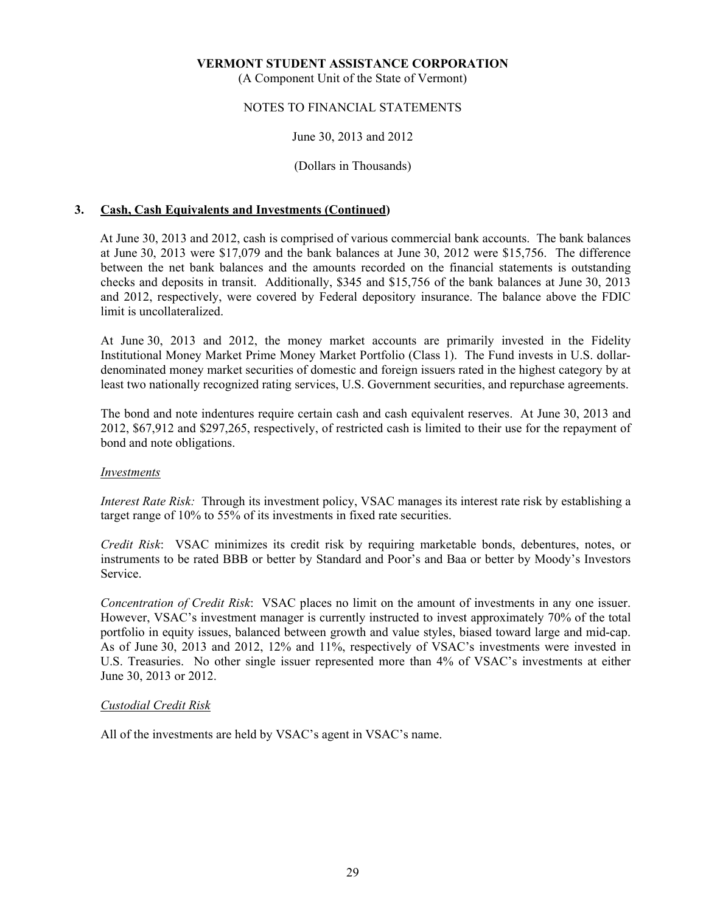**VERMONT STUDENT ASSISTANCE CORPORATION**
(A Component Unit of the State of Vermont)

NOTES TO FINANCIAL STATEMENTS

June 30, 2013 and 2012

(Dollars in Thousands)

## 3. Cash, Cash Equivalents and Investments (Continued)

At June 30, 2013 and 2012, cash is comprised of various commercial bank accounts. The bank balances at June 30, 2013 were $17,079 and the bank balances at June 30, 2012 were $15,756. The difference between the net bank balances and the amounts recorded on the financial statements is outstanding checks and deposits in transit. Additionally, $345 and $15,756 of the bank balances at June 30, 2013 and 2012, respectively, were covered by Federal depository insurance. The balance above the FDIC limit is uncollateralized.

At June 30, 2013 and 2012, the money market accounts are primarily invested in the Fidelity Institutional Money Market Prime Money Market Portfolio (Class 1). The Fund invests in U.S. dollar-denominated money market securities of domestic and foreign issuers rated in the highest category by at least two nationally recognized rating services, U.S. Government securities, and repurchase agreements.

The bond and note indentures require certain cash and cash equivalent reserves. At June 30, 2013 and 2012, $67,912 and $297,265, respectively, of restricted cash is limited to their use for the repayment of bond and note obligations.

*Investments*

*Interest Rate Risk:* Through its investment policy, VSAC manages its interest rate risk by establishing a target range of 10% to 55% of its investments in fixed rate securities.

*Credit Risk*: VSAC minimizes its credit risk by requiring marketable bonds, debentures, notes, or instruments to be rated BBB or better by Standard and Poor's and Baa or better by Moody's Investors Service.

*Concentration of Credit Risk*: VSAC places no limit on the amount of investments in any one issuer. However, VSAC's investment manager is currently instructed to invest approximately 70% of the total portfolio in equity issues, balanced between growth and value styles, biased toward large and mid-cap. As of June 30, 2013 and 2012, 12% and 11%, respectively of VSAC's investments were invested in U.S. Treasuries. No other single issuer represented more than 4% of VSAC's investments at either June 30, 2013 or 2012.

*Custodial Credit Risk*

All of the investments are held by VSAC's agent in VSAC's name.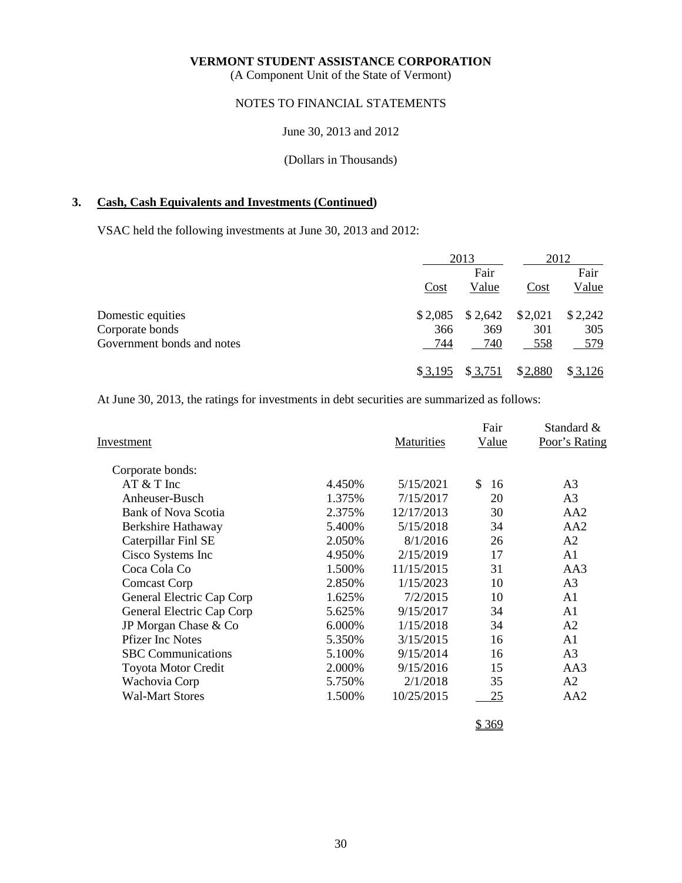**VERMONT STUDENT ASSISTANCE CORPORATION**
(A Component Unit of the State of Vermont)

NOTES TO FINANCIAL STATEMENTS

June 30, 2013 and 2012

(Dollars in Thousands)

## 3. Cash, Cash Equivalents and Investments (Continued)

VSAC held the following investments at June 30, 2013 and 2012:

| | 2013 | | 2012 | |
|---|---|---|---|---|
| | Cost | Fair Value | Cost | Fair Value |
| Domestic equities | $ 2,085 | $ 2,642 | $ 2,021 | $ 2,242 |
| Corporate bonds | 366 | 369 | 301 | 305 |
| Government bonds and notes | 744 | 740 | 558 | 579 |
| | $ 3,195 | $ 3,751 | $ 2,880 | $ 3,126 |

At June 30, 2013, the ratings for investments in debt securities are summarized as follows:

| Investment | | Maturities | Fair Value | Standard & Poor's Rating |
|---|---|---|---|---|
| Corporate bonds: | | | | |
| AT & T Inc | 4.450% | 5/15/2021 | $ 16 | A3 |
| Anheuser-Busch | 1.375% | 7/15/2017 | 20 | A3 |
| Bank of Nova Scotia | 2.375% | 12/17/2013 | 30 | AA2 |
| Berkshire Hathaway | 5.400% | 5/15/2018 | 34 | AA2 |
| Caterpillar Finl SE | 2.050% | 8/1/2016 | 26 | A2 |
| Cisco Systems Inc | 4.950% | 2/15/2019 | 17 | A1 |
| Coca Cola Co | 1.500% | 11/15/2015 | 31 | AA3 |
| Comcast Corp | 2.850% | 1/15/2023 | 10 | A3 |
| General Electric Cap Corp | 1.625% | 7/2/2015 | 10 | A1 |
| General Electric Cap Corp | 5.625% | 9/15/2017 | 34 | A1 |
| JP Morgan Chase & Co | 6.000% | 1/15/2018 | 34 | A2 |
| Pfizer Inc Notes | 5.350% | 3/15/2015 | 16 | A1 |
| SBC Communications | 5.100% | 9/15/2014 | 16 | A3 |
| Toyota Motor Credit | 2.000% | 9/15/2016 | 15 | AA3 |
| Wachovia Corp | 5.750% | 2/1/2018 | 35 | A2 |
| Wal-Mart Stores | 1.500% | 10/25/2015 | 25 | AA2 |
| | | | $ 369 | |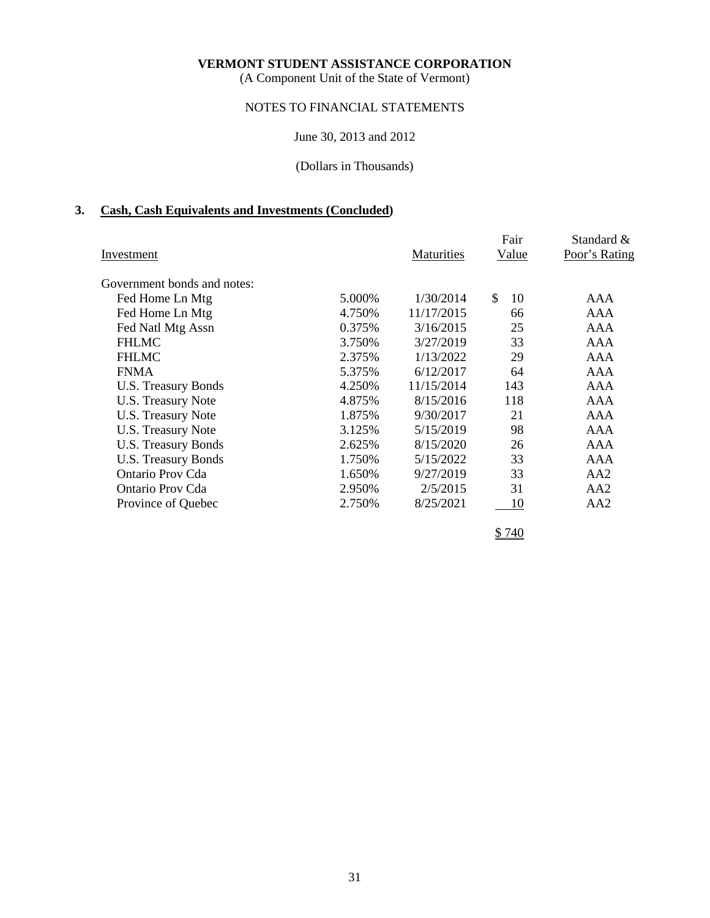**VERMONT STUDENT ASSISTANCE CORPORATION**
(A Component Unit of the State of Vermont)

NOTES TO FINANCIAL STATEMENTS

June 30, 2013 and 2012

(Dollars in Thousands)

## 3. Cash, Cash Equivalents and Investments (Concluded)

| Investment | | Maturities | Fair Value | Standard & Poor's Rating |
|---|---|---|---|---|
| Government bonds and notes: | | | | |
| Fed Home Ln Mtg | 5.000% | 1/30/2014 | $ 10 | AAA |
| Fed Home Ln Mtg | 4.750% | 11/17/2015 | 66 | AAA |
| Fed Natl Mtg Assn | 0.375% | 3/16/2015 | 25 | AAA |
| FHLMC | 3.750% | 3/27/2019 | 33 | AAA |
| FHLMC | 2.375% | 1/13/2022 | 29 | AAA |
| FNMA | 5.375% | 6/12/2017 | 64 | AAA |
| U.S. Treasury Bonds | 4.250% | 11/15/2014 | 143 | AAA |
| U.S. Treasury Note | 4.875% | 8/15/2016 | 118 | AAA |
| U.S. Treasury Note | 1.875% | 9/30/2017 | 21 | AAA |
| U.S. Treasury Note | 3.125% | 5/15/2019 | 98 | AAA |
| U.S. Treasury Bonds | 2.625% | 8/15/2020 | 26 | AAA |
| U.S. Treasury Bonds | 1.750% | 5/15/2022 | 33 | AAA |
| Ontario Prov Cda | 1.650% | 9/27/2019 | 33 | AA2 |
| Ontario Prov Cda | 2.950% | 2/5/2015 | 31 | AA2 |
| Province of Quebec | 2.750% | 8/25/2021 | 10 | AA2 |
| | | | $ 740 | |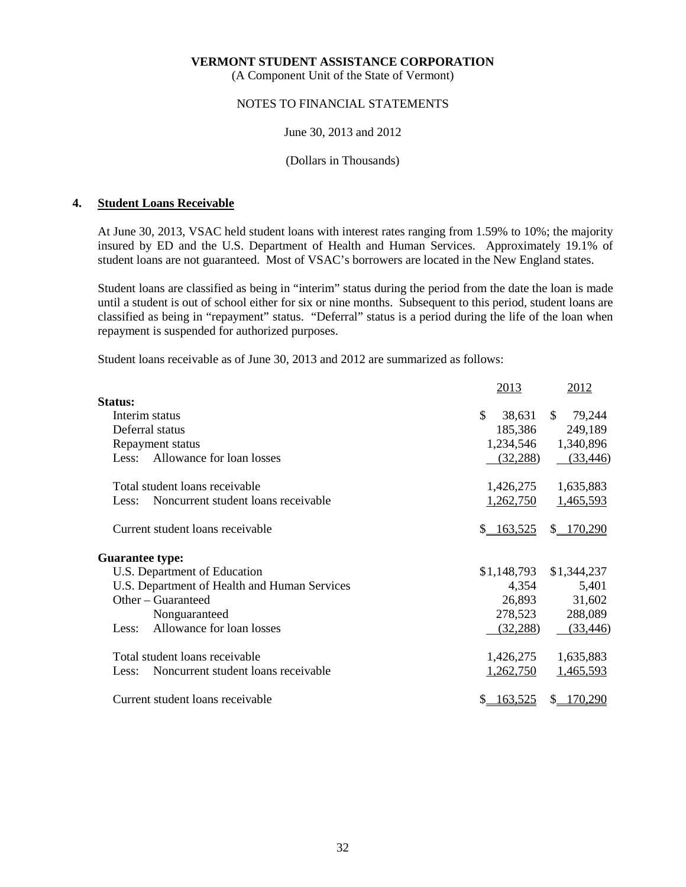**VERMONT STUDENT ASSISTANCE CORPORATION**
(A Component Unit of the State of Vermont)

NOTES TO FINANCIAL STATEMENTS

June 30, 2013 and 2012

(Dollars in Thousands)

## 4. Student Loans Receivable

At June 30, 2013, VSAC held student loans with interest rates ranging from 1.59% to 10%; the majority insured by ED and the U.S. Department of Health and Human Services. Approximately 19.1% of student loans are not guaranteed. Most of VSAC's borrowers are located in the New England states.

Student loans are classified as being in "interim" status during the period from the date the loan is made until a student is out of school either for six or nine months. Subsequent to this period, student loans are classified as being in "repayment" status. "Deferral" status is a period during the life of the loan when repayment is suspended for authorized purposes.

Student loans receivable as of June 30, 2013 and 2012 are summarized as follows:

| | 2013 | 2012 |
|---|---|---|
| **Status:** | | |
| Interim status | $ 38,631 | $ 79,244 |
| Deferral status | 185,386 | 249,189 |
| Repayment status | 1,234,546 | 1,340,896 |
| Less: Allowance for loan losses | (32,288) | (33,446) |
| Total student loans receivable | 1,426,275 | 1,635,883 |
| Less: Noncurrent student loans receivable | 1,262,750 | 1,465,593 |
| Current student loans receivable | $ 163,525 | $ 170,290 |
| **Guarantee type:** | | |
| U.S. Department of Education | $1,148,793 | $1,344,237 |
| U.S. Department of Health and Human Services | 4,354 | 5,401 |
| Other – Guaranteed | 26,893 | 31,602 |
| Nonguaranteed | 278,523 | 288,089 |
| Less: Allowance for loan losses | (32,288) | (33,446) |
| Total student loans receivable | 1,426,275 | 1,635,883 |
| Less: Noncurrent student loans receivable | 1,262,750 | 1,465,593 |
| Current student loans receivable | $ 163,525 | $ 170,290 |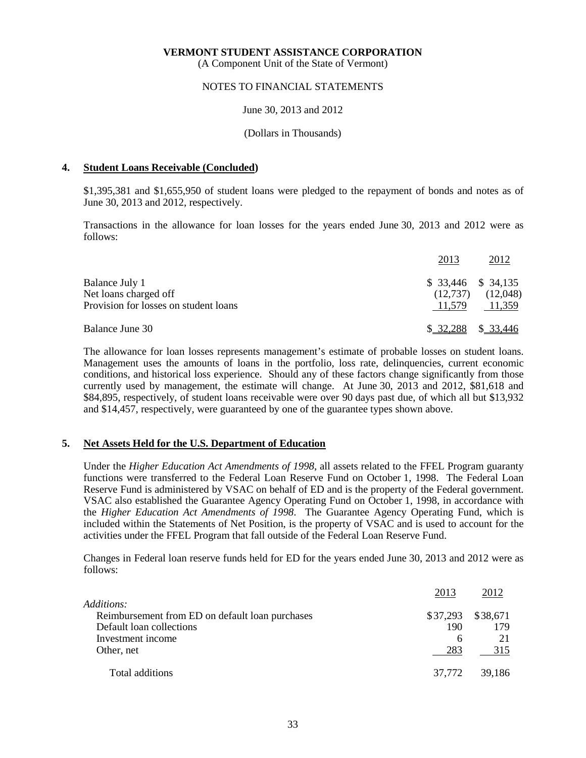**VERMONT STUDENT ASSISTANCE CORPORATION**
(A Component Unit of the State of Vermont)

NOTES TO FINANCIAL STATEMENTS

June 30, 2013 and 2012

(Dollars in Thousands)

## 4. Student Loans Receivable (Concluded)

$1,395,381 and $1,655,950 of student loans were pledged to the repayment of bonds and notes as of June 30, 2013 and 2012, respectively.

Transactions in the allowance for loan losses for the years ended June 30, 2013 and 2012 were as follows:

| | 2013 | 2012 |
|---|---|---|
| Balance July 1 | $ 33,446 | $ 34,135 |
| Net loans charged off | (12,737) | (12,048) |
| Provision for losses on student loans | 11,579 | 11,359 |
| Balance June 30 | $ 32,288 | $ 33,446 |

The allowance for loan losses represents management's estimate of probable losses on student loans. Management uses the amounts of loans in the portfolio, loss rate, delinquencies, current economic conditions, and historical loss experience. Should any of these factors change significantly from those currently used by management, the estimate will change. At June 30, 2013 and 2012, $81,618 and $84,895, respectively, of student loans receivable were over 90 days past due, of which all but $13,932 and $14,457, respectively, were guaranteed by one of the guarantee types shown above.

## 5. Net Assets Held for the U.S. Department of Education

Under the *Higher Education Act Amendments of 1998*, all assets related to the FFEL Program guaranty functions were transferred to the Federal Loan Reserve Fund on October 1, 1998. The Federal Loan Reserve Fund is administered by VSAC on behalf of ED and is the property of the Federal government. VSAC also established the Guarantee Agency Operating Fund on October 1, 1998, in accordance with the *Higher Education Act Amendments of 1998*. The Guarantee Agency Operating Fund, which is included within the Statements of Net Position, is the property of VSAC and is used to account for the activities under the FFEL Program that fall outside of the Federal Loan Reserve Fund.

Changes in Federal loan reserve funds held for ED for the years ended June 30, 2013 and 2012 were as follows:

| | 2013 | 2012 |
|---|---|---|
| *Additions:* | | |
| Reimbursement from ED on default loan purchases | $37,293 | $38,671 |
| Default loan collections | 190 | 179 |
| Investment income | 6 | 21 |
| Other, net | 283 | 315 |
| Total additions | 37,772 | 39,186 |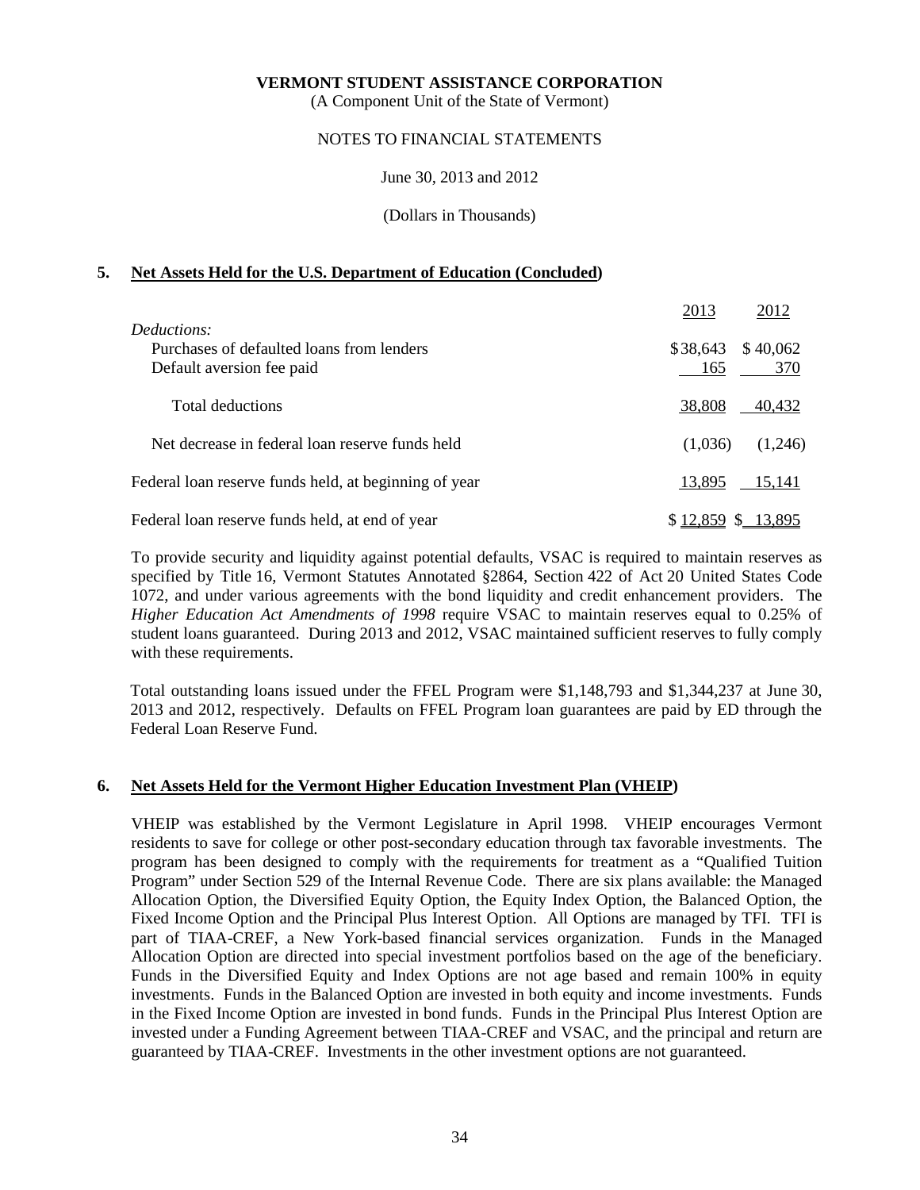**VERMONT STUDENT ASSISTANCE CORPORATION**
(A Component Unit of the State of Vermont)

NOTES TO FINANCIAL STATEMENTS

June 30, 2013 and 2012

(Dollars in Thousands)

## 5. Net Assets Held for the U.S. Department of Education (Concluded)

| | 2013 | 2012 |
|---|---|---|
| *Deductions:* | | |
| Purchases of defaulted loans from lenders | $38,643 | $ 40,062 |
| Default aversion fee paid | 165 | 370 |
| Total deductions | 38,808 | 40,432 |
| Net decrease in federal loan reserve funds held | (1,036) | (1,246) |
| Federal loan reserve funds held, at beginning of year | 13,895 | 15,141 |
| Federal loan reserve funds held, at end of year | $ 12,859 | $ 13,895 |

To provide security and liquidity against potential defaults, VSAC is required to maintain reserves as specified by Title 16, Vermont Statutes Annotated §2864, Section 422 of Act 20 United States Code 1072, and under various agreements with the bond liquidity and credit enhancement providers. The *Higher Education Act Amendments of 1998* require VSAC to maintain reserves equal to 0.25% of student loans guaranteed. During 2013 and 2012, VSAC maintained sufficient reserves to fully comply with these requirements.

Total outstanding loans issued under the FFEL Program were $1,148,793 and $1,344,237 at June 30, 2013 and 2012, respectively. Defaults on FFEL Program loan guarantees are paid by ED through the Federal Loan Reserve Fund.

## 6. Net Assets Held for the Vermont Higher Education Investment Plan (VHEIP)

VHEIP was established by the Vermont Legislature in April 1998. VHEIP encourages Vermont residents to save for college or other post-secondary education through tax favorable investments. The program has been designed to comply with the requirements for treatment as a "Qualified Tuition Program" under Section 529 of the Internal Revenue Code. There are six plans available: the Managed Allocation Option, the Diversified Equity Option, the Equity Index Option, the Balanced Option, the Fixed Income Option and the Principal Plus Interest Option. All Options are managed by TFI. TFI is part of TIAA-CREF, a New York-based financial services organization. Funds in the Managed Allocation Option are directed into special investment portfolios based on the age of the beneficiary. Funds in the Diversified Equity and Index Options are not age based and remain 100% in equity investments. Funds in the Balanced Option are invested in both equity and income investments. Funds in the Fixed Income Option are invested in bond funds. Funds in the Principal Plus Interest Option are invested under a Funding Agreement between TIAA-CREF and VSAC, and the principal and return are guaranteed by TIAA-CREF. Investments in the other investment options are not guaranteed.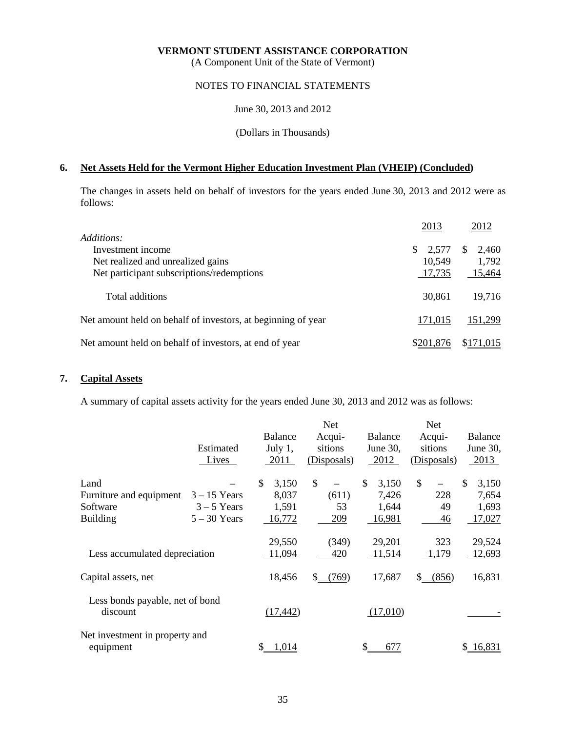**VERMONT STUDENT ASSISTANCE CORPORATION**
(A Component Unit of the State of Vermont)

NOTES TO FINANCIAL STATEMENTS

June 30, 2013 and 2012

(Dollars in Thousands)

## 6. Net Assets Held for the Vermont Higher Education Investment Plan (VHEIP) (Concluded)

The changes in assets held on behalf of investors for the years ended June 30, 2013 and 2012 were as follows:

| | 2013 | 2012 |
|---|---|---|
| *Additions:* | | |
| Investment income | $ 2,577 | $ 2,460 |
| Net realized and unrealized gains | 10,549 | 1,792 |
| Net participant subscriptions/redemptions | 17,735 | 15,464 |
| Total additions | 30,861 | 19,716 |
| Net amount held on behalf of investors, at beginning of year | 171,015 | 151,299 |
| Net amount held on behalf of investors, at end of year | $201,876 | $171,015 |

## 7. Capital Assets

A summary of capital assets activity for the years ended June 30, 2013 and 2012 was as follows:

| | Estimated Lives | Balance July 1, 2011 | Net Acquisitions (Disposals) | Balance June 30, 2012 | Net Acquisitions (Disposals) | Balance June 30, 2013 |
|---|---|---|---|---|---|---|
| Land | – | $ 3,150 | $ – | $ 3,150 | $ – | $ 3,150 |
| Furniture and equipment | 3 – 15 Years | 8,037 | (611) | 7,426 | 228 | 7,654 |
| Software | 3 – 5 Years | 1,591 | 53 | 1,644 | 49 | 1,693 |
| Building | 5 – 30 Years | 16,772 | 209 | 16,981 | 46 | 17,027 |
| | | 29,550 | (349) | 29,201 | 323 | 29,524 |
| Less accumulated depreciation | | 11,094 | 420 | 11,514 | 1,179 | 12,693 |
| Capital assets, net | | 18,456 | $ (769) | 17,687 | $ (856) | 16,831 |
| Less bonds payable, net of bond discount | | (17,442) | | (17,010) | | - |
| Net investment in property and equipment | | $ 1,014 | | $ 677 | | $ 16,831 |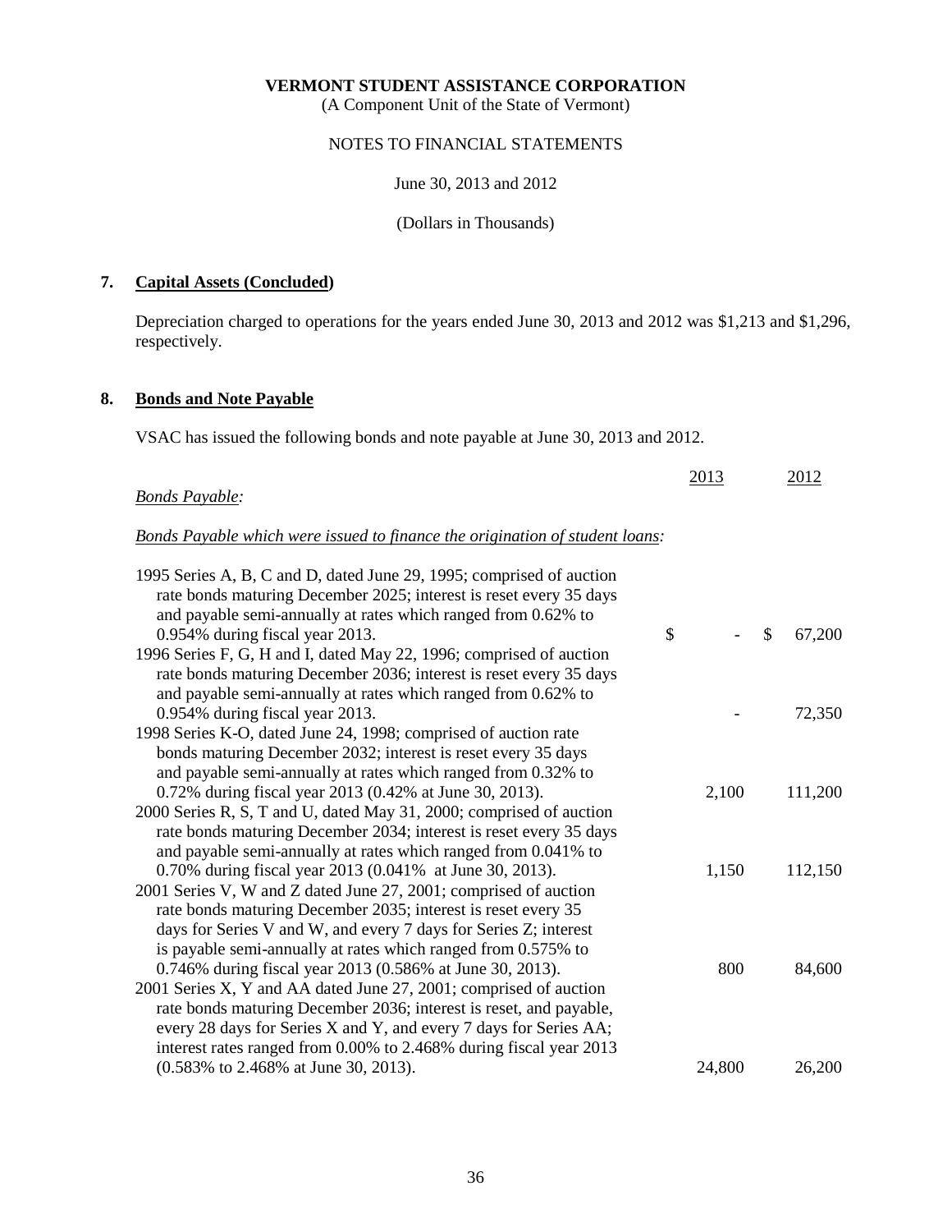**VERMONT STUDENT ASSISTANCE CORPORATION**
(A Component Unit of the State of Vermont)

NOTES TO FINANCIAL STATEMENTS

June 30, 2013 and 2012

(Dollars in Thousands)

## 7. Capital Assets (Concluded)

Depreciation charged to operations for the years ended June 30, 2013 and 2012 was $1,213 and $1,296, respectively.

## 8. Bonds and Note Payable

VSAC has issued the following bonds and note payable at June 30, 2013 and 2012.

| | 2013 | 2012 |
|---|---|---|
| *Bonds Payable:* | | |
| *Bonds Payable which were issued to finance the origination of student loans:* | | |
| 1995 Series A, B, C and D, dated June 29, 1995; comprised of auction rate bonds maturing December 2025; interest is reset every 35 days and payable semi-annually at rates which ranged from 0.62% to 0.954% during fiscal year 2013. | $ - | $ 67,200 |
| 1996 Series F, G, H and I, dated May 22, 1996; comprised of auction rate bonds maturing December 2036; interest is reset every 35 days and payable semi-annually at rates which ranged from 0.62% to 0.954% during fiscal year 2013. | - | 72,350 |
| 1998 Series K-O, dated June 24, 1998; comprised of auction rate bonds maturing December 2032; interest is reset every 35 days and payable semi-annually at rates which ranged from 0.32% to 0.72% during fiscal year 2013 (0.42% at June 30, 2013). | 2,100 | 111,200 |
| 2000 Series R, S, T and U, dated May 31, 2000; comprised of auction rate bonds maturing December 2034; interest is reset every 35 days and payable semi-annually at rates which ranged from 0.041% to 0.70% during fiscal year 2013 (0.041% at June 30, 2013). | 1,150 | 112,150 |
| 2001 Series V, W and Z dated June 27, 2001; comprised of auction rate bonds maturing December 2035; interest is reset every 35 days for Series V and W, and every 7 days for Series Z; interest is payable semi-annually at rates which ranged from 0.575% to 0.746% during fiscal year 2013 (0.586% at June 30, 2013). | 800 | 84,600 |
| 2001 Series X, Y and AA dated June 27, 2001; comprised of auction rate bonds maturing December 2036; interest is reset, and payable, every 28 days for Series X and Y, and every 7 days for Series AA; interest rates ranged from 0.00% to 2.468% during fiscal year 2013 (0.583% to 2.468% at June 30, 2013). | 24,800 | 26,200 |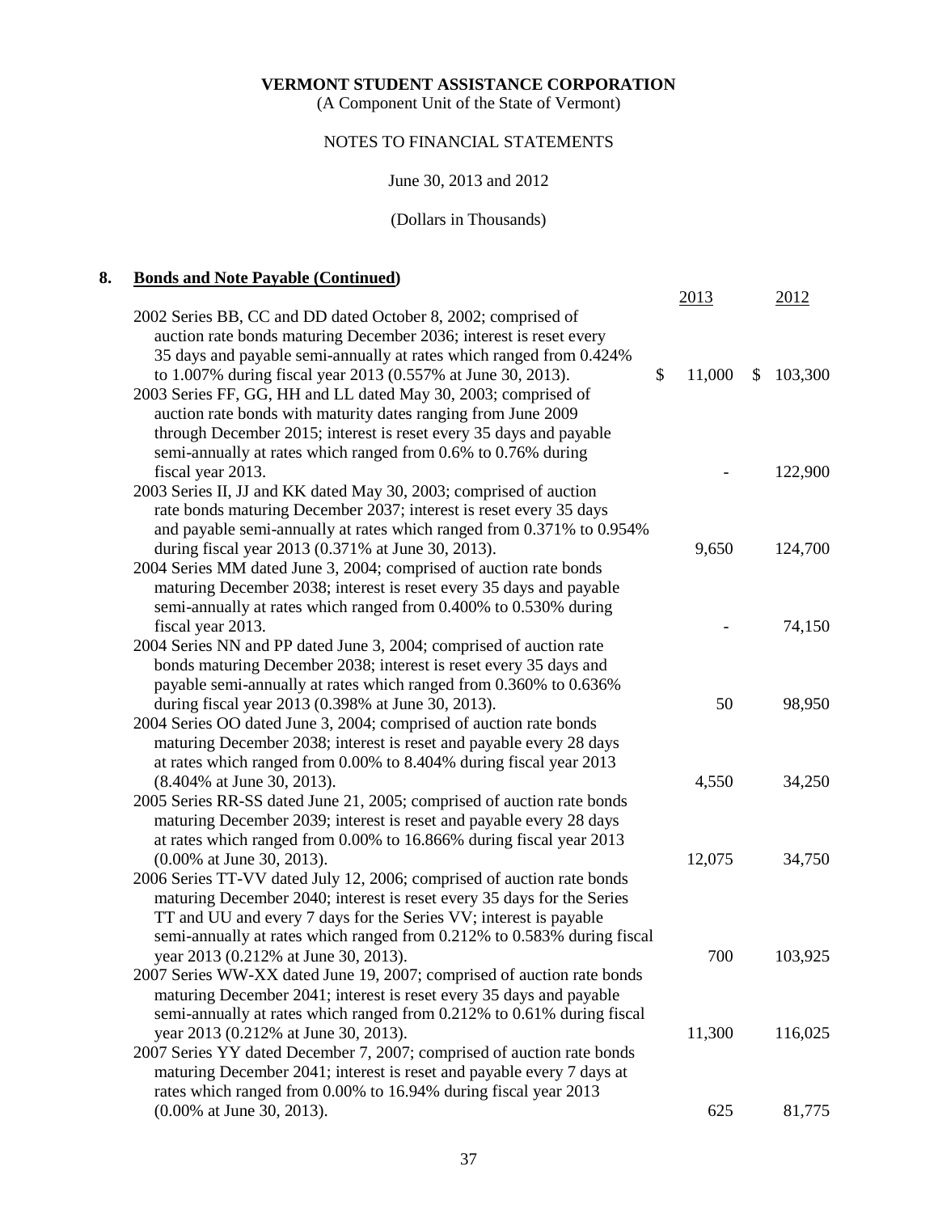**VERMONT STUDENT ASSISTANCE CORPORATION**
(A Component Unit of the State of Vermont)

NOTES TO FINANCIAL STATEMENTS

June 30, 2013 and 2012

(Dollars in Thousands)

## 8. Bonds and Note Payable (Continued)

| | 2013 | 2012 |
|---|---|---|
| 2002 Series BB, CC and DD dated October 8, 2002; comprised of auction rate bonds maturing December 2036; interest is reset every 35 days and payable semi-annually at rates which ranged from 0.424% to 1.007% during fiscal year 2013 (0.557% at June 30, 2013). | $ 11,000 | $ 103,300 |
| 2003 Series FF, GG, HH and LL dated May 30, 2003; comprised of auction rate bonds with maturity dates ranging from June 2009 through December 2015; interest is reset every 35 days and payable semi-annually at rates which ranged from 0.6% to 0.76% during fiscal year 2013. | - | 122,900 |
| 2003 Series II, JJ and KK dated May 30, 2003; comprised of auction rate bonds maturing December 2037; interest is reset every 35 days and payable semi-annually at rates which ranged from 0.371% to 0.954% during fiscal year 2013 (0.371% at June 30, 2013). | 9,650 | 124,700 |
| 2004 Series MM dated June 3, 2004; comprised of auction rate bonds maturing December 2038; interest is reset every 35 days and payable semi-annually at rates which ranged from 0.400% to 0.530% during fiscal year 2013. | - | 74,150 |
| 2004 Series NN and PP dated June 3, 2004; comprised of auction rate bonds maturing December 2038; interest is reset every 35 days and payable semi-annually at rates which ranged from 0.360% to 0.636% during fiscal year 2013 (0.398% at June 30, 2013). | 50 | 98,950 |
| 2004 Series OO dated June 3, 2004; comprised of auction rate bonds maturing December 2038; interest is reset and payable every 28 days at rates which ranged from 0.00% to 8.404% during fiscal year 2013 (8.404% at June 30, 2013). | 4,550 | 34,250 |
| 2005 Series RR-SS dated June 21, 2005; comprised of auction rate bonds maturing December 2039; interest is reset and payable every 28 days at rates which ranged from 0.00% to 16.866% during fiscal year 2013 (0.00% at June 30, 2013). | 12,075 | 34,750 |
| 2006 Series TT-VV dated July 12, 2006; comprised of auction rate bonds maturing December 2040; interest is reset every 35 days for the Series TT and UU and every 7 days for the Series VV; interest is payable semi-annually at rates which ranged from 0.212% to 0.583% during fiscal year 2013 (0.212% at June 30, 2013). | 700 | 103,925 |
| 2007 Series WW-XX dated June 19, 2007; comprised of auction rate bonds maturing December 2041; interest is reset every 35 days and payable semi-annually at rates which ranged from 0.212% to 0.61% during fiscal year 2013 (0.212% at June 30, 2013). | 11,300 | 116,025 |
| 2007 Series YY dated December 7, 2007; comprised of auction rate bonds maturing December 2041; interest is reset and payable every 7 days at rates which ranged from 0.00% to 16.94% during fiscal year 2013 (0.00% at June 30, 2013). | 625 | 81,775 |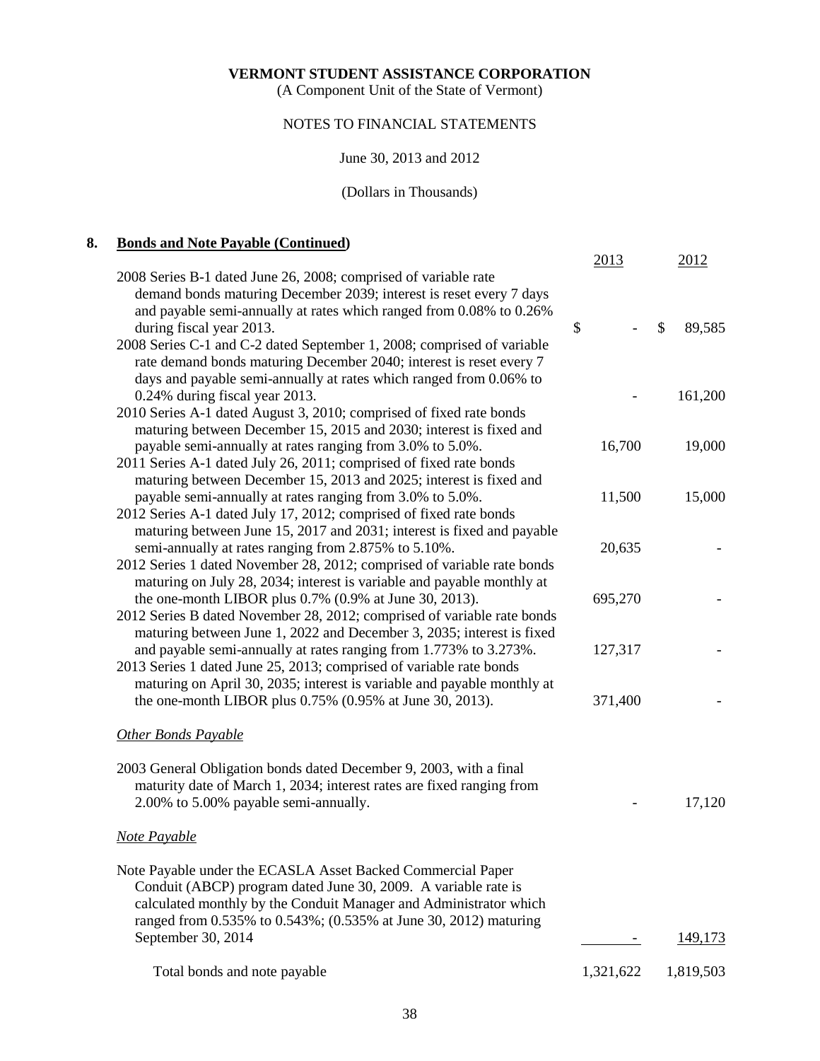**VERMONT STUDENT ASSISTANCE CORPORATION**
(A Component Unit of the State of Vermont)

NOTES TO FINANCIAL STATEMENTS

June 30, 2013 and 2012

(Dollars in Thousands)

## 8. Bonds and Note Payable (Continued)

| | 2013 | 2012 |
|---|---|---|
| 2008 Series B-1 dated June 26, 2008; comprised of variable rate demand bonds maturing December 2039; interest is reset every 7 days and payable semi-annually at rates which ranged from 0.08% to 0.26% during fiscal year 2013. | $ - | $ 89,585 |
| 2008 Series C-1 and C-2 dated September 1, 2008; comprised of variable rate demand bonds maturing December 2040; interest is reset every 7 days and payable semi-annually at rates which ranged from 0.06% to 0.24% during fiscal year 2013. | - | 161,200 |
| 2010 Series A-1 dated August 3, 2010; comprised of fixed rate bonds maturing between December 15, 2015 and 2030; interest is fixed and payable semi-annually at rates ranging from 3.0% to 5.0%. | 16,700 | 19,000 |
| 2011 Series A-1 dated July 26, 2011; comprised of fixed rate bonds maturing between December 15, 2013 and 2025; interest is fixed and payable semi-annually at rates ranging from 3.0% to 5.0%. | 11,500 | 15,000 |
| 2012 Series A-1 dated July 17, 2012; comprised of fixed rate bonds maturing between June 15, 2017 and 2031; interest is fixed and payable semi-annually at rates ranging from 2.875% to 5.10%. | 20,635 | - |
| 2012 Series 1 dated November 28, 2012; comprised of variable rate bonds maturing on July 28, 2034; interest is variable and payable monthly at the one-month LIBOR plus 0.7% (0.9% at June 30, 2013). | 695,270 | - |
| 2012 Series B dated November 28, 2012; comprised of variable rate bonds maturing between June 1, 2022 and December 3, 2035; interest is fixed and payable semi-annually at rates ranging from 1.773% to 3.273%. | 127,317 | - |
| 2013 Series 1 dated June 25, 2013; comprised of variable rate bonds maturing on April 30, 2035; interest is variable and payable monthly at the one-month LIBOR plus 0.75% (0.95% at June 30, 2013). | 371,400 | - |
| *Other Bonds Payable* | | |
| 2003 General Obligation bonds dated December 9, 2003, with a final maturity date of March 1, 2034; interest rates are fixed ranging from 2.00% to 5.00% payable semi-annually. | - | 17,120 |
| *Note Payable* | | |
| Note Payable under the ECASLA Asset Backed Commercial Paper Conduit (ABCP) program dated June 30, 2009. A variable rate is calculated monthly by the Conduit Manager and Administrator which ranged from 0.535% to 0.543%; (0.535% at June 30, 2012) maturing September 30, 2014 | - | 149,173 |
| Total bonds and note payable | 1,321,622 | 1,819,503 |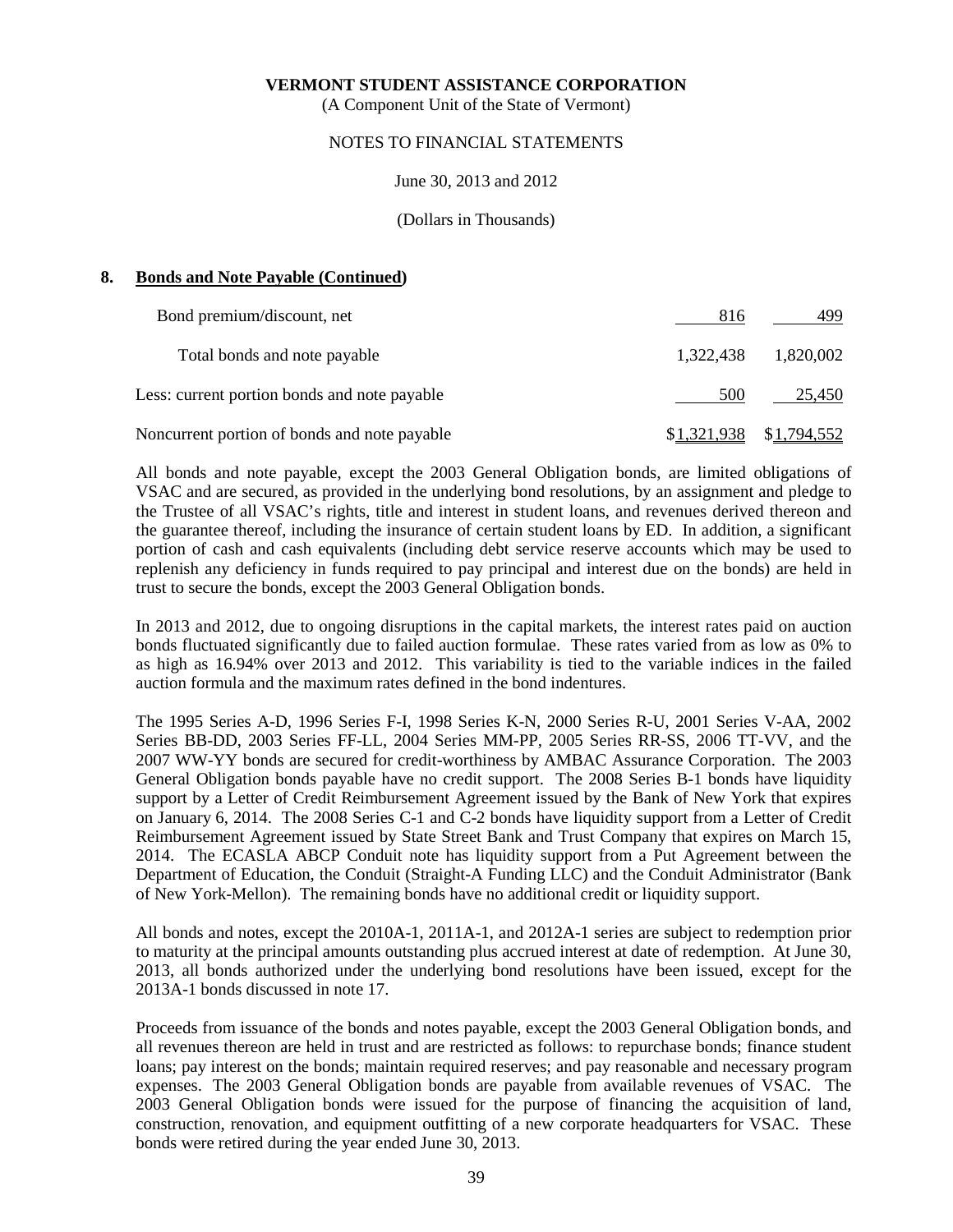**VERMONT STUDENT ASSISTANCE CORPORATION**
(A Component Unit of the State of Vermont)

NOTES TO FINANCIAL STATEMENTS

June 30, 2013 and 2012

(Dollars in Thousands)

## 8. Bonds and Note Payable (Continued)

| | 2013 | 2012 |
|---|---|---|
| Bond premium/discount, net | 816 | 499 |
| Total bonds and note payable | 1,322,438 | 1,820,002 |
| Less: current portion bonds and note payable | 500 | 25,450 |
| Noncurrent portion of bonds and note payable | $1,321,938 | $1,794,552 |

All bonds and note payable, except the 2003 General Obligation bonds, are limited obligations of VSAC and are secured, as provided in the underlying bond resolutions, by an assignment and pledge to the Trustee of all VSAC's rights, title and interest in student loans, and revenues derived thereon and the guarantee thereof, including the insurance of certain student loans by ED. In addition, a significant portion of cash and cash equivalents (including debt service reserve accounts which may be used to replenish any deficiency in funds required to pay principal and interest due on the bonds) are held in trust to secure the bonds, except the 2003 General Obligation bonds.

In 2013 and 2012, due to ongoing disruptions in the capital markets, the interest rates paid on auction bonds fluctuated significantly due to failed auction formulae. These rates varied from as low as 0% to as high as 16.94% over 2013 and 2012. This variability is tied to the variable indices in the failed auction formula and the maximum rates defined in the bond indentures.

The 1995 Series A-D, 1996 Series F-I, 1998 Series K-N, 2000 Series R-U, 2001 Series V-AA, 2002 Series BB-DD, 2003 Series FF-LL, 2004 Series MM-PP, 2005 Series RR-SS, 2006 TT-VV, and the 2007 WW-YY bonds are secured for credit-worthiness by AMBAC Assurance Corporation. The 2003 General Obligation bonds payable have no credit support. The 2008 Series B-1 bonds have liquidity support by a Letter of Credit Reimbursement Agreement issued by the Bank of New York that expires on January 6, 2014. The 2008 Series C-1 and C-2 bonds have liquidity support from a Letter of Credit Reimbursement Agreement issued by State Street Bank and Trust Company that expires on March 15, 2014. The ECASLA ABCP Conduit note has liquidity support from a Put Agreement between the Department of Education, the Conduit (Straight-A Funding LLC) and the Conduit Administrator (Bank of New York-Mellon). The remaining bonds have no additional credit or liquidity support.

All bonds and notes, except the 2010A-1, 2011A-1, and 2012A-1 series are subject to redemption prior to maturity at the principal amounts outstanding plus accrued interest at date of redemption. At June 30, 2013, all bonds authorized under the underlying bond resolutions have been issued, except for the 2013A-1 bonds discussed in note 17.

Proceeds from issuance of the bonds and notes payable, except the 2003 General Obligation bonds, and all revenues thereon are held in trust and are restricted as follows: to repurchase bonds; finance student loans; pay interest on the bonds; maintain required reserves; and pay reasonable and necessary program expenses. The 2003 General Obligation bonds are payable from available revenues of VSAC. The 2003 General Obligation bonds were issued for the purpose of financing the acquisition of land, construction, renovation, and equipment outfitting of a new corporate headquarters for VSAC. These bonds were retired during the year ended June 30, 2013.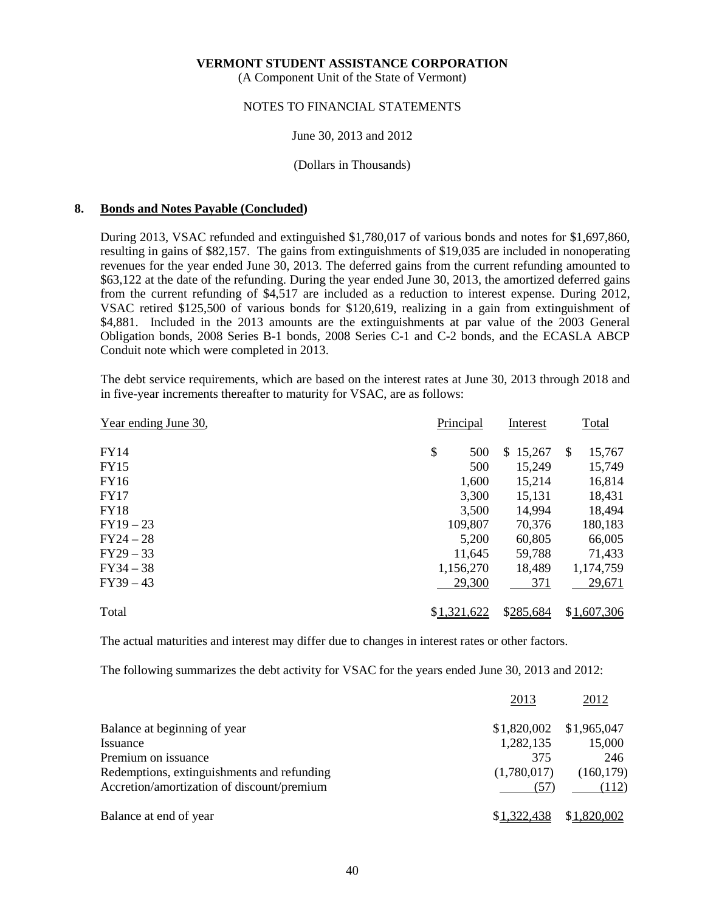**VERMONT STUDENT ASSISTANCE CORPORATION**
(A Component Unit of the State of Vermont)

NOTES TO FINANCIAL STATEMENTS

June 30, 2013 and 2012

(Dollars in Thousands)

## 8. Bonds and Notes Payable (Concluded)

During 2013, VSAC refunded and extinguished $1,780,017 of various bonds and notes for $1,697,860, resulting in gains of $82,157. The gains from extinguishments of $19,035 are included in nonoperating revenues for the year ended June 30, 2013. The deferred gains from the current refunding amounted to $63,122 at the date of the refunding. During the year ended June 30, 2013, the amortized deferred gains from the current refunding of $4,517 are included as a reduction to interest expense. During 2012, VSAC retired $125,500 of various bonds for $120,619, realizing in a gain from extinguishment of $4,881. Included in the 2013 amounts are the extinguishments at par value of the 2003 General Obligation bonds, 2008 Series B-1 bonds, 2008 Series C-1 and C-2 bonds, and the ECASLA ABCP Conduit note which were completed in 2013.

The debt service requirements, which are based on the interest rates at June 30, 2013 through 2018 and in five-year increments thereafter to maturity for VSAC, are as follows:

| Year ending June 30, | Principal | Interest | Total |
|---|---|---|---|
| FY14 | $ 500 | $ 15,267 | $ 15,767 |
| FY15 | 500 | 15,249 | 15,749 |
| FY16 | 1,600 | 15,214 | 16,814 |
| FY17 | 3,300 | 15,131 | 18,431 |
| FY18 | 3,500 | 14,994 | 18,494 |
| FY19 – 23 | 109,807 | 70,376 | 180,183 |
| FY24 – 28 | 5,200 | 60,805 | 66,005 |
| FY29 – 33 | 11,645 | 59,788 | 71,433 |
| FY34 – 38 | 1,156,270 | 18,489 | 1,174,759 |
| FY39 – 43 | 29,300 | 371 | 29,671 |
| Total | $1,321,622 | $285,684 | $1,607,306 |

The actual maturities and interest may differ due to changes in interest rates or other factors.

The following summarizes the debt activity for VSAC for the years ended June 30, 2013 and 2012:

| | 2013 | 2012 |
|---|---|---|
| Balance at beginning of year | $1,820,002 | $1,965,047 |
| Issuance | 1,282,135 | 15,000 |
| Premium on issuance | 375 | 246 |
| Redemptions, extinguishments and refunding | (1,780,017) | (160,179) |
| Accretion/amortization of discount/premium | (57) | (112) |
| Balance at end of year | $1,322,438 | $1,820,002 |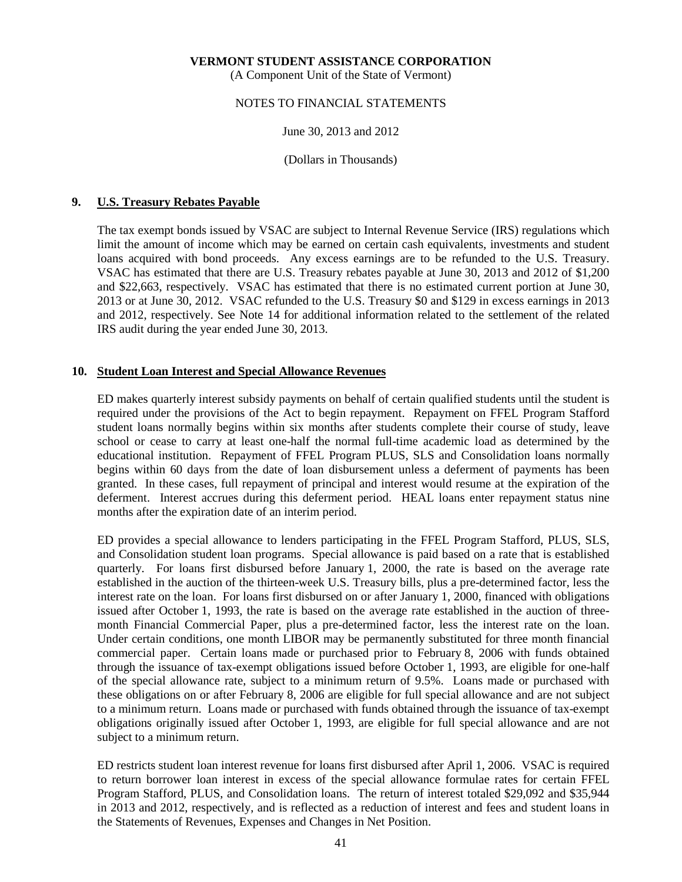## 9. U.S. Treasury Rebates Payable

The tax exempt bonds issued by VSAC are subject to Internal Revenue Service (IRS) regulations which limit the amount of income which may be earned on certain cash equivalents, investments and student loans acquired with bond proceeds. Any excess earnings are to be refunded to the U.S. Treasury. VSAC has estimated that there are U.S. Treasury rebates payable at June 30, 2013 and 2012 of $1,200 and $22,663, respectively. VSAC has estimated that there is no estimated current portion at June 30, 2013 or at June 30, 2012. VSAC refunded to the U.S. Treasury $0 and $129 in excess earnings in 2013 and 2012, respectively. See Note 14 for additional information related to the settlement of the related IRS audit during the year ended June 30, 2013.

## 10. Student Loan Interest and Special Allowance Revenues

ED makes quarterly interest subsidy payments on behalf of certain qualified students until the student is required under the provisions of the Act to begin repayment. Repayment on FFEL Program Stafford student loans normally begins within six months after students complete their course of study, leave school or cease to carry at least one-half the normal full-time academic load as determined by the educational institution. Repayment of FFEL Program PLUS, SLS and Consolidation loans normally begins within 60 days from the date of loan disbursement unless a deferment of payments has been granted. In these cases, full repayment of principal and interest would resume at the expiration of the deferment. Interest accrues during this deferment period. HEAL loans enter repayment status nine months after the expiration date of an interim period.

ED provides a special allowance to lenders participating in the FFEL Program Stafford, PLUS, SLS, and Consolidation student loan programs. Special allowance is paid based on a rate that is established quarterly. For loans first disbursed before January 1, 2000, the rate is based on the average rate established in the auction of the thirteen-week U.S. Treasury bills, plus a pre-determined factor, less the interest rate on the loan. For loans first disbursed on or after January 1, 2000, financed with obligations issued after October 1, 1993, the rate is based on the average rate established in the auction of three-month Financial Commercial Paper, plus a pre-determined factor, less the interest rate on the loan. Under certain conditions, one month LIBOR may be permanently substituted for three month financial commercial paper. Certain loans made or purchased prior to February 8, 2006 with funds obtained through the issuance of tax-exempt obligations issued before October 1, 1993, are eligible for one-half of the special allowance rate, subject to a minimum return of 9.5%. Loans made or purchased with these obligations on or after February 8, 2006 are eligible for full special allowance and are not subject to a minimum return. Loans made or purchased with funds obtained through the issuance of tax-exempt obligations originally issued after October 1, 1993, are eligible for full special allowance and are not subject to a minimum return.

ED restricts student loan interest revenue for loans first disbursed after April 1, 2006. VSAC is required to return borrower loan interest in excess of the special allowance formulae rates for certain FFEL Program Stafford, PLUS, and Consolidation loans. The return of interest totaled $29,092 and $35,944 in 2013 and 2012, respectively, and is reflected as a reduction of interest and fees and student loans in the Statements of Revenues, Expenses and Changes in Net Position.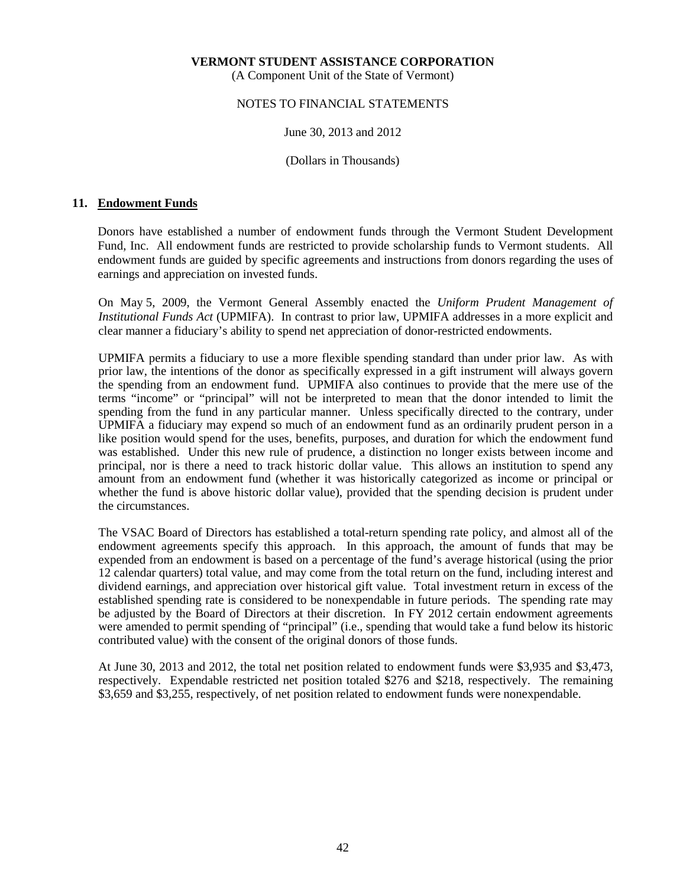**VERMONT STUDENT ASSISTANCE CORPORATION**
(A Component Unit of the State of Vermont)

NOTES TO FINANCIAL STATEMENTS

June 30, 2013 and 2012

(Dollars in Thousands)

## 11. Endowment Funds

Donors have established a number of endowment funds through the Vermont Student Development Fund, Inc. All endowment funds are restricted to provide scholarship funds to Vermont students. All endowment funds are guided by specific agreements and instructions from donors regarding the uses of earnings and appreciation on invested funds.

On May 5, 2009, the Vermont General Assembly enacted the *Uniform Prudent Management of Institutional Funds Act* (UPMIFA). In contrast to prior law, UPMIFA addresses in a more explicit and clear manner a fiduciary's ability to spend net appreciation of donor-restricted endowments.

UPMIFA permits a fiduciary to use a more flexible spending standard than under prior law. As with prior law, the intentions of the donor as specifically expressed in a gift instrument will always govern the spending from an endowment fund. UPMIFA also continues to provide that the mere use of the terms "income" or "principal" will not be interpreted to mean that the donor intended to limit the spending from the fund in any particular manner. Unless specifically directed to the contrary, under UPMIFA a fiduciary may expend so much of an endowment fund as an ordinarily prudent person in a like position would spend for the uses, benefits, purposes, and duration for which the endowment fund was established. Under this new rule of prudence, a distinction no longer exists between income and principal, nor is there a need to track historic dollar value. This allows an institution to spend any amount from an endowment fund (whether it was historically categorized as income or principal or whether the fund is above historic dollar value), provided that the spending decision is prudent under the circumstances.

The VSAC Board of Directors has established a total-return spending rate policy, and almost all of the endowment agreements specify this approach. In this approach, the amount of funds that may be expended from an endowment is based on a percentage of the fund's average historical (using the prior 12 calendar quarters) total value, and may come from the total return on the fund, including interest and dividend earnings, and appreciation over historical gift value. Total investment return in excess of the established spending rate is considered to be nonexpendable in future periods. The spending rate may be adjusted by the Board of Directors at their discretion. In FY 2012 certain endowment agreements were amended to permit spending of "principal" (i.e., spending that would take a fund below its historic contributed value) with the consent of the original donors of those funds.

At June 30, 2013 and 2012, the total net position related to endowment funds were $3,935 and $3,473, respectively. Expendable restricted net position totaled $276 and $218, respectively. The remaining $3,659 and $3,255, respectively, of net position related to endowment funds were nonexpendable.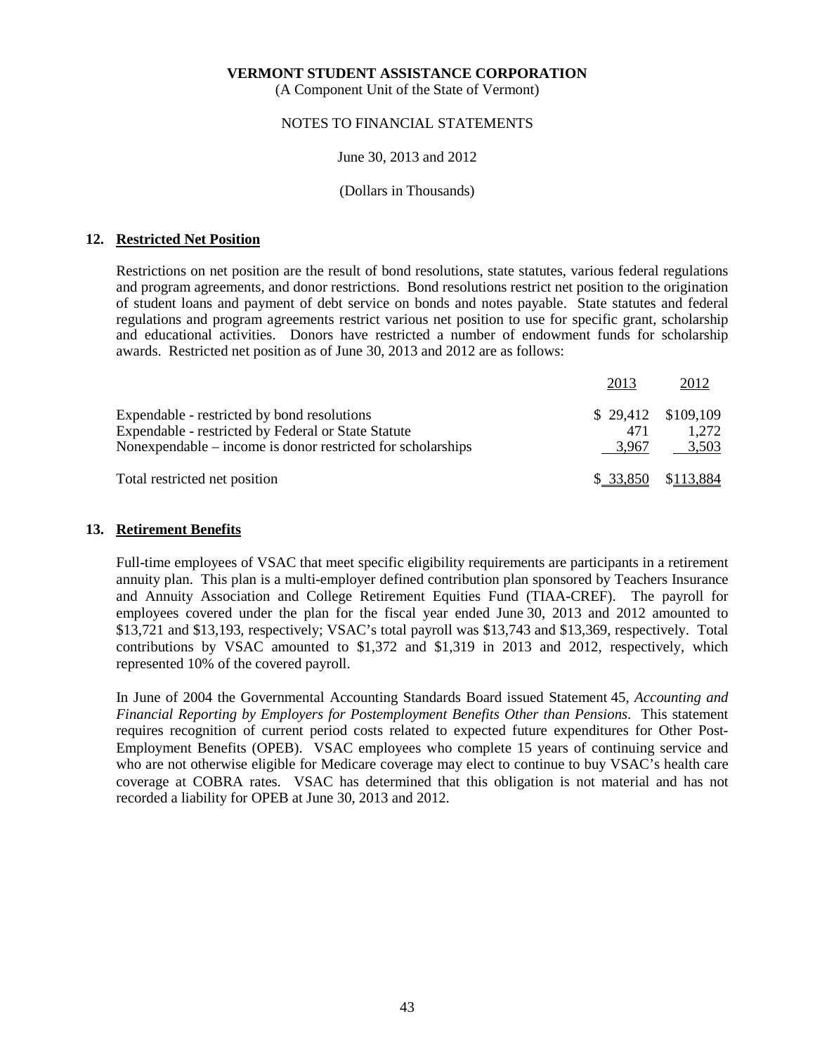**VERMONT STUDENT ASSISTANCE CORPORATION**
(A Component Unit of the State of Vermont)

NOTES TO FINANCIAL STATEMENTS

June 30, 2013 and 2012

(Dollars in Thousands)

## 12. Restricted Net Position

Restrictions on net position are the result of bond resolutions, state statutes, various federal regulations and program agreements, and donor restrictions. Bond resolutions restrict net position to the origination of student loans and payment of debt service on bonds and notes payable. State statutes and federal regulations and program agreements restrict various net position to use for specific grant, scholarship and educational activities. Donors have restricted a number of endowment funds for scholarship awards. Restricted net position as of June 30, 2013 and 2012 are as follows:

| | 2013 | 2012 |
|---|---|---|
| Expendable - restricted by bond resolutions | $ 29,412 | $109,109 |
| Expendable - restricted by Federal or State Statute | 471 | 1,272 |
| Nonexpendable – income is donor restricted for scholarships | 3,967 | 3,503 |
| Total restricted net position | $ 33,850 | $113,884 |

## 13. Retirement Benefits

Full-time employees of VSAC that meet specific eligibility requirements are participants in a retirement annuity plan. This plan is a multi-employer defined contribution plan sponsored by Teachers Insurance and Annuity Association and College Retirement Equities Fund (TIAA-CREF). The payroll for employees covered under the plan for the fiscal year ended June 30, 2013 and 2012 amounted to $13,721 and $13,193, respectively; VSAC's total payroll was $13,743 and $13,369, respectively. Total contributions by VSAC amounted to $1,372 and $1,319 in 2013 and 2012, respectively, which represented 10% of the covered payroll.

In June of 2004 the Governmental Accounting Standards Board issued Statement 45, *Accounting and Financial Reporting by Employers for Postemployment Benefits Other than Pensions*. This statement requires recognition of current period costs related to expected future expenditures for Other Post-Employment Benefits (OPEB). VSAC employees who complete 15 years of continuing service and who are not otherwise eligible for Medicare coverage may elect to continue to buy VSAC's health care coverage at COBRA rates. VSAC has determined that this obligation is not material and has not recorded a liability for OPEB at June 30, 2013 and 2012.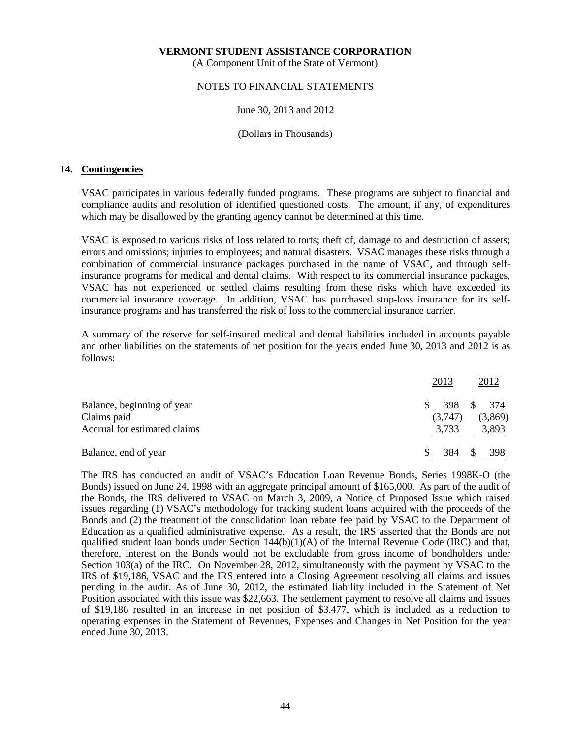**VERMONT STUDENT ASSISTANCE CORPORATION**
(A Component Unit of the State of Vermont)

NOTES TO FINANCIAL STATEMENTS

June 30, 2013 and 2012

(Dollars in Thousands)

## 14. Contingencies

VSAC participates in various federally funded programs. These programs are subject to financial and compliance audits and resolution of identified questioned costs. The amount, if any, of expenditures which may be disallowed by the granting agency cannot be determined at this time.

VSAC is exposed to various risks of loss related to torts; theft of, damage to and destruction of assets; errors and omissions; injuries to employees; and natural disasters. VSAC manages these risks through a combination of commercial insurance packages purchased in the name of VSAC, and through self-insurance programs for medical and dental claims. With respect to its commercial insurance packages, VSAC has not experienced or settled claims resulting from these risks which have exceeded its commercial insurance coverage. In addition, VSAC has purchased stop-loss insurance for its self-insurance programs and has transferred the risk of loss to the commercial insurance carrier.

A summary of the reserve for self-insured medical and dental liabilities included in accounts payable and other liabilities on the statements of net position for the years ended June 30, 2013 and 2012 is as follows:

| | 2013 | 2012 |
|---|---|---|
| Balance, beginning of year | $ 398 | $ 374 |
| Claims paid | (3,747) | (3,869) |
| Accrual for estimated claims | 3,733 | 3,893 |
| Balance, end of year | $ 384 | $ 398 |

The IRS has conducted an audit of VSAC's Education Loan Revenue Bonds, Series 1998K-O (the Bonds) issued on June 24, 1998 with an aggregate principal amount of $165,000. As part of the audit of the Bonds, the IRS delivered to VSAC on March 3, 2009, a Notice of Proposed Issue which raised issues regarding (1) VSAC's methodology for tracking student loans acquired with the proceeds of the Bonds and (2) the treatment of the consolidation loan rebate fee paid by VSAC to the Department of Education as a qualified administrative expense. As a result, the IRS asserted that the Bonds are not qualified student loan bonds under Section 144(b)(1)(A) of the Internal Revenue Code (IRC) and that, therefore, interest on the Bonds would not be excludable from gross income of bondholders under Section 103(a) of the IRC. On November 28, 2012, simultaneously with the payment by VSAC to the IRS of $19,186, VSAC and the IRS entered into a Closing Agreement resolving all claims and issues pending in the audit. As of June 30, 2012, the estimated liability included in the Statement of Net Position associated with this issue was $22,663. The settlement payment to resolve all claims and issues of $19,186 resulted in an increase in net position of $3,477, which is included as a reduction to operating expenses in the Statement of Revenues, Expenses and Changes in Net Position for the year ended June 30, 2013.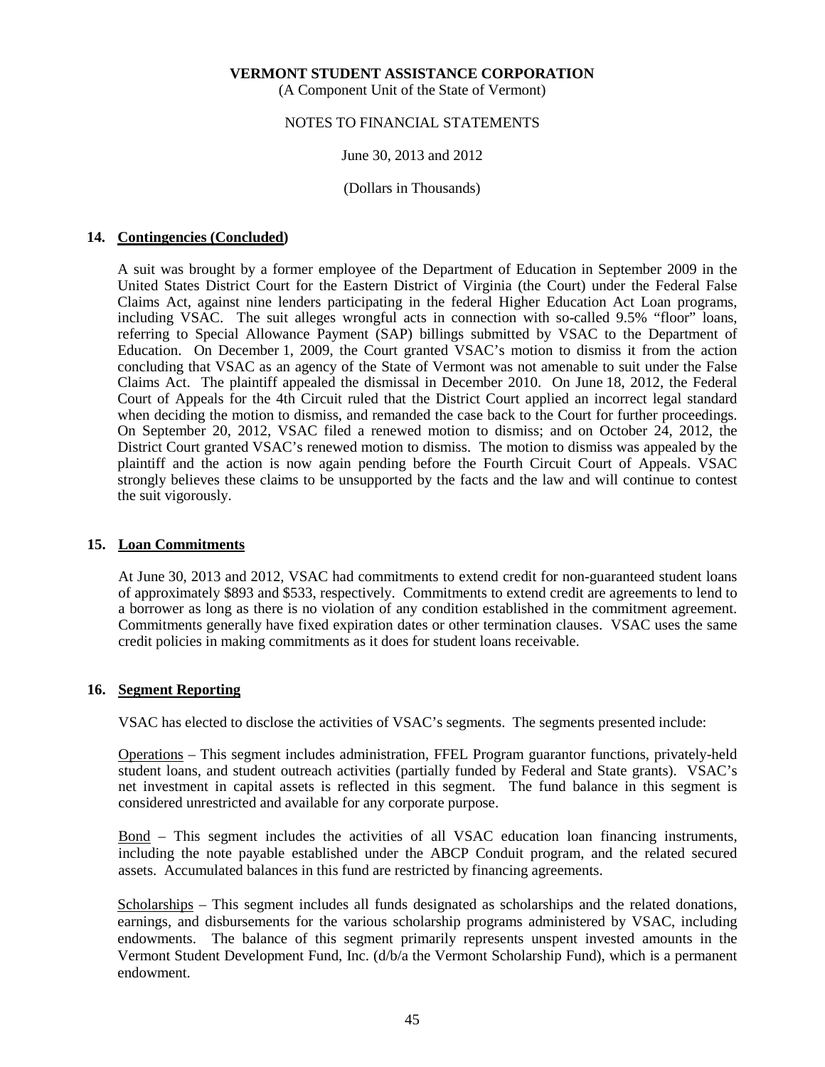## 14. Contingencies (Concluded)

A suit was brought by a former employee of the Department of Education in September 2009 in the United States District Court for the Eastern District of Virginia (the Court) under the Federal False Claims Act, against nine lenders participating in the federal Higher Education Act Loan programs, including VSAC. The suit alleges wrongful acts in connection with so-called 9.5% "floor" loans, referring to Special Allowance Payment (SAP) billings submitted by VSAC to the Department of Education. On December 1, 2009, the Court granted VSAC's motion to dismiss it from the action concluding that VSAC as an agency of the State of Vermont was not amenable to suit under the False Claims Act. The plaintiff appealed the dismissal in December 2010. On June 18, 2012, the Federal Court of Appeals for the 4th Circuit ruled that the District Court applied an incorrect legal standard when deciding the motion to dismiss, and remanded the case back to the Court for further proceedings. On September 20, 2012, VSAC filed a renewed motion to dismiss; and on October 24, 2012, the District Court granted VSAC's renewed motion to dismiss. The motion to dismiss was appealed by the plaintiff and the action is now again pending before the Fourth Circuit Court of Appeals. VSAC strongly believes these claims to be unsupported by the facts and the law and will continue to contest the suit vigorously.

## 15. Loan Commitments

At June 30, 2013 and 2012, VSAC had commitments to extend credit for non-guaranteed student loans of approximately $893 and $533, respectively. Commitments to extend credit are agreements to lend to a borrower as long as there is no violation of any condition established in the commitment agreement. Commitments generally have fixed expiration dates or other termination clauses. VSAC uses the same credit policies in making commitments as it does for student loans receivable.

## 16. Segment Reporting

VSAC has elected to disclose the activities of VSAC's segments. The segments presented include:

Operations – This segment includes administration, FFEL Program guarantor functions, privately-held student loans, and student outreach activities (partially funded by Federal and State grants). VSAC's net investment in capital assets is reflected in this segment. The fund balance in this segment is considered unrestricted and available for any corporate purpose.

Bond – This segment includes the activities of all VSAC education loan financing instruments, including the note payable established under the ABCP Conduit program, and the related secured assets. Accumulated balances in this fund are restricted by financing agreements.

Scholarships – This segment includes all funds designated as scholarships and the related donations, earnings, and disbursements for the various scholarship programs administered by VSAC, including endowments. The balance of this segment primarily represents unspent invested amounts in the Vermont Student Development Fund, Inc. (d/b/a the Vermont Scholarship Fund), which is a permanent endowment.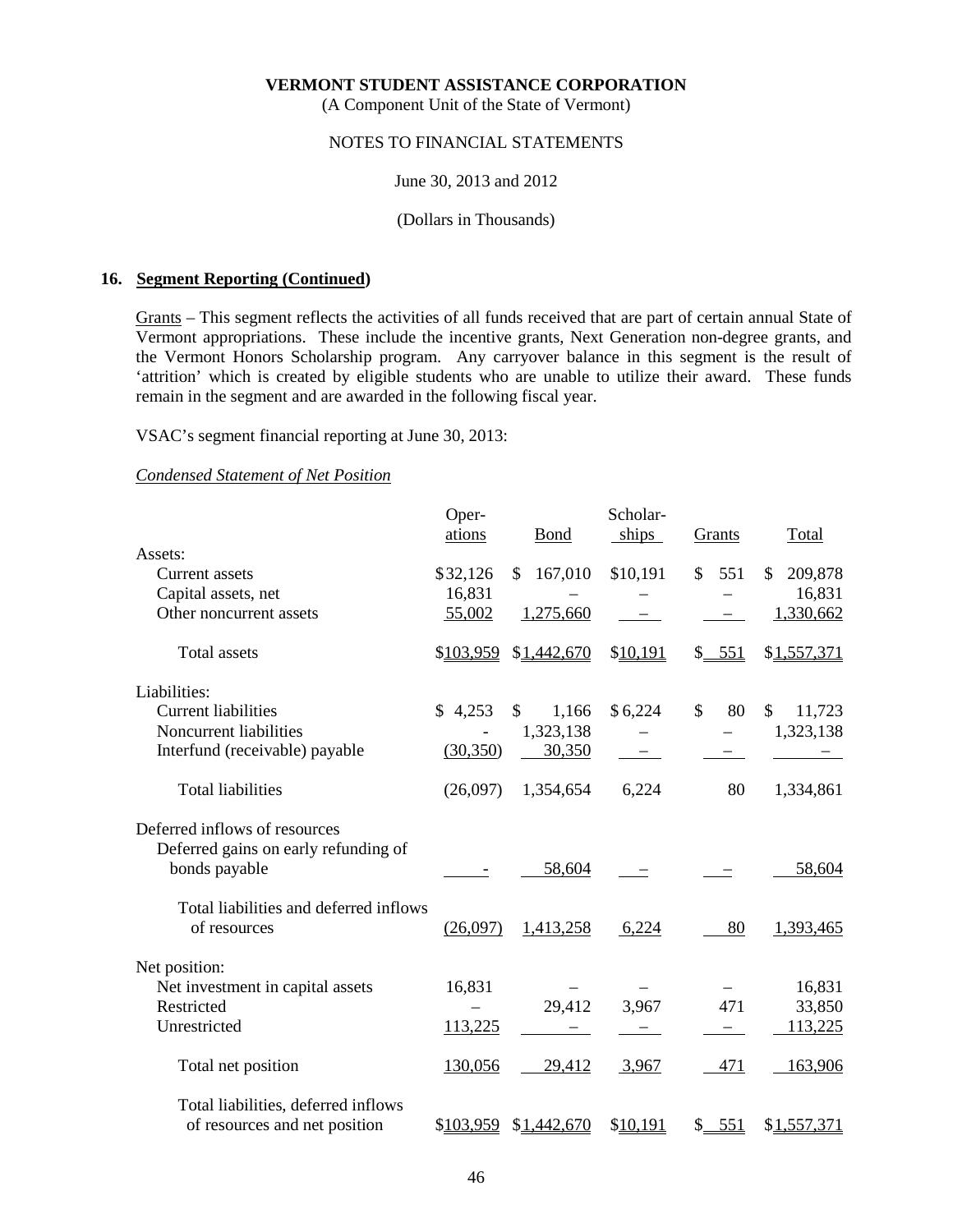**VERMONT STUDENT ASSISTANCE CORPORATION**
(A Component Unit of the State of Vermont)

NOTES TO FINANCIAL STATEMENTS

June 30, 2013 and 2012

(Dollars in Thousands)

## 16. Segment Reporting (Continued)

Grants – This segment reflects the activities of all funds received that are part of certain annual State of Vermont appropriations. These include the incentive grants, Next Generation non-degree grants, and the Vermont Honors Scholarship program. Any carryover balance in this segment is the result of 'attrition' which is created by eligible students who are unable to utilize their award. These funds remain in the segment and are awarded in the following fiscal year.

VSAC's segment financial reporting at June 30, 2013:

*Condensed Statement of Net Position*

| | Operations | Bond | Scholarships | Grants | Total |
|---|---|---|---|---|---|
| **Assets:** | | | | | |
| Current assets | $32,126 | $ 167,010 | $10,191 | $ 551 | $ 209,878 |
| Capital assets, net | 16,831 | – | – | – | 16,831 |
| Other noncurrent assets | 55,002 | 1,275,660 | – | – | 1,330,662 |
| Total assets | $103,959 | $1,442,670 | $10,191 | $ 551 | $1,557,371 |
| **Liabilities:** | | | | | |
| Current liabilities | $ 4,253 | $ 1,166 | $ 6,224 | $ 80 | $ 11,723 |
| Noncurrent liabilities | - | 1,323,138 | – | – | 1,323,138 |
| Interfund (receivable) payable | (30,350) | 30,350 | – | – | – |
| Total liabilities | (26,097) | 1,354,654 | 6,224 | 80 | 1,334,861 |
| Deferred inflows of resources | | | | | |
| Deferred gains on early refunding of bonds payable | - | 58,604 | – | – | 58,604 |
| Total liabilities and deferred inflows of resources | (26,097) | 1,413,258 | 6,224 | 80 | 1,393,465 |
| **Net position:** | | | | | |
| Net investment in capital assets | 16,831 | – | – | – | 16,831 |
| Restricted | – | 29,412 | 3,967 | 471 | 33,850 |
| Unrestricted | 113,225 | – | – | – | 113,225 |
| Total net position | 130,056 | 29,412 | 3,967 | 471 | 163,906 |
| Total liabilities, deferred inflows of resources and net position | $103,959 | $1,442,670 | $10,191 | $ 551 | $1,557,371 |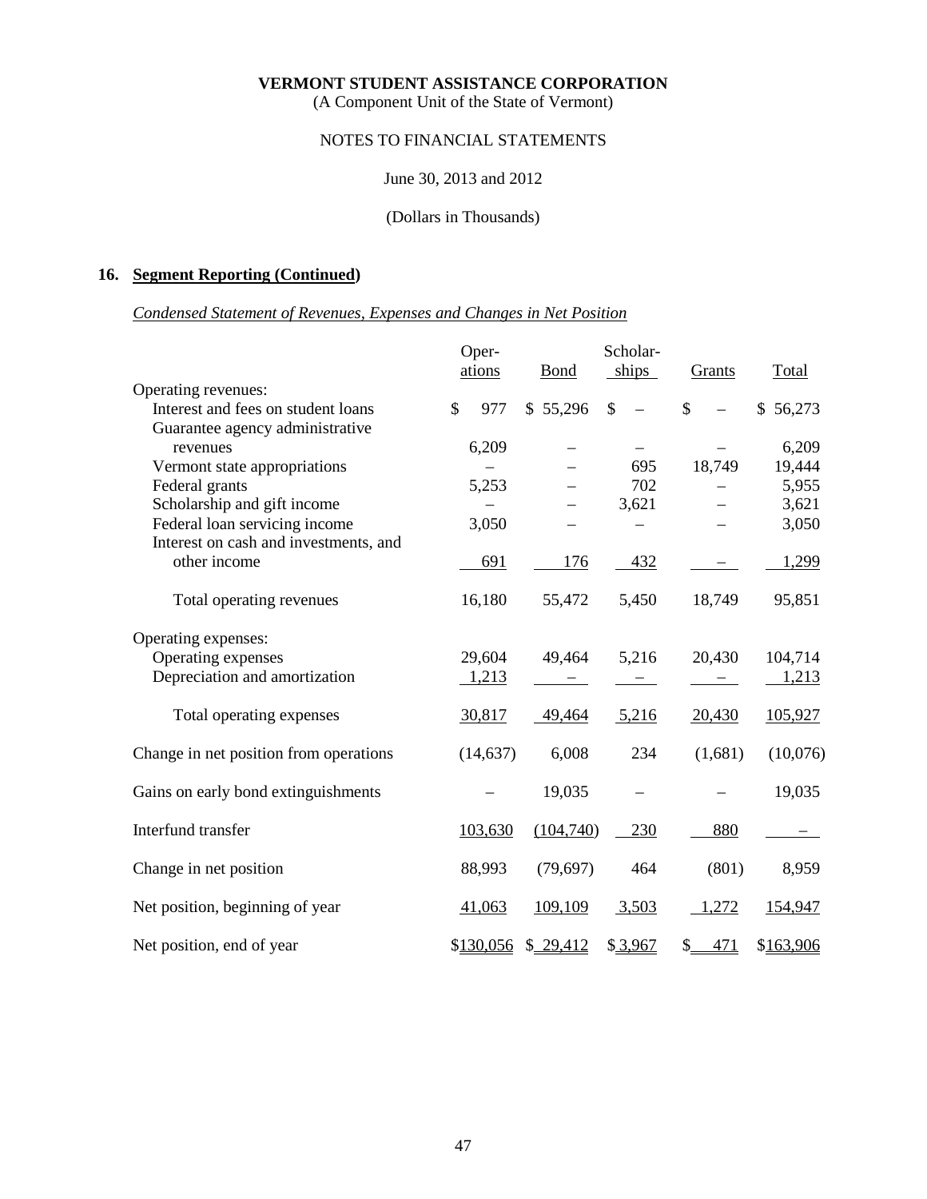**VERMONT STUDENT ASSISTANCE CORPORATION**
(A Component Unit of the State of Vermont)

NOTES TO FINANCIAL STATEMENTS

June 30, 2013 and 2012

(Dollars in Thousands)

## 16. Segment Reporting (Continued)

*Condensed Statement of Revenues, Expenses and Changes in Net Position*

| | Operations | Bond | Scholarships | Grants | Total |
|---|---|---|---|---|---|
| Operating revenues: | | | | | |
| Interest and fees on student loans | $ 977 | $ 55,296 | $ – | $ – | $ 56,273 |
| Guarantee agency administrative revenues | 6,209 | – | – | – | 6,209 |
| Vermont state appropriations | – | – | 695 | 18,749 | 19,444 |
| Federal grants | 5,253 | – | 702 | – | 5,955 |
| Scholarship and gift income | – | – | 3,621 | – | 3,621 |
| Federal loan servicing income | 3,050 | – | – | – | 3,050 |
| Interest on cash and investments, and other income | 691 | 176 | 432 | – | 1,299 |
| Total operating revenues | 16,180 | 55,472 | 5,450 | 18,749 | 95,851 |
| Operating expenses: | | | | | |
| Operating expenses | 29,604 | 49,464 | 5,216 | 20,430 | 104,714 |
| Depreciation and amortization | 1,213 | – | – | – | 1,213 |
| Total operating expenses | 30,817 | 49,464 | 5,216 | 20,430 | 105,927 |
| Change in net position from operations | (14,637) | 6,008 | 234 | (1,681) | (10,076) |
| Gains on early bond extinguishments | – | 19,035 | – | – | 19,035 |
| Interfund transfer | 103,630 | (104,740) | 230 | 880 | – |
| Change in net position | 88,993 | (79,697) | 464 | (801) | 8,959 |
| Net position, beginning of year | 41,063 | 109,109 | 3,503 | 1,272 | 154,947 |
| Net position, end of year | $130,056 | $ 29,412 | $ 3,967 | $ 471 | $163,906 |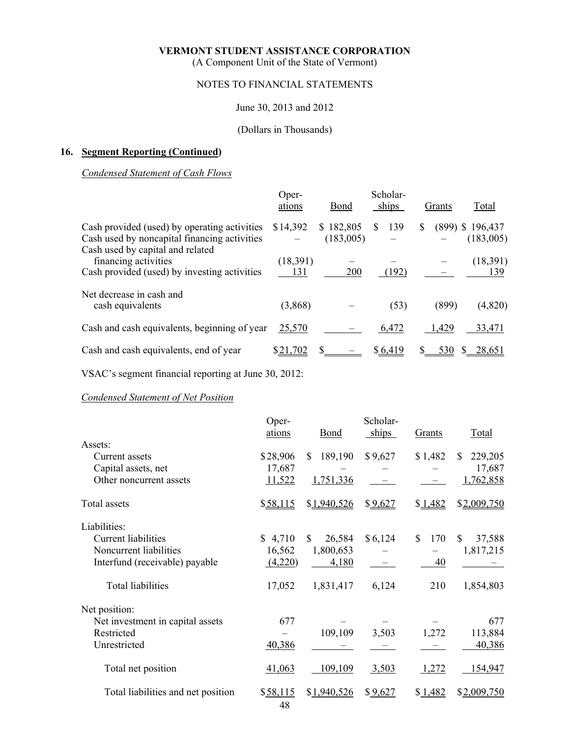**VERMONT STUDENT ASSISTANCE CORPORATION**
(A Component Unit of the State of Vermont)

NOTES TO FINANCIAL STATEMENTS

June 30, 2013 and 2012

(Dollars in Thousands)

## 16. Segment Reporting (Continued)

*Condensed Statement of Cash Flows*

| | Operations | Bond | Scholarships | Grants | Total |
|---|---|---|---|---|---|
| Cash provided (used) by operating activities | $14,392 | $ 182,805 | $ 139 | $ (899) | $ 196,437 |
| Cash used by noncapital financing activities | – | (183,005) | – | – | (183,005) |
| Cash used by capital and related financing activities | (18,391) | – | – | – | (18,391) |
| Cash provided (used) by investing activities | 131 | 200 | (192) | – | 139 |
| Net decrease in cash and cash equivalents | (3,868) | – | (53) | (899) | (4,820) |
| Cash and cash equivalents, beginning of year | 25,570 | – | 6,472 | 1,429 | 33,471 |
| Cash and cash equivalents, end of year | $21,702 | $ – | $ 6,419 | $ 530 | $ 28,651 |

VSAC's segment financial reporting at June 30, 2012:

*Condensed Statement of Net Position*

| | Operations | Bond | Scholarships | Grants | Total |
|---|---|---|---|---|---|
| Assets: | | | | | |
| Current assets | $28,906 | $ 189,190 | $ 9,627 | $ 1,482 | $ 229,205 |
| Capital assets, net | 17,687 | – | – | – | 17,687 |
| Other noncurrent assets | 11,522 | 1,751,336 | – | – | 1,762,858 |
| Total assets | $58,115 | $1,940,526 | $ 9,627 | $ 1,482 | $2,009,750 |
| Liabilities: | | | | | |
| Current liabilities | $ 4,710 | $ 26,584 | $ 6,124 | $ 170 | $ 37,588 |
| Noncurrent liabilities | 16,562 | 1,800,653 | – | – | 1,817,215 |
| Interfund (receivable) payable | (4,220) | 4,180 | – | 40 | – |
| Total liabilities | 17,052 | 1,831,417 | 6,124 | 210 | 1,854,803 |
| Net position: | | | | | |
| Net investment in capital assets | 677 | – | – | – | 677 |
| Restricted | – | 109,109 | 3,503 | 1,272 | 113,884 |
| Unrestricted | 40,386 | – | – | – | 40,386 |
| Total net position | 41,063 | 109,109 | 3,503 | 1,272 | 154,947 |
| Total liabilities and net position | $58,115 | $1,940,526 | $ 9,627 | $ 1,482 | $2,009,750 |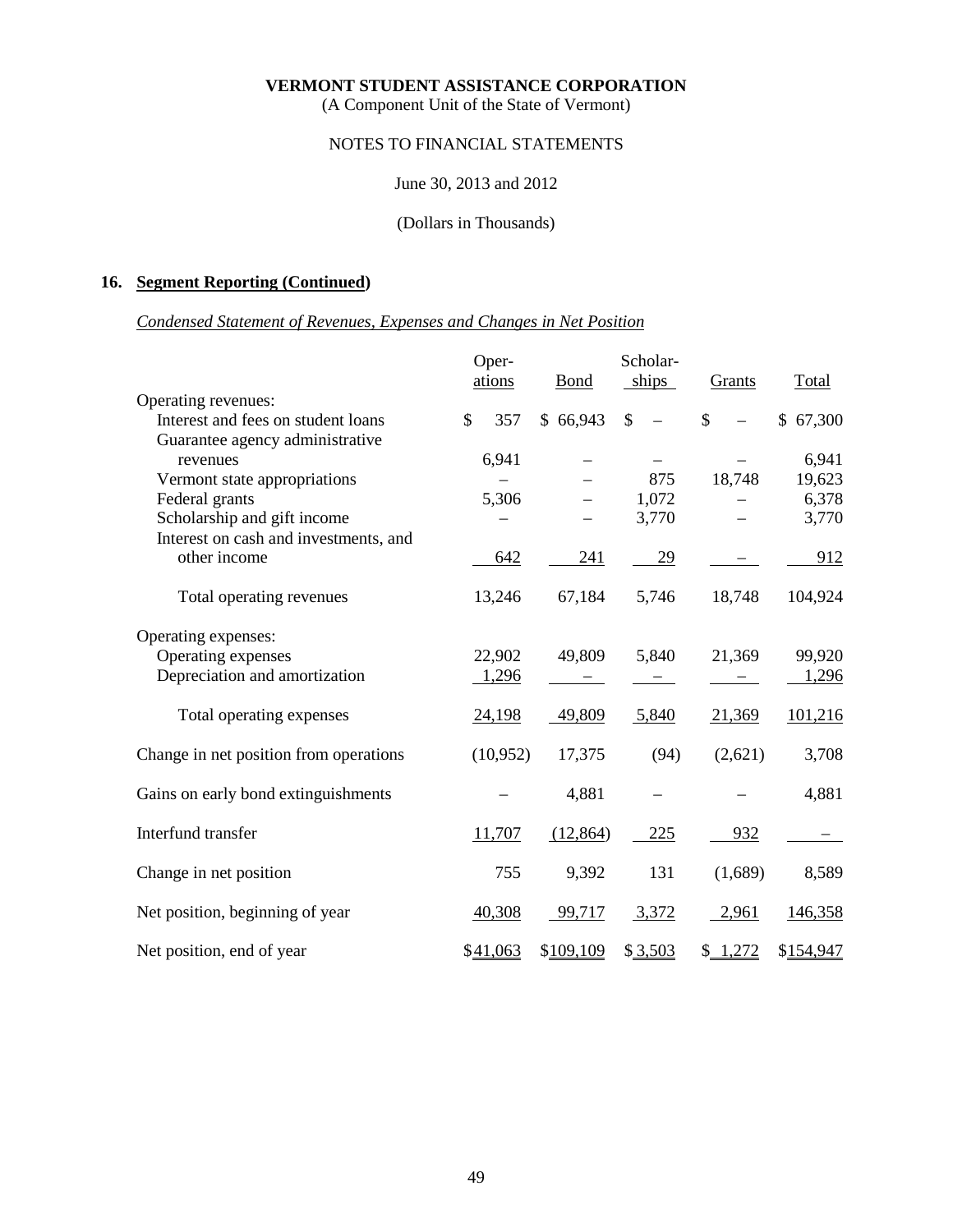**VERMONT STUDENT ASSISTANCE CORPORATION**
(A Component Unit of the State of Vermont)

NOTES TO FINANCIAL STATEMENTS

June 30, 2013 and 2012

(Dollars in Thousands)

## 16. Segment Reporting (Continued)

*Condensed Statement of Revenues, Expenses and Changes in Net Position*

| | Operations | Bond | Scholarships | Grants | Total |
|---|---|---|---|---|---|
| Operating revenues: | | | | | |
| Interest and fees on student loans | $ 357 | $ 66,943 | $ – | $ – | $ 67,300 |
| Guarantee agency administrative revenues | 6,941 | – | – | – | 6,941 |
| Vermont state appropriations | – | – | 875 | 18,748 | 19,623 |
| Federal grants | 5,306 | – | 1,072 | – | 6,378 |
| Scholarship and gift income | – | – | 3,770 | – | 3,770 |
| Interest on cash and investments, and other income | 642 | 241 | 29 | – | 912 |
| Total operating revenues | 13,246 | 67,184 | 5,746 | 18,748 | 104,924 |
| Operating expenses: | | | | | |
| Operating expenses | 22,902 | 49,809 | 5,840 | 21,369 | 99,920 |
| Depreciation and amortization | 1,296 | – | – | – | 1,296 |
| Total operating expenses | 24,198 | 49,809 | 5,840 | 21,369 | 101,216 |
| Change in net position from operations | (10,952) | 17,375 | (94) | (2,621) | 3,708 |
| Gains on early bond extinguishments | – | 4,881 | – | – | 4,881 |
| Interfund transfer | 11,707 | (12,864) | 225 | 932 | – |
| Change in net position | 755 | 9,392 | 131 | (1,689) | 8,589 |
| Net position, beginning of year | 40,308 | 99,717 | 3,372 | 2,961 | 146,358 |
| Net position, end of year | $41,063 | $109,109 | $ 3,503 | $ 1,272 | $154,947 |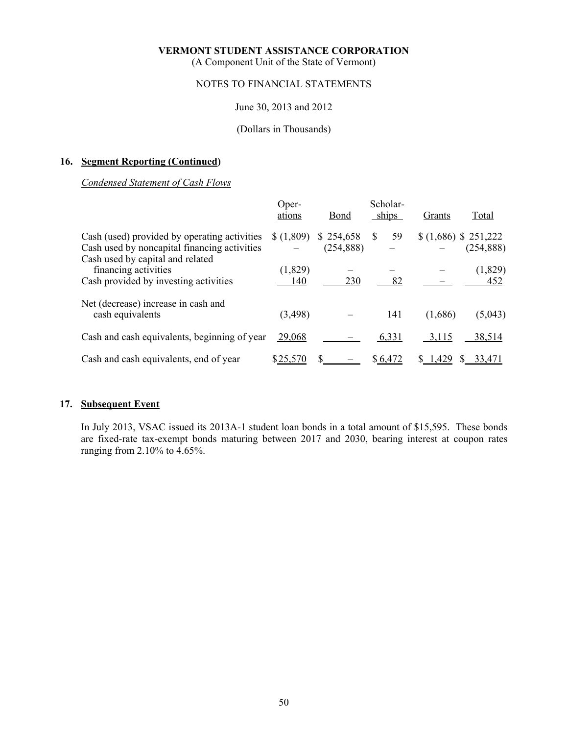# VERMONT STUDENT ASSISTANCE CORPORATION

(A Component Unit of the State of Vermont)

NOTES TO FINANCIAL STATEMENTS

June 30, 2013 and 2012

(Dollars in Thousands)

## 16. Segment Reporting (Continued)

*Condensed Statement of Cash Flows*

| | Operations | Bond | Scholarships | Grants | Total |
|---|---|---|---|---|---|
| Cash (used) provided by operating activities | $ (1,809) | $ 254,658 | $ 59 | $ (1,686) | $ 251,222 |
| Cash used by noncapital financing activities | – | (254,888) | – | – | (254,888) |
| Cash used by capital and related financing activities | (1,829) | – | – | – | (1,829) |
| Cash provided by investing activities | 140 | 230 | 82 | – | 452 |
| Net (decrease) increase in cash and cash equivalents | (3,498) | – | 141 | (1,686) | (5,043) |
| Cash and cash equivalents, beginning of year | 29,068 | – | 6,331 | 3,115 | 38,514 |
| Cash and cash equivalents, end of year | $ 25,570 | $ – | $ 6,472 | $ 1,429 | $ 33,471 |

## 17. Subsequent Event

In July 2013, VSAC issued its 2013A-1 student loan bonds in a total amount of $15,595. These bonds are fixed-rate tax-exempt bonds maturing between 2017 and 2030, bearing interest at coupon rates ranging from 2.10% to 4.65%.